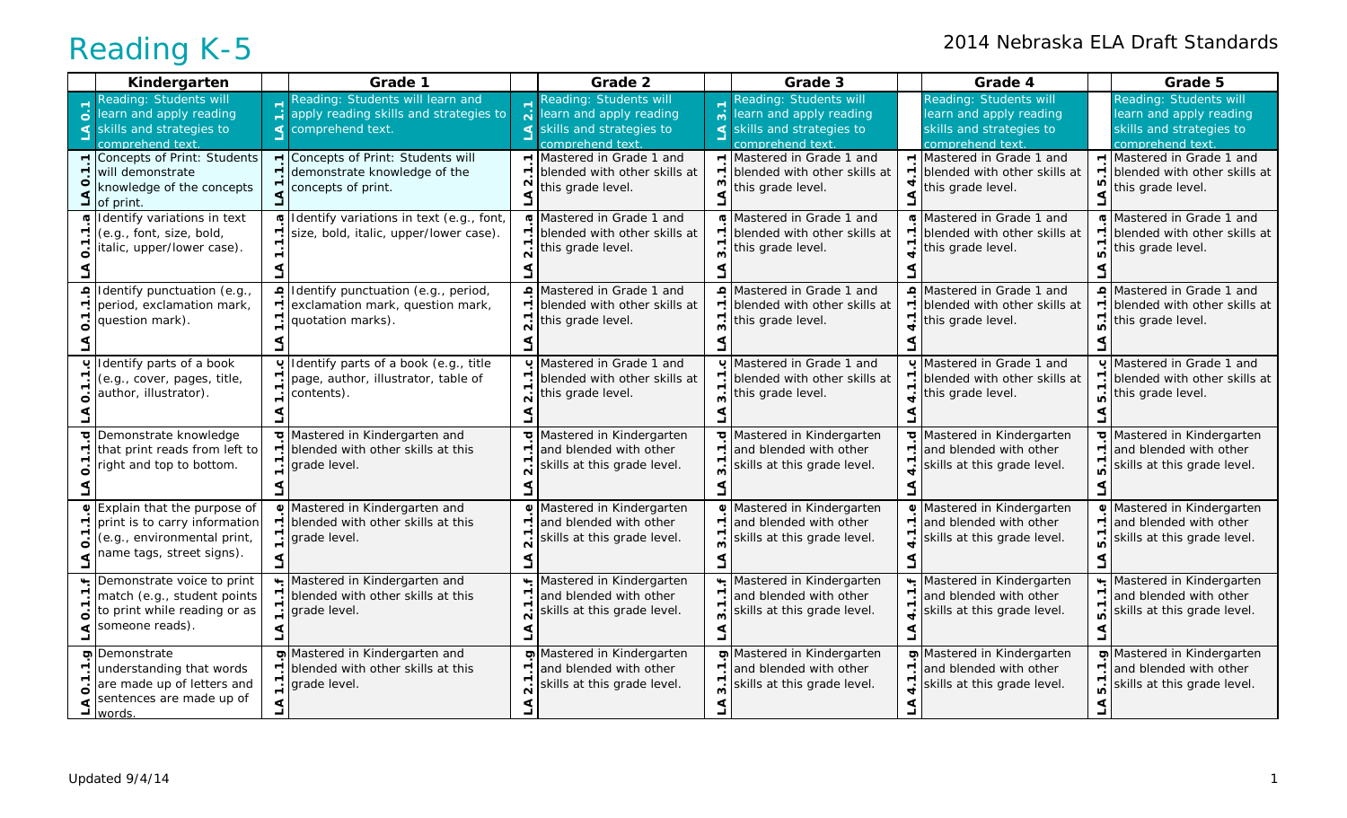# Reading K-5

2014 Nebraska ELA Draft Standards

| | Kindergarten | | Grade 1 | | Grade 2 | | Grade 3 | | Grade 4 | | Grade 5 |
|---|---|---|---|---|---|---|---|---|---|---|---|
| LA 0.1 | Reading: Students will learn and apply reading skills and strategies to comprehend text. | LA 1.1 | Reading: Students will learn and apply reading skills and strategies to comprehend text. | LA 2.1 | Reading: Students will learn and apply reading skills and strategies to comprehend text. | LA 3.1 | Reading: Students will learn and apply reading skills and strategies to comprehend text. | | Reading: Students will learn and apply reading skills and strategies to comprehend text. | | Reading: Students will learn and apply reading skills and strategies to comprehend text. |
| LA 0.1.1 | Concepts of Print: Students will demonstrate knowledge of the concepts of print. | LA 1.1.1 | Concepts of Print: Students will demonstrate knowledge of the concepts of print. | LA 2.1.1 | Mastered in Grade 1 and blended with other skills at this grade level. | LA 3.1.1 | Mastered in Grade 1 and blended with other skills at this grade level. | LA 4.1.1 | Mastered in Grade 1 and blended with other skills at this grade level. | LA 5.1.1 | Mastered in Grade 1 and blended with other skills at this grade level. |
| LA 0.1.1.a | Identify variations in text (e.g., font, size, bold, italic, upper/lower case). | LA 1.1.1.a | Identify variations in text (e.g., font, size, bold, italic, upper/lower case). | LA 2.1.1.a | Mastered in Grade 1 and blended with other skills at this grade level. | LA 3.1.1.a | Mastered in Grade 1 and blended with other skills at this grade level. | LA 4.1.1.a | Mastered in Grade 1 and blended with other skills at this grade level. | LA 5.1.1.a | Mastered in Grade 1 and blended with other skills at this grade level. |
| LA 0.1.1.b | Identify punctuation (e.g., period, exclamation mark, question mark). | LA 1.1.1.b | Identify punctuation (e.g., period, exclamation mark, question mark, quotation marks). | LA 2.1.1.b | Mastered in Grade 1 and blended with other skills at this grade level. | LA 3.1.1.b | Mastered in Grade 1 and blended with other skills at this grade level. | LA 4.1.1.b | Mastered in Grade 1 and blended with other skills at this grade level. | LA 5.1.1.b | Mastered in Grade 1 and blended with other skills at this grade level. |
| LA 0.1.1.c | Identify parts of a book (e.g., cover, pages, title, author, illustrator). | LA 1.1.1.c | Identify parts of a book (e.g., title page, author, illustrator, table of contents). | LA 2.1.1.c | Mastered in Grade 1 and blended with other skills at this grade level. | LA 3.1.1.c | Mastered in Grade 1 and blended with other skills at this grade level. | LA 4.1.1.c | Mastered in Grade 1 and blended with other skills at this grade level. | LA 5.1.1.c | Mastered in Grade 1 and blended with other skills at this grade level. |
| LA 0.1.1.d | Demonstrate knowledge that print reads from left to right and top to bottom. | LA 1.1.1.d | Mastered in Kindergarten and blended with other skills at this grade level. | LA 2.1.1.d | Mastered in Kindergarten and blended with other skills at this grade level. | LA 3.1.1.d | Mastered in Kindergarten and blended with other skills at this grade level. | LA 4.1.1.d | Mastered in Kindergarten and blended with other skills at this grade level. | LA 5.1.1.d | Mastered in Kindergarten and blended with other skills at this grade level. |
| LA 0.1.1.e | Explain that the purpose of print is to carry information (e.g., environmental print, name tags, street signs). | LA 1.1.1.e | Mastered in Kindergarten and blended with other skills at this grade level. | LA 2.1.1.e | Mastered in Kindergarten and blended with other skills at this grade level. | LA 3.1.1.e | Mastered in Kindergarten and blended with other skills at this grade level. | LA 4.1.1.e | Mastered in Kindergarten and blended with other skills at this grade level. | LA 5.1.1.e | Mastered in Kindergarten and blended with other skills at this grade level. |
| LA 0.1.1.f | Demonstrate voice to print match (e.g., student points to print while reading or as someone reads). | LA 1.1.1.f | Mastered in Kindergarten and blended with other skills at this grade level. | LA 2.1.1.f | Mastered in Kindergarten and blended with other skills at this grade level. | LA 3.1.1.f | Mastered in Kindergarten and blended with other skills at this grade level. | LA 4.1.1.f | Mastered in Kindergarten and blended with other skills at this grade level. | LA 5.1.1.f | Mastered in Kindergarten and blended with other skills at this grade level. |
| LA 0.1.1.g | Demonstrate understanding that words are made up of letters and sentences are made up of words. | LA 1.1.1.g | Mastered in Kindergarten and blended with other skills at this grade level. | LA 2.1.1.g | Mastered in Kindergarten and blended with other skills at this grade level. | LA 3.1.1.g | Mastered in Kindergarten and blended with other skills at this grade level. | LA 4.1.1.g | Mastered in Kindergarten and blended with other skills at this grade level. | LA 5.1.1.g | Mastered in Kindergarten and blended with other skills at this grade level. |

Updated 9/4/14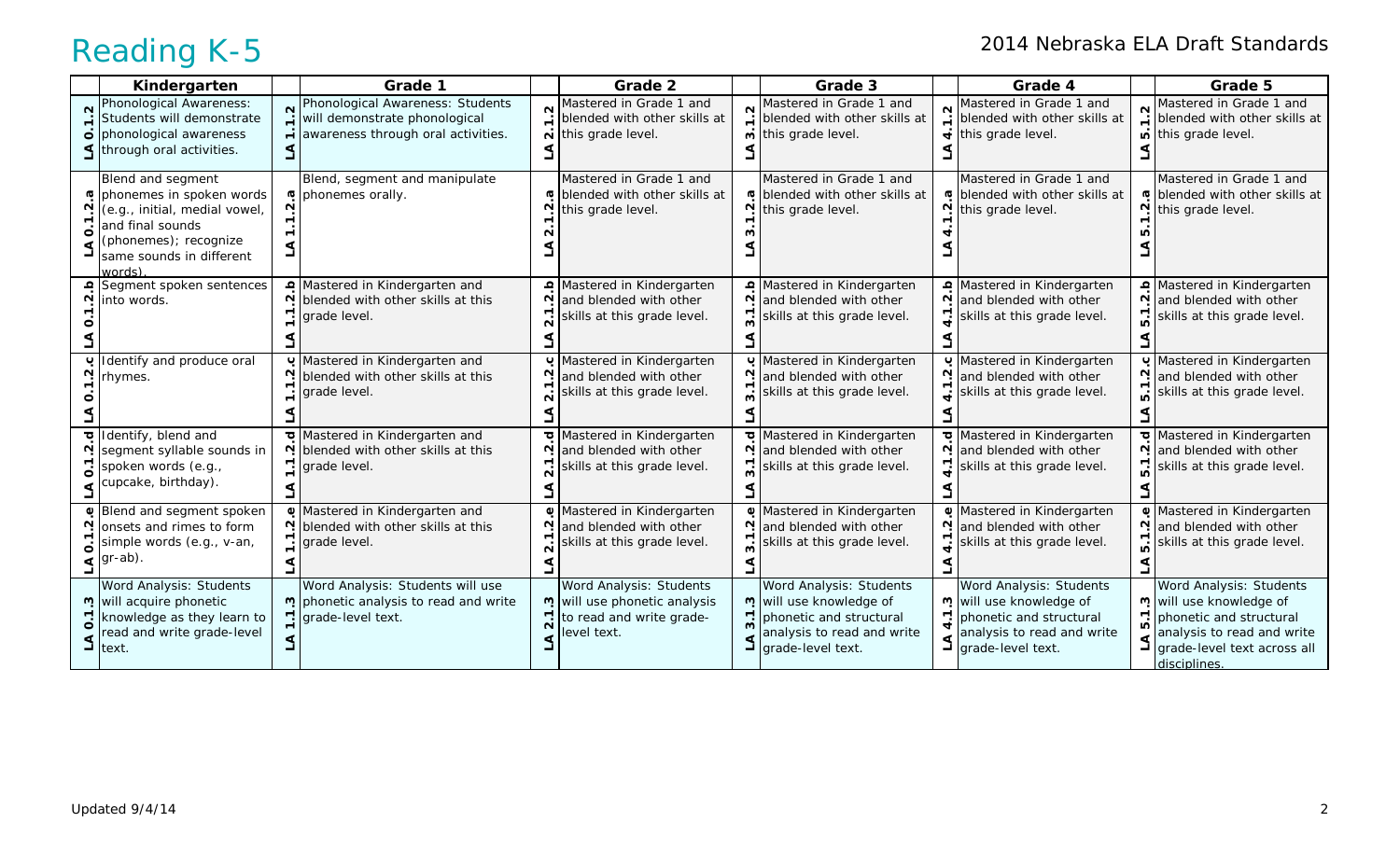# Reading K-5

2014 Nebraska ELA Draft Standards

| | Kindergarten | | Grade 1 | | Grade 2 | | Grade 3 | | Grade 4 | | Grade 5 |
|---|---|---|---|---|---|---|---|---|---|---|---|
| LA 0.1.2 | Phonological Awareness: Students will demonstrate phonological awareness through oral activities. | LA 1.1.2 | Phonological Awareness: Students will demonstrate phonological awareness through oral activities. | LA 2.1.2 | Mastered in Grade 1 and blended with other skills at this grade level. | LA 3.1.2 | Mastered in Grade 1 and blended with other skills at this grade level. | LA 4.1.2 | Mastered in Grade 1 and blended with other skills at this grade level. | LA 5.1.2 | Mastered in Grade 1 and blended with other skills at this grade level. |
| LA 0.1.2.a | Blend and segment phonemes in spoken words (e.g., initial, medial vowel, and final sounds (phonemes); recognize same sounds in different words). | LA 1.1.2.a | Blend, segment and manipulate phonemes orally. | LA 2.1.2.a | Mastered in Grade 1 and blended with other skills at this grade level. | LA 3.1.2.a | Mastered in Grade 1 and blended with other skills at this grade level. | LA 4.1.2.a | Mastered in Grade 1 and blended with other skills at this grade level. | LA 5.1.2.a | Mastered in Grade 1 and blended with other skills at this grade level. |
| LA 0.1.2.b | Segment spoken sentences into words. | LA 1.1.2.b | Mastered in Kindergarten and blended with other skills at this grade level. | LA 2.1.2.b | Mastered in Kindergarten and blended with other skills at this grade level. | LA 3.1.2.b | Mastered in Kindergarten and blended with other skills at this grade level. | LA 4.1.2.b | Mastered in Kindergarten and blended with other skills at this grade level. | LA 5.1.2.b | Mastered in Kindergarten and blended with other skills at this grade level. |
| LA 0.1.2.c | Identify and produce oral rhymes. | LA 1.1.2.c | Mastered in Kindergarten and blended with other skills at this grade level. | LA 2.1.2.c | Mastered in Kindergarten and blended with other skills at this grade level. | LA 3.1.2.c | Mastered in Kindergarten and blended with other skills at this grade level. | LA 4.1.2.c | Mastered in Kindergarten and blended with other skills at this grade level. | LA 5.1.2.c | Mastered in Kindergarten and blended with other skills at this grade level. |
| LA 0.1.2.d | Identify, blend and segment syllable sounds in spoken words (e.g., cupcake, birthday). | LA 1.1.2.d | Mastered in Kindergarten and blended with other skills at this grade level. | LA 2.1.2.d | Mastered in Kindergarten and blended with other skills at this grade level. | LA 3.1.2.d | Mastered in Kindergarten and blended with other skills at this grade level. | LA 4.1.2.d | Mastered in Kindergarten and blended with other skills at this grade level. | LA 5.1.2.d | Mastered in Kindergarten and blended with other skills at this grade level. |
| LA 0.1.2.e | Blend and segment spoken onsets and rimes to form simple words (e.g., v-an, gr-ab). | LA 1.1.2.e | Mastered in Kindergarten and blended with other skills at this grade level. | LA 2.1.2.e | Mastered in Kindergarten and blended with other skills at this grade level. | LA 3.1.2.e | Mastered in Kindergarten and blended with other skills at this grade level. | LA 4.1.2.e | Mastered in Kindergarten and blended with other skills at this grade level. | LA 5.1.2.e | Mastered in Kindergarten and blended with other skills at this grade level. |
| LA 0.1.3 | Word Analysis: Students will acquire phonetic knowledge as they learn to read and write grade-level text. | LA 1.1.3 | Word Analysis: Students will use phonetic analysis to read and write grade-level text. | LA 2.1.3 | Word Analysis: Students will use phonetic analysis to read and write grade-level text. | LA 3.1.3 | Word Analysis: Students will use knowledge of phonetic and structural analysis to read and write grade-level text. | LA 4.1.3 | Word Analysis: Students will use knowledge of phonetic and structural analysis to read and write grade-level text. | LA 5.1.3 | Word Analysis: Students will use knowledge of phonetic and structural analysis to read and write grade-level text across all disciplines. |

Updated 9/4/14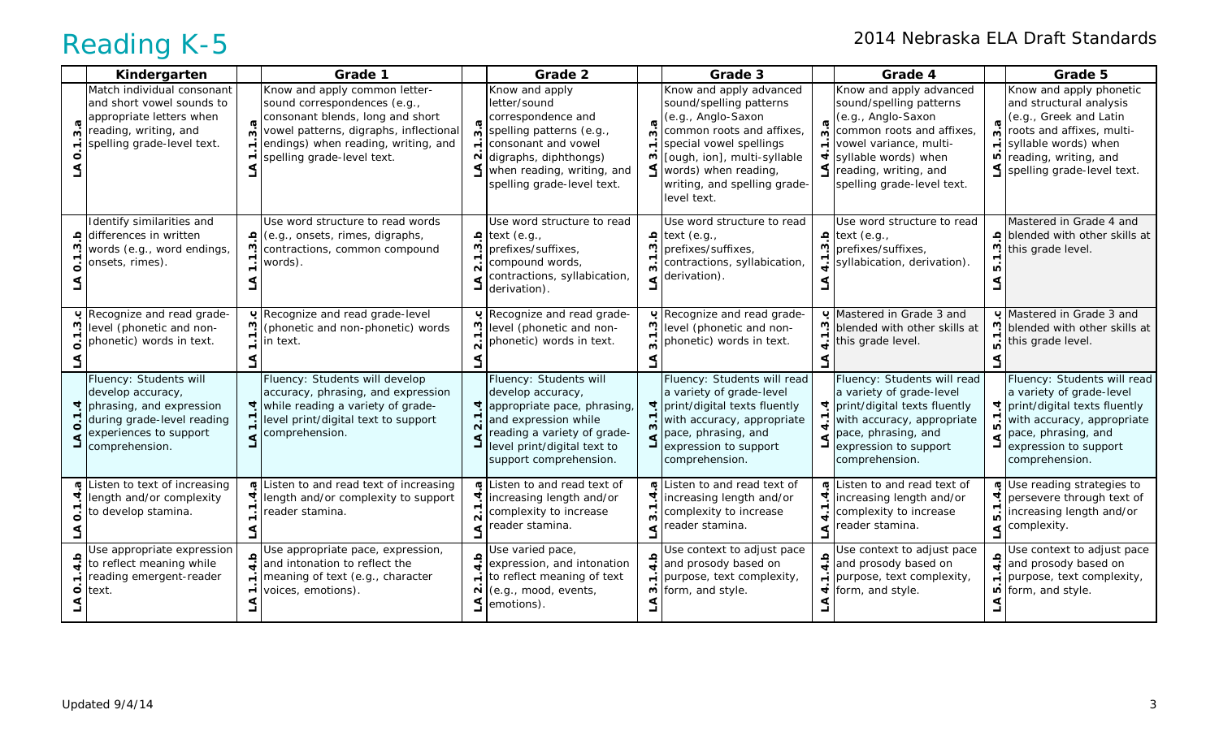# Reading K-5

2014 Nebraska ELA Draft Standards

| | Kindergarten | | Grade 1 | | Grade 2 | | Grade 3 | | Grade 4 | | Grade 5 |
|---|---|---|---|---|---|---|---|---|---|---|---|
| LA 0.1.3.a | Match individual consonant and short vowel sounds to appropriate letters when reading, writing, and spelling grade-level text. | LA 1.1.3.a | Know and apply common letter-sound correspondences (e.g., consonant blends, long and short vowel patterns, digraphs, inflectional endings) when reading, writing, and spelling grade-level text. | LA 2.1.3.a | Know and apply letter/sound correspondence and spelling patterns (e.g., consonant and vowel digraphs, diphthongs) when reading, writing, and spelling grade-level text. | LA 3.1.3.a | Know and apply advanced sound/spelling patterns (e.g., Anglo-Saxon common roots and affixes, special vowel spellings [ough, ion], multi-syllable words) when reading, writing, and spelling grade-level text. | LA 4.1.3.a | Know and apply advanced sound/spelling patterns (e.g., Anglo-Saxon common roots and affixes, vowel variance, multi-syllable words) when reading, writing, and spelling grade-level text. | LA 5.1.3.a | Know and apply phonetic and structural analysis (e.g., Greek and Latin roots and affixes, multi-syllable words) when reading, writing, and spelling grade-level text. |
| LA 0.1.3.b | Identify similarities and differences in written words (e.g., word endings, onsets, rimes). | LA 1.1.3.b | Use word structure to read words (e.g., onsets, rimes, digraphs, contractions, common compound words). | LA 2.1.3.b | Use word structure to read text (e.g., prefixes/suffixes, compound words, contractions, syllabication, derivation). | LA 3.1.3.b | Use word structure to read text (e.g., prefixes/suffixes, contractions, syllabication, derivation). | LA 4.1.3.b | Use word structure to read text (e.g., prefixes/suffixes, syllabication, derivation). | LA 5.1.3.b | Mastered in Grade 4 and blended with other skills at this grade level. |
| LA 0.1.3.c | Recognize and read grade-level (phonetic and non-phonetic) words in text. | LA 1.1.3.c | Recognize and read grade-level (phonetic and non-phonetic) words in text. | LA 2.1.3.c | Recognize and read grade-level (phonetic and non-phonetic) words in text. | LA 3.1.3.c | Recognize and read grade-level (phonetic and non-phonetic) words in text. | LA 4.1.3.c | Mastered in Grade 3 and blended with other skills at this grade level. | LA 5.1.3.c | Mastered in Grade 3 and blended with other skills at this grade level. |
| LA 0.1.4 | Fluency: Students will develop accuracy, phrasing, and expression during grade-level reading experiences to support comprehension. | LA 1.1.4 | Fluency: Students will develop accuracy, phrasing, and expression while reading a variety of grade-level print/digital text to support comprehension. | LA 2.1.4 | Fluency: Students will develop accuracy, appropriate pace, phrasing, and expression while reading a variety of grade-level print/digital text to support comprehension. | LA 3.1.4 | Fluency: Students will read a variety of grade-level print/digital texts fluently with accuracy, appropriate pace, phrasing, and expression to support comprehension. | LA 4.1.4 | Fluency: Students will read a variety of grade-level print/digital texts fluently with accuracy, appropriate pace, phrasing, and expression to support comprehension. | LA 5.1.4 | Fluency: Students will read a variety of grade-level print/digital texts fluently with accuracy, appropriate pace, phrasing, and expression to support comprehension. |
| LA 0.1.4.a | Listen to text of increasing length and/or complexity to develop stamina. | LA 1.1.4.a | Listen to and read text of increasing length and/or complexity to support reader stamina. | LA 2.1.4.a | Listen to and read text of increasing length and/or complexity to increase reader stamina. | LA 3.1.4.a | Listen to and read text of increasing length and/or complexity to increase reader stamina. | LA 4.1.4.a | Listen to and read text of increasing length and/or complexity to increase reader stamina. | LA 5.1.4.a | Use reading strategies to persevere through text of increasing length and/or complexity. |
| LA 0.1.4.b | Use appropriate expression to reflect meaning while reading emergent-reader text. | LA 1.1.4.b | Use appropriate pace, expression, and intonation to reflect the meaning of text (e.g., character voices, emotions). | LA 2.1.4.b | Use varied pace, expression, and intonation to reflect meaning of text (e.g., mood, events, emotions). | LA 3.1.4.b | Use context to adjust pace and prosody based on purpose, text complexity, form, and style. | LA 4.1.4.b | Use context to adjust pace and prosody based on purpose, text complexity, form, and style. | LA 5.1.4.b | Use context to adjust pace and prosody based on purpose, text complexity, form, and style. |

Updated 9/4/14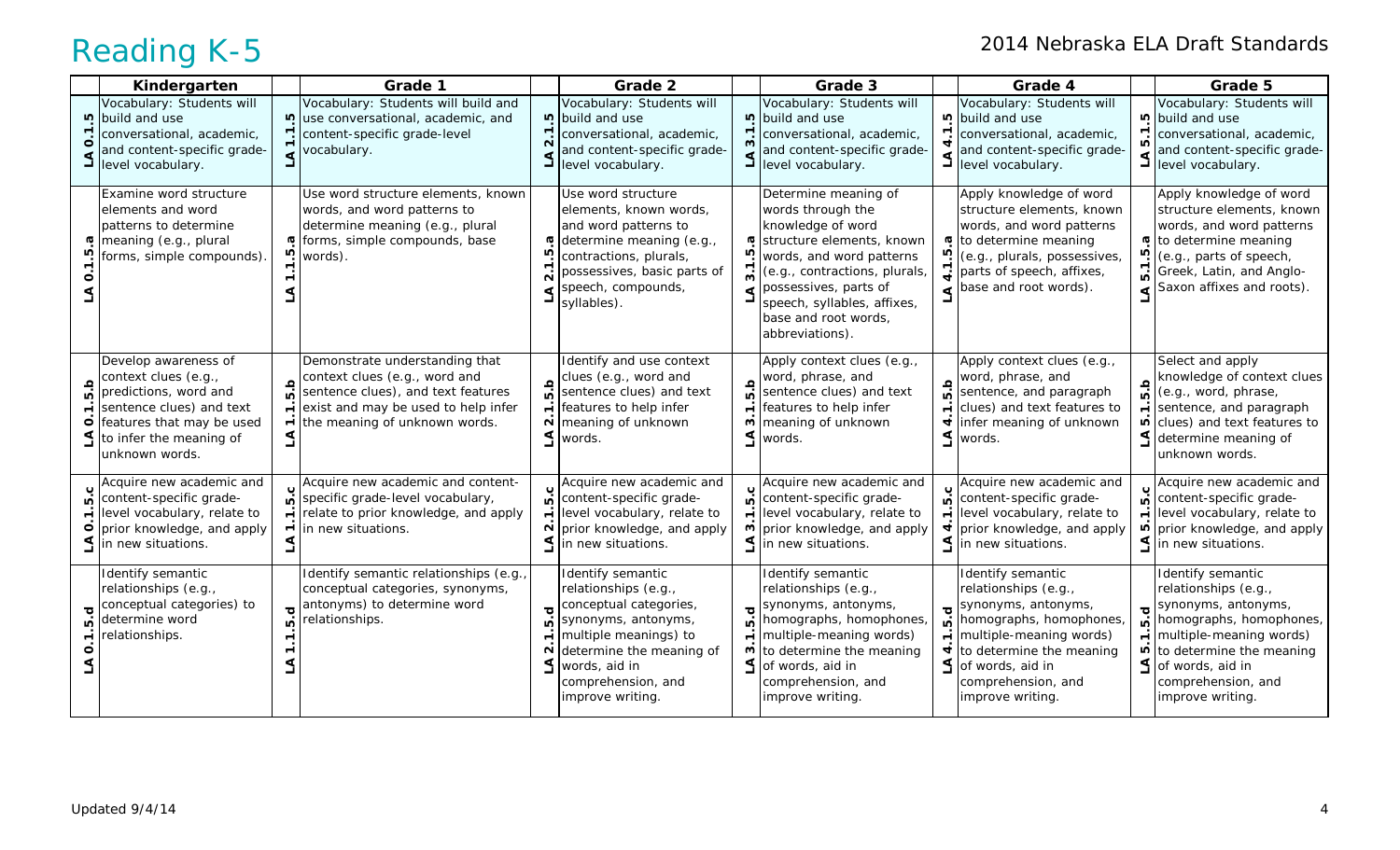# Reading K-5

2014 Nebraska ELA Draft Standards

| | Kindergarten | | Grade 1 | | Grade 2 | | Grade 3 | | Grade 4 | | Grade 5 |
|---|---|---|---|---|---|---|---|---|---|---|---|
| LA 0.1.5 | Vocabulary: Students will build and use conversational, academic, and content-specific grade-level vocabulary. | LA 1.1.5 | Vocabulary: Students will build and use conversational, academic, and content-specific grade-level vocabulary. | LA 2.1.5 | Vocabulary: Students will build and use conversational, academic, and content-specific grade-level vocabulary. | LA 3.1.5 | Vocabulary: Students will build and use conversational, academic, and content-specific grade-level vocabulary. | LA 4.1.5 | Vocabulary: Students will build and use conversational, academic, and content-specific grade-level vocabulary. | LA 5.1.5 | Vocabulary: Students will build and use conversational, academic, and content-specific grade-level vocabulary. |
| LA 0.1.5.a | Examine word structure elements and word patterns to determine meaning (e.g., plural forms, simple compounds). | LA 1.1.5.a | Use word structure elements, known words, and word patterns to determine meaning (e.g., plural forms, simple compounds, base words). | LA 2.1.5.a | Use word structure elements, known words, and word patterns to determine meaning (e.g., contractions, plurals, possessives, basic parts of speech, compounds, syllables). | LA 3.1.5.a | Determine meaning of words through the knowledge of word structure elements, known words, and word patterns (e.g., contractions, plurals, possessives, parts of speech, syllables, affixes, base and root words, abbreviations). | LA 4.1.5.a | Apply knowledge of word structure elements, known words, and word patterns to determine meaning (e.g., plurals, possessives, parts of speech, affixes, base and root words). | LA 5.1.5.a | Apply knowledge of word structure elements, known words, and word patterns to determine meaning (e.g., parts of speech, Greek, Latin, and Anglo-Saxon affixes and roots). |
| LA 0.1.5.b | Develop awareness of context clues (e.g., predictions, word and sentence clues) and text features that may be used to infer the meaning of unknown words. | LA 1.1.5.b | Demonstrate understanding that context clues (e.g., word and sentence clues), and text features exist and may be used to help infer the meaning of unknown words. | LA 2.1.5.b | Identify and use context clues (e.g., word and sentence clues) and text features to help infer meaning of unknown words. | LA 3.1.5.b | Apply context clues (e.g., word, phrase, and sentence clues) and text features to help infer meaning of unknown words. | LA 4.1.5.b | Apply context clues (e.g., word, phrase, and sentence, and paragraph clues) and text features to infer meaning of unknown words. | LA 5.1.5.b | Select and apply knowledge of context clues (e.g., word, phrase, sentence, and paragraph clues) and text features to determine meaning of unknown words. |
| LA 0.1.5.c | Acquire new academic and content-specific grade-level vocabulary, relate to prior knowledge, and apply in new situations. | LA 1.1.5.c | Acquire new academic and content-specific grade-level vocabulary, relate to prior knowledge, and apply in new situations. | LA 2.1.5.c | Acquire new academic and content-specific grade-level vocabulary, relate to prior knowledge, and apply in new situations. | LA 3.1.5.c | Acquire new academic and content-specific grade-level vocabulary, relate to prior knowledge, and apply in new situations. | LA 4.1.5.c | Acquire new academic and content-specific grade-level vocabulary, relate to prior knowledge, and apply in new situations. | LA 5.1.5.c | Acquire new academic and content-specific grade-level vocabulary, relate to prior knowledge, and apply in new situations. |
| LA 0.1.5.d | Identify semantic relationships (e.g., conceptual categories) to determine word relationships. | LA 1.1.5.d | Identify semantic relationships (e.g., conceptual categories, synonyms, antonyms) to determine word relationships. | LA 2.1.5.d | Identify semantic relationships (e.g., conceptual categories, synonyms, antonyms, multiple meanings) to determine the meaning of words, aid in comprehension, and improve writing. | LA 3.1.5.d | Identify semantic relationships (e.g., synonyms, antonyms, homographs, homophones, multiple-meaning words) to determine the meaning of words, aid in comprehension, and improve writing. | LA 4.1.5.d | Identify semantic relationships (e.g., synonyms, antonyms, homographs, homophones, multiple-meaning words) to determine the meaning of words, aid in comprehension, and improve writing. | LA 5.1.5.d | Identify semantic relationships (e.g., synonyms, antonyms, homographs, homophones, multiple-meaning words) to determine the meaning of words, aid in comprehension, and improve writing. |

Updated 9/4/14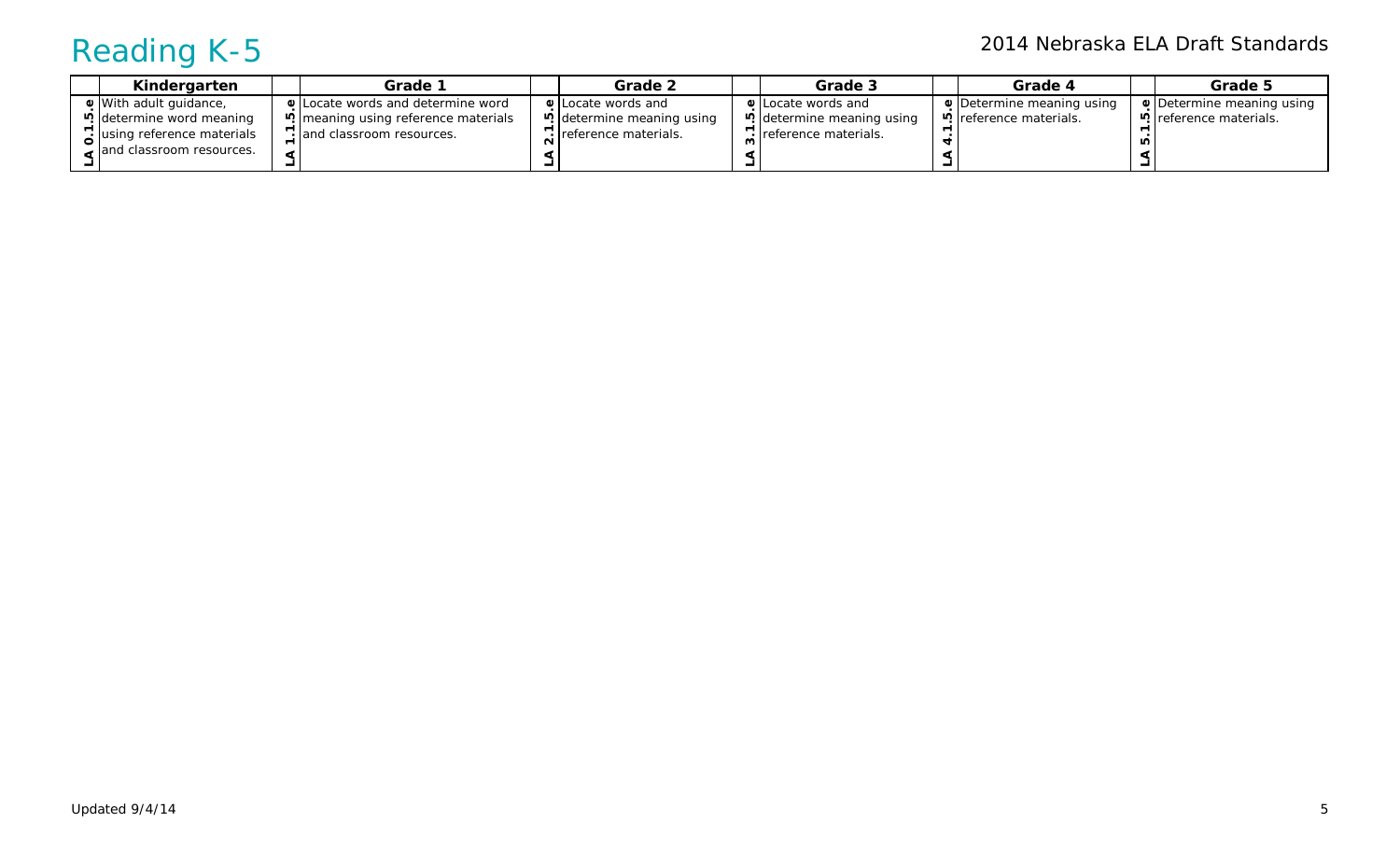| | Kindergarten | | Grade 1 | | Grade 2 | | Grade 3 | | Grade 4 | | Grade 5 |
|---|---|---|---|---|---|---|---|---|---|---|---|
| LA 0.1.5.e | With adult guidance, determine word meaning using reference materials and classroom resources. | LA 1.1.5.e | Locate words and determine word meaning using reference materials and classroom resources. | LA 2.1.5.e | Locate words and determine meaning using reference materials. | LA 3.1.5.e | Locate words and determine meaning using reference materials. | LA 4.1.5.e | Determine meaning using reference materials. | LA 5.1.5.e | Determine meaning using reference materials. |

Updated 9/4/14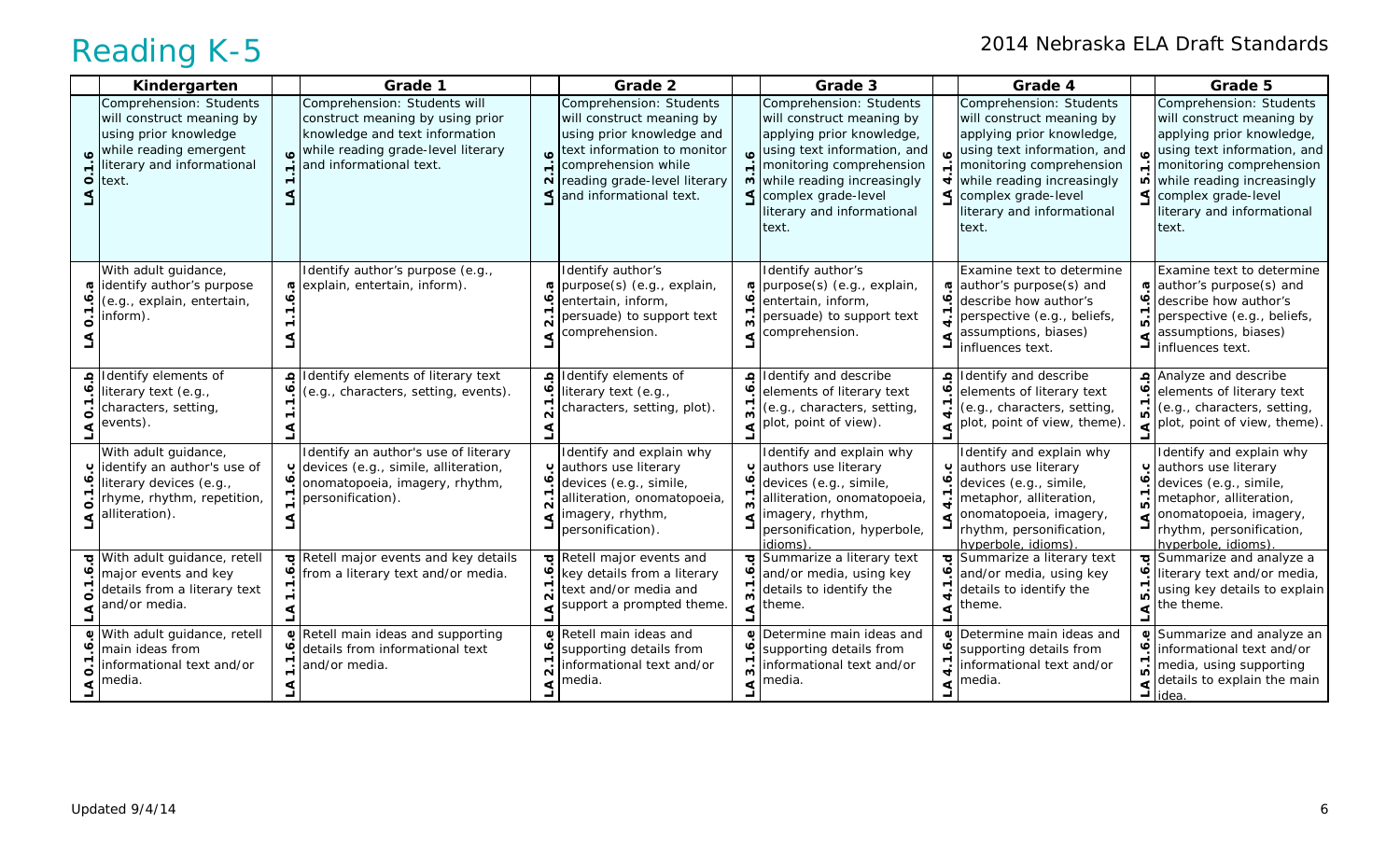# Reading K-5

2014 Nebraska ELA Draft Standards

| | Kindergarten | | Grade 1 | | Grade 2 | | Grade 3 | | Grade 4 | | Grade 5 |
|---|---|---|---|---|---|---|---|---|---|---|---|
| LA 0.1.6 | Comprehension: Students will construct meaning by using prior knowledge while reading emergent literary and informational text. | LA 1.1.6 | Comprehension: Students will construct meaning by using prior knowledge and text information while reading grade-level literary and informational text. | LA 2.1.6 | Comprehension: Students will construct meaning by using prior knowledge and text information to monitor comprehension while reading grade-level literary and informational text. | LA 3.1.6 | Comprehension: Students will construct meaning by applying prior knowledge, using text information, and monitoring comprehension while reading increasingly complex grade-level literary and informational text. | LA 4.1.6 | Comprehension: Students will construct meaning by applying prior knowledge, using text information, and monitoring comprehension while reading increasingly complex grade-level literary and informational text. | LA 5.1.6 | Comprehension: Students will construct meaning by applying prior knowledge, using text information, and monitoring comprehension while reading increasingly complex grade-level literary and informational text. |
| LA 0.1.6.a | With adult guidance, identify author's purpose (e.g., explain, entertain, inform). | LA 1.1.6.a | Identify author's purpose (e.g., explain, entertain, inform). | LA 2.1.6.a | Identify author's purpose(s) (e.g., explain, entertain, inform, persuade) to support text comprehension. | LA 3.1.6.a | Identify author's purpose(s) (e.g., explain, entertain, inform, persuade) to support text comprehension. | LA 4.1.6.a | Examine text to determine author's purpose(s) and describe how author's perspective (e.g., beliefs, assumptions, biases) influences text. | LA 5.1.6.a | Examine text to determine author's purpose(s) and describe how author's perspective (e.g., beliefs, assumptions, biases) influences text. |
| LA 0.1.6.b | Identify elements of literary text (e.g., characters, setting, events). | LA 1.1.6.b | Identify elements of literary text (e.g., characters, setting, events). | LA 2.1.6.b | Identify elements of literary text (e.g., characters, setting, plot). | LA 3.1.6.b | Identify and describe elements of literary text (e.g., characters, setting, plot, point of view). | LA 4.1.6.b | Identify and describe elements of literary text (e.g., characters, setting, plot, point of view, theme). | LA 5.1.6.b | Analyze and describe elements of literary text (e.g., characters, setting, plot, point of view, theme). |
| LA 0.1.6.c | With adult guidance, identify an author's use of literary devices (e.g., rhyme, rhythm, repetition, alliteration). | LA 1.1.6.c | Identify an author's use of literary devices (e.g., simile, alliteration, onomatopoeia, imagery, rhythm, personification). | LA 2.1.6.c | Identify and explain why authors use literary devices (e.g., simile, alliteration, onomatopoeia, imagery, rhythm, personification). | LA 3.1.6.c | Identify and explain why authors use literary devices (e.g., simile, alliteration, onomatopoeia, imagery, rhythm, personification, hyperbole, idioms). | LA 4.1.6.c | Identify and explain why authors use literary devices (e.g., simile, metaphor, alliteration, onomatopoeia, imagery, rhythm, personification, hyperbole, idioms). | LA 5.1.6.c | Identify and explain why authors use literary devices (e.g., simile, metaphor, alliteration, onomatopoeia, imagery, rhythm, personification, hyperbole, idioms). |
| LA 0.1.6.d | With adult guidance, retell major events and key details from a literary text and/or media. | LA 1.1.6.d | Retell major events and key details from a literary text and/or media. | LA 2.1.6.d | Retell major events and key details from a literary text and/or media and support a prompted theme. | LA 3.1.6.d | Summarize a literary text and/or media, using key details to identify the theme. | LA 4.1.6.d | Summarize a literary text and/or media, using key details to identify the theme. | LA 5.1.6.d | Summarize and analyze a literary text and/or media, using key details to explain the theme. |
| LA 0.1.6.e | With adult guidance, retell main ideas from informational text and/or media. | LA 1.1.6.e | Retell main ideas and supporting details from informational text and/or media. | LA 2.1.6.e | Retell main ideas and supporting details from informational text and/or media. | LA 3.1.6.e | Determine main ideas and supporting details from informational text and/or media. | LA 4.1.6.e | Determine main ideas and supporting details from informational text and/or media. | LA 5.1.6.e | Summarize and analyze an informational text and/or media, using supporting details to explain the main idea. |

Updated 9/4/14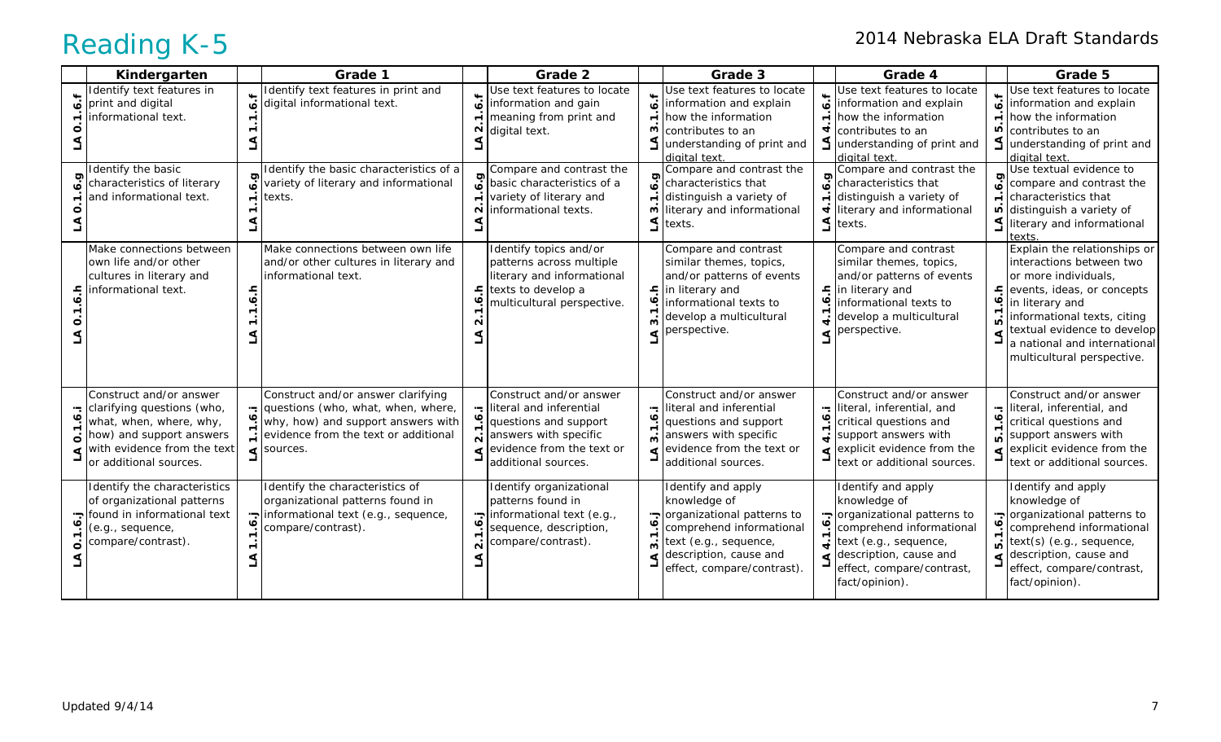# Reading K-5

2014 Nebraska ELA Draft Standards

| | Kindergarten | | Grade 1 | | Grade 2 | | Grade 3 | | Grade 4 | | Grade 5 |
|---|---|---|---|---|---|---|---|---|---|---|---|
| LA 0.1.6.f | Identify text features in print and digital informational text. | LA 1.1.6.f | Identify text features in print and digital informational text. | LA 2.1.6.f | Use text features to locate information and gain meaning from print and digital text. | LA 3.1.6.f | Use text features to locate information and explain how the information contributes to an understanding of print and digital text. | LA 4.1.6.f | Use text features to locate information and explain how the information contributes to an understanding of print and digital text. | LA 5.1.6.f | Use text features to locate information and explain how the information contributes to an understanding of print and digital text. |
| LA 0.1.6.g | Identify the basic characteristics of literary and informational text. | LA 1.1.6.g | Identify the basic characteristics of a variety of literary and informational texts. | LA 2.1.6.g | Compare and contrast the basic characteristics of a variety of literary and informational texts. | LA 3.1.6.g | Compare and contrast the characteristics that distinguish a variety of literary and informational texts. | LA 4.1.6.g | Compare and contrast the characteristics that distinguish a variety of literary and informational texts. | LA 5.1.6.g | Use textual evidence to compare and contrast the characteristics that distinguish a variety of literary and informational texts. |
| LA 0.1.6.h | Make connections between own life and/or other cultures in literary and informational text. | LA 1.1.6.h | Make connections between own life and/or other cultures in literary and informational text. | LA 2.1.6.h | Identify topics and/or patterns across multiple literary and informational texts to develop a multicultural perspective. | LA 3.1.6.h | Compare and contrast similar themes, topics, and/or patterns of events in literary and informational texts to develop a multicultural perspective. | LA 4.1.6.h | Compare and contrast similar themes, topics, and/or patterns of events in literary and informational texts to develop a multicultural perspective. | LA 5.1.6.h | Explain the relationships or interactions between two or more individuals, events, ideas, or concepts in literary and informational texts, citing textual evidence to develop a national and international multicultural perspective. |
| LA 0.1.6.i | Construct and/or answer clarifying questions (who, what, when, where, why, how) and support answers with evidence from the text or additional sources. | LA 1.1.6.i | Construct and/or answer clarifying questions (who, what, when, where, why, how) and support answers with evidence from the text or additional sources. | LA 2.1.6.i | Construct and/or answer literal and inferential questions and support answers with specific evidence from the text or additional sources. | LA 3.1.6.i | Construct and/or answer literal and inferential questions and support answers with specific evidence from the text or additional sources. | LA 4.1.6.i | Construct and/or answer literal, inferential, and critical questions and support answers with explicit evidence from the text or additional sources. | LA 5.1.6.i | Construct and/or answer literal, inferential, and critical questions and support answers with explicit evidence from the text or additional sources. |
| LA 0.1.6.j | Identify the characteristics of organizational patterns found in informational text (e.g., sequence, compare/contrast). | LA 1.1.6.j | Identify the characteristics of organizational patterns found in informational text (e.g., sequence, compare/contrast). | LA 2.1.6.j | Identify organizational patterns found in informational text (e.g., sequence, description, compare/contrast). | LA 3.1.6.j | Identify and apply knowledge of organizational patterns to comprehend informational text (e.g., sequence, description, cause and effect, compare/contrast). | LA 4.1.6.j | Identify and apply knowledge of organizational patterns to comprehend informational text (e.g., sequence, description, cause and effect, compare/contrast, fact/opinion). | LA 5.1.6.j | Identify and apply knowledge of organizational patterns to comprehend informational text(s) (e.g., sequence, description, cause and effect, compare/contrast, fact/opinion). |

Updated 9/4/14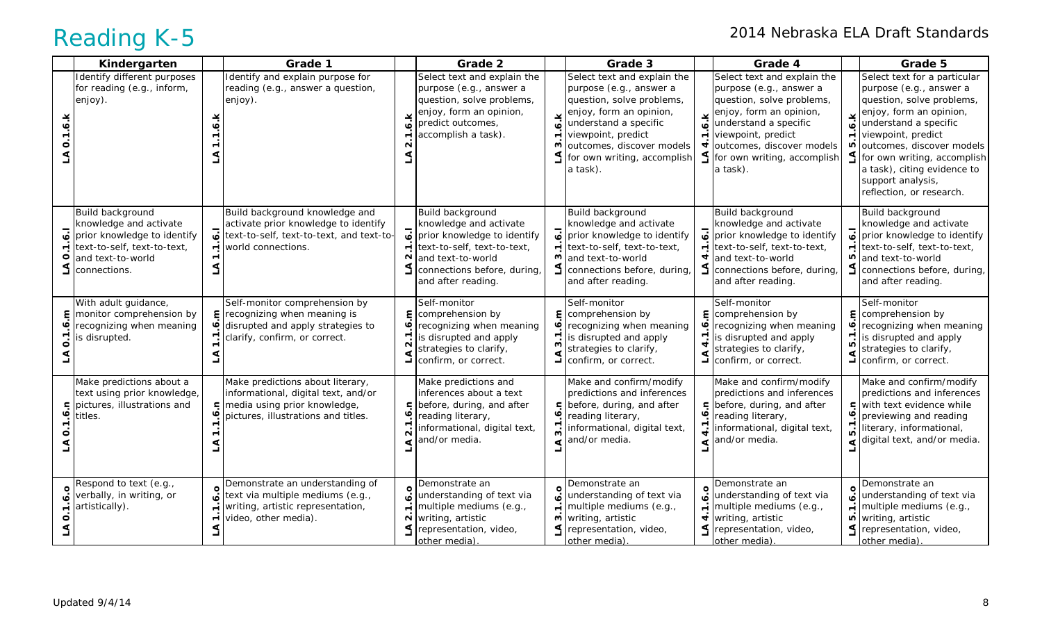# Reading K-5

2014 Nebraska ELA Draft Standards

| | Kindergarten | | Grade 1 | | Grade 2 | | Grade 3 | | Grade 4 | | Grade 5 |
|---|---|---|---|---|---|---|---|---|---|---|---|
| LA 0.1.6.k | Identify different purposes for reading (e.g., inform, enjoy). | LA 1.1.6.k | Identify and explain purpose for reading (e.g., answer a question, enjoy). | LA 2.1.6.k | Select text and explain the purpose (e.g., answer a question, solve problems, enjoy, form an opinion, predict outcomes, accomplish a task). | LA 3.1.6.k | Select text and explain the purpose (e.g., answer a question, solve problems, enjoy, form an opinion, understand a specific viewpoint, predict outcomes, discover models for own writing, accomplish a task). | LA 4.1.6.k | Select text and explain the purpose (e.g., answer a question, solve problems, enjoy, form an opinion, understand a specific viewpoint, predict outcomes, discover models for own writing, accomplish a task). | LA 5.1.6.k | Select text for a particular purpose (e.g., answer a question, solve problems, enjoy, form an opinion, understand a specific viewpoint, predict outcomes, discover models for own writing, accomplish a task), citing evidence to support analysis, reflection, or research. |
| LA 0.1.6.l | Build background knowledge and activate prior knowledge to identify text-to-self, text-to-text, and text-to-world connections. | LA 1.1.6.l | Build background knowledge and activate prior knowledge to identify text-to-self, text-to-text, and text-to-world connections. | LA 2.1.6.l | Build background knowledge and activate prior knowledge to identify text-to-self, text-to-text, and text-to-world connections before, during, and after reading. | LA 3.1.6.l | Build background knowledge and activate prior knowledge to identify text-to-self, text-to-text, and text-to-world connections before, during, and after reading. | LA 4.1.6.l | Build background knowledge and activate prior knowledge to identify text-to-self, text-to-text, and text-to-world connections before, during, and after reading. | LA 5.1.6.l | Build background knowledge and activate prior knowledge to identify text-to-self, text-to-text, and text-to-world connections before, during, and after reading. |
| LA 0.1.6.m | With adult guidance, monitor comprehension by recognizing when meaning is disrupted. | LA 1.1.6.m | Self-monitor comprehension by recognizing when meaning is disrupted and apply strategies to clarify, confirm, or correct. | LA 2.1.6.m | Self-monitor comprehension by recognizing when meaning is disrupted and apply strategies to clarify, confirm, or correct. | LA 3.1.6.m | Self-monitor comprehension by recognizing when meaning is disrupted and apply strategies to clarify, confirm, or correct. | LA 4.1.6.m | Self-monitor comprehension by recognizing when meaning is disrupted and apply strategies to clarify, confirm, or correct. | LA 5.1.6.m | Self-monitor comprehension by recognizing when meaning is disrupted and apply strategies to clarify, confirm, or correct. |
| LA 0.1.6.n | Make predictions about a text using prior knowledge, pictures, illustrations and titles. | LA 1.1.6.n | Make predictions about literary, informational, digital text, and/or media using prior knowledge, pictures, illustrations and titles. | LA 2.1.6.n | Make predictions and inferences about a text before, during, and after reading literary, informational, digital text, and/or media. | LA 3.1.6.n | Make and confirm/modify predictions and inferences before, during, and after reading literary, informational, digital text, and/or media. | LA 4.1.6.n | Make and confirm/modify predictions and inferences before, during, and after reading literary, informational, digital text, and/or media. | LA 5.1.6.n | Make and confirm/modify predictions and inferences with text evidence while previewing and reading literary, informational, digital text, and/or media. |
| LA 0.1.6.o | Respond to text (e.g., verbally, in writing, or artistically). | LA 1.1.6.o | Demonstrate an understanding of text via multiple mediums (e.g., writing, artistic representation, video, other media). | LA 2.1.6.o | Demonstrate an understanding of text via multiple mediums (e.g., writing, artistic representation, video, other media). | LA 3.1.6.o | Demonstrate an understanding of text via multiple mediums (e.g., writing, artistic representation, video, other media). | LA 4.1.6.o | Demonstrate an understanding of text via multiple mediums (e.g., writing, artistic representation, video, other media). | LA 5.1.6.o | Demonstrate an understanding of text via multiple mediums (e.g., writing, artistic representation, video, other media). |

Updated 9/4/14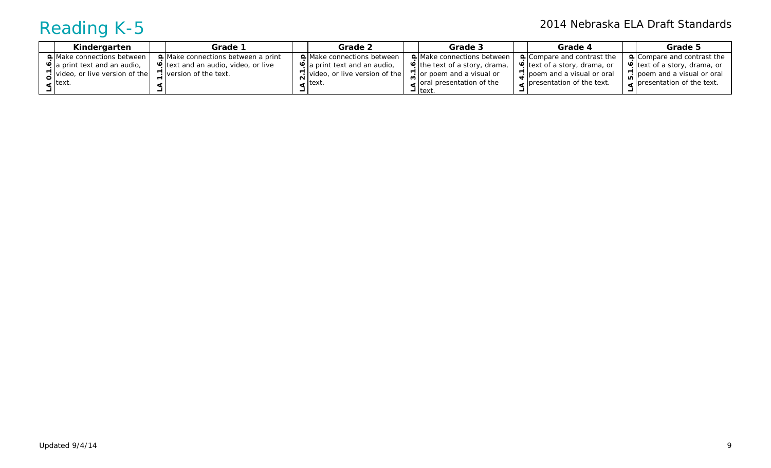# Reading K-5

| | Kindergarten | | Grade 1 | | Grade 2 | | Grade 3 | | Grade 4 | | Grade 5 |
|---|---|---|---|---|---|---|---|---|---|---|---|
| LA 0.1.6.p | Make connections between a print text and an audio, video, or live version of the text. | LA 1.1.6.p | Make connections between a print text and an audio, video, or live version of the text. | LA 2.1.6.p | Make connections between a print text and an audio, video, or live version of the text. | LA 3.1.6.p | Make connections between the text of a story, drama, or poem and a visual or oral presentation of the text. | LA 4.1.6.p | Compare and contrast the text of a story, drama, or poem and a visual or oral presentation of the text. | LA 5.1.6.p | Compare and contrast the text of a story, drama, or poem and a visual or oral presentation of the text. |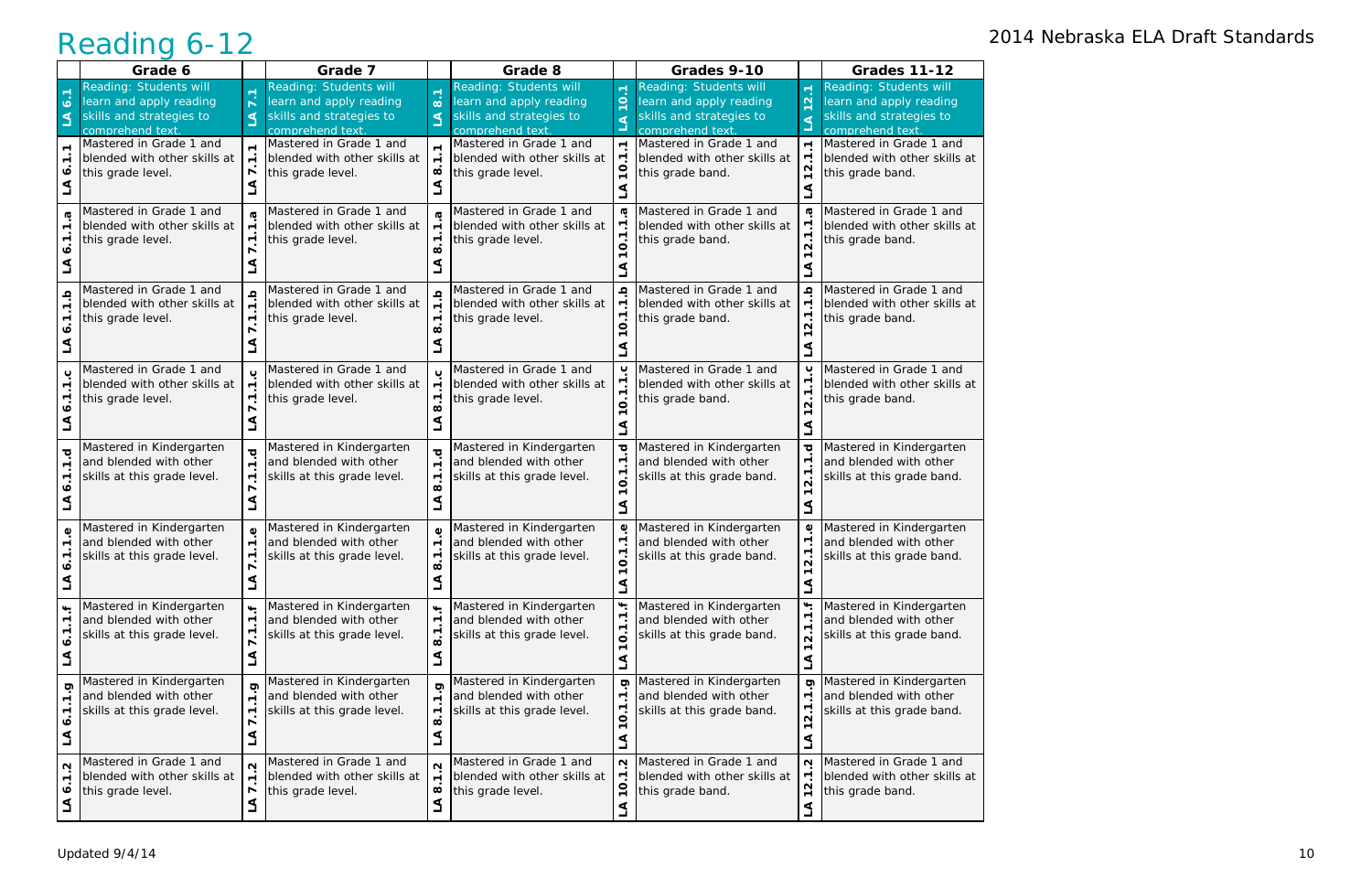# Reading 6-12

2014 Nebraska ELA Draft Standards

| | Grade 6 | | Grade 7 | | Grade 8 | | Grades 9-10 | | Grades 11-12 |
|---|---|---|---|---|---|---|---|---|---|
| LA 6.1 | Reading: Students will learn and apply reading skills and strategies to comprehend text. | LA 7.1 | Reading: Students will learn and apply reading skills and strategies to comprehend text. | LA 8.1 | Reading: Students will learn and apply reading skills and strategies to comprehend text. | LA 10.1 | Reading: Students will learn and apply reading skills and strategies to comprehend text. | LA 12.1 | Reading: Students will learn and apply reading skills and strategies to comprehend text. |
| LA 6.1.1 | Mastered in Grade 1 and blended with other skills at this grade level. | LA 7.1.1 | Mastered in Grade 1 and blended with other skills at this grade level. | LA 8.1.1 | Mastered in Grade 1 and blended with other skills at this grade level. | LA 10.1.1 | Mastered in Grade 1 and blended with other skills at this grade band. | LA 12.1.1 | Mastered in Grade 1 and blended with other skills at this grade band. |
| LA 6.1.1.a | Mastered in Grade 1 and blended with other skills at this grade level. | LA 7.1.1.a | Mastered in Grade 1 and blended with other skills at this grade level. | LA 8.1.1.a | Mastered in Grade 1 and blended with other skills at this grade level. | LA 10.1.1.a | Mastered in Grade 1 and blended with other skills at this grade band. | LA 12.1.1.a | Mastered in Grade 1 and blended with other skills at this grade band. |
| LA 6.1.1.b | Mastered in Grade 1 and blended with other skills at this grade level. | LA 7.1.1.b | Mastered in Grade 1 and blended with other skills at this grade level. | LA 8.1.1.b | Mastered in Grade 1 and blended with other skills at this grade level. | LA 10.1.1.b | Mastered in Grade 1 and blended with other skills at this grade band. | LA 12.1.1.b | Mastered in Grade 1 and blended with other skills at this grade band. |
| LA 6.1.1.c | Mastered in Grade 1 and blended with other skills at this grade level. | LA 7.1.1.c | Mastered in Grade 1 and blended with other skills at this grade level. | LA 8.1.1.c | Mastered in Grade 1 and blended with other skills at this grade level. | LA 10.1.1.c | Mastered in Grade 1 and blended with other skills at this grade band. | LA 12.1.1.c | Mastered in Grade 1 and blended with other skills at this grade band. |
| LA 6.1.1.d | Mastered in Kindergarten and blended with other skills at this grade level. | LA 7.1.1.d | Mastered in Kindergarten and blended with other skills at this grade level. | LA 8.1.1.d | Mastered in Kindergarten and blended with other skills at this grade level. | LA 10.1.1.d | Mastered in Kindergarten and blended with other skills at this grade band. | LA 12.1.1.d | Mastered in Kindergarten and blended with other skills at this grade band. |
| LA 6.1.1.e | Mastered in Kindergarten and blended with other skills at this grade level. | LA 7.1.1.e | Mastered in Kindergarten and blended with other skills at this grade level. | LA 8.1.1.e | Mastered in Kindergarten and blended with other skills at this grade level. | LA 10.1.1.e | Mastered in Kindergarten and blended with other skills at this grade band. | LA 12.1.1.e | Mastered in Kindergarten and blended with other skills at this grade band. |
| LA 6.1.1.f | Mastered in Kindergarten and blended with other skills at this grade level. | LA 7.1.1.f | Mastered in Kindergarten and blended with other skills at this grade level. | LA 8.1.1.f | Mastered in Kindergarten and blended with other skills at this grade level. | LA 10.1.1.f | Mastered in Kindergarten and blended with other skills at this grade band. | LA 12.1.1.f | Mastered in Kindergarten and blended with other skills at this grade band. |
| LA 6.1.1.g | Mastered in Kindergarten and blended with other skills at this grade level. | LA 7.1.1.g | Mastered in Kindergarten and blended with other skills at this grade level. | LA 8.1.1.g | Mastered in Kindergarten and blended with other skills at this grade level. | LA 10.1.1.g | Mastered in Kindergarten and blended with other skills at this grade band. | LA 12.1.1.g | Mastered in Kindergarten and blended with other skills at this grade band. |
| LA 6.1.2 | Mastered in Grade 1 and blended with other skills at this grade level. | LA 7.1.2 | Mastered in Grade 1 and blended with other skills at this grade level. | LA 8.1.2 | Mastered in Grade 1 and blended with other skills at this grade level. | LA 10.1.2 | Mastered in Grade 1 and blended with other skills at this grade band. | LA 12.1.2 | Mastered in Grade 1 and blended with other skills at this grade band. |

Updated 9/4/14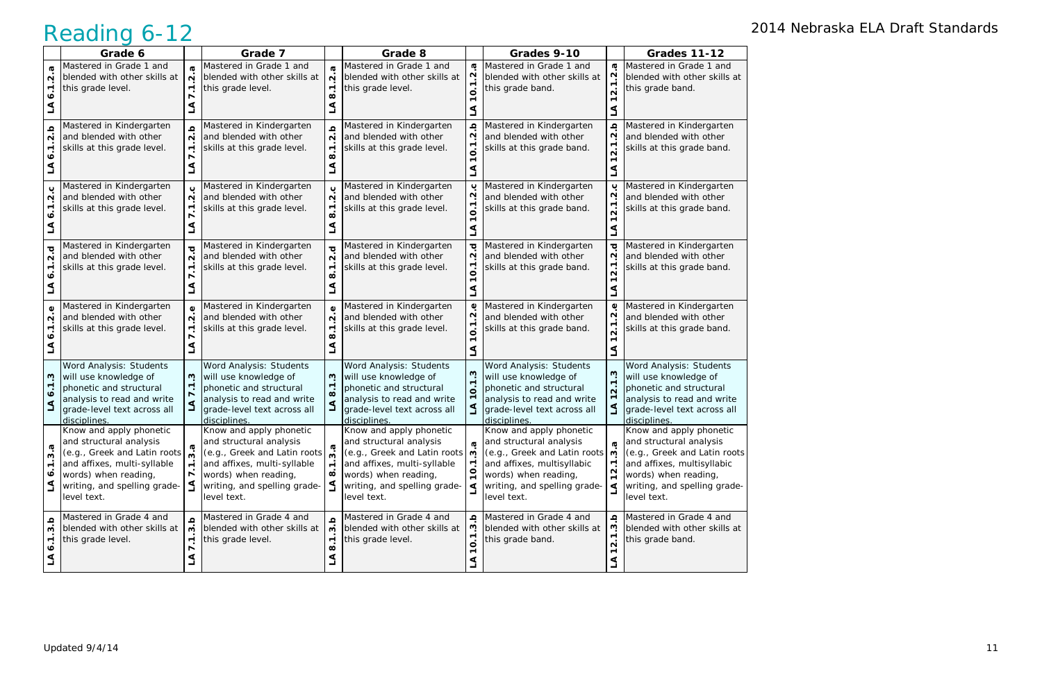# Reading 6-12

2014 Nebraska ELA Draft Standards

| | Grade 6 | | Grade 7 | | Grade 8 | | Grades 9-10 | | Grades 11-12 |
|---|---|---|---|---|---|---|---|---|---|
| LA 6.1.2.a | Mastered in Grade 1 and blended with other skills at this grade level. | LA 7.1.2.a | Mastered in Grade 1 and blended with other skills at this grade level. | LA 8.1.2.a | Mastered in Grade 1 and blended with other skills at this grade level. | LA 10.1.2.a | Mastered in Grade 1 and blended with other skills at this grade band. | LA 12.1.2.a | Mastered in Grade 1 and blended with other skills at this grade band. |
| LA 6.1.2.b | Mastered in Kindergarten and blended with other skills at this grade level. | LA 7.1.2.b | Mastered in Kindergarten and blended with other skills at this grade level. | LA 8.1.2.b | Mastered in Kindergarten and blended with other skills at this grade level. | LA 10.1.2.b | Mastered in Kindergarten and blended with other skills at this grade band. | LA 12.1.2.b | Mastered in Kindergarten and blended with other skills at this grade band. |
| LA 6.1.2.c | Mastered in Kindergarten and blended with other skills at this grade level. | LA 7.1.2.c | Mastered in Kindergarten and blended with other skills at this grade level. | LA 8.1.2.c | Mastered in Kindergarten and blended with other skills at this grade level. | LA 10.1.2.c | Mastered in Kindergarten and blended with other skills at this grade band. | LA 12.1.2.c | Mastered in Kindergarten and blended with other skills at this grade band. |
| LA 6.1.2.d | Mastered in Kindergarten and blended with other skills at this grade level. | LA 7.1.2.d | Mastered in Kindergarten and blended with other skills at this grade level. | LA 8.1.2.d | Mastered in Kindergarten and blended with other skills at this grade level. | LA 10.1.2.d | Mastered in Kindergarten and blended with other skills at this grade band. | LA 12.1.2.d | Mastered in Kindergarten and blended with other skills at this grade band. |
| LA 6.1.2.e | Mastered in Kindergarten and blended with other skills at this grade level. | LA 7.1.2.e | Mastered in Kindergarten and blended with other skills at this grade level. | LA 8.1.2.e | Mastered in Kindergarten and blended with other skills at this grade level. | LA 10.1.2.e | Mastered in Kindergarten and blended with other skills at this grade band. | LA 12.1.2.e | Mastered in Kindergarten and blended with other skills at this grade band. |
| LA 6.1.3 | Word Analysis: Students will use knowledge of phonetic and structural analysis to read and write grade-level text across all disciplines. | LA 7.1.3 | Word Analysis: Students will use knowledge of phonetic and structural analysis to read and write grade-level text across all disciplines. | LA 8.1.3 | Word Analysis: Students will use knowledge of phonetic and structural analysis to read and write grade-level text across all disciplines. | LA 10.1.3 | Word Analysis: Students will use knowledge of phonetic and structural analysis to read and write grade-level text across all disciplines. | LA 12.1.3 | Word Analysis: Students will use knowledge of phonetic and structural analysis to read and write grade-level text across all disciplines. |
| LA 6.1.3.a | Know and apply phonetic and structural analysis (e.g., Greek and Latin roots and affixes, multi-syllable words) when reading, writing, and spelling grade-level text. | LA 7.1.3.a | Know and apply phonetic and structural analysis (e.g., Greek and Latin roots and affixes, multi-syllable words) when reading, writing, and spelling grade-level text. | LA 8.1.3.a | Know and apply phonetic and structural analysis (e.g., Greek and Latin roots and affixes, multi-syllable words) when reading, writing, and spelling grade-level text. | LA 10.1.3.a | Know and apply phonetic and structural analysis (e.g., Greek and Latin roots and affixes, multisyllabic words) when reading, writing, and spelling grade-level text. | LA 12.1.3.a | Know and apply phonetic and structural analysis (e.g., Greek and Latin roots and affixes, multisyllabic words) when reading, writing, and spelling grade-level text. |
| LA 6.1.3.b | Mastered in Grade 4 and blended with other skills at this grade level. | LA 7.1.3.b | Mastered in Grade 4 and blended with other skills at this grade level. | LA 8.1.3.b | Mastered in Grade 4 and blended with other skills at this grade level. | LA 10.1.3.b | Mastered in Grade 4 and blended with other skills at this grade band. | LA 12.1.3.b | Mastered in Grade 4 and blended with other skills at this grade band. |

Updated 9/4/14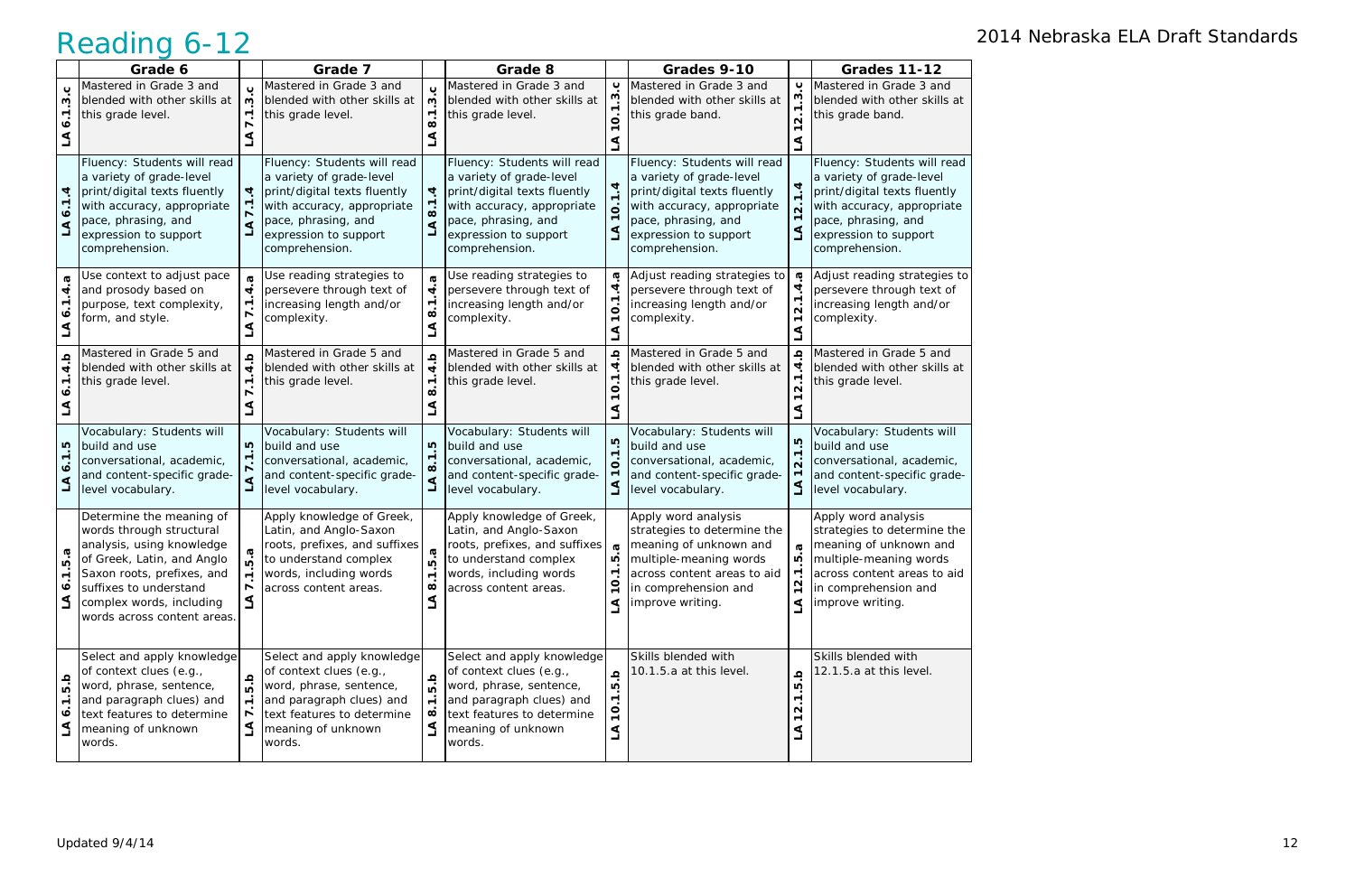# Reading 6-12

| | Grade 6 | | Grade 7 | | Grade 8 | | Grades 9-10 | | Grades 11-12 |
|---|---|---|---|---|---|---|---|---|---|
| LA 6.1.3.c | Mastered in Grade 3 and blended with other skills at this grade level. | LA 7.1.3.c | Mastered in Grade 3 and blended with other skills at this grade level. | LA 8.1.3.c | Mastered in Grade 3 and blended with other skills at this grade level. | LA 10.1.3.c | Mastered in Grade 3 and blended with other skills at this grade band. | LA 12.1.3.c | Mastered in Grade 3 and blended with other skills at this grade band. |
| LA 6.1.4 | Fluency: Students will read a variety of grade-level print/digital texts fluently with accuracy, appropriate pace, phrasing, and expression to support comprehension. | LA 7.1.4 | Fluency: Students will read a variety of grade-level print/digital texts fluently with accuracy, appropriate pace, phrasing, and expression to support comprehension. | LA 8.1.4 | Fluency: Students will read a variety of grade-level print/digital texts fluently with accuracy, appropriate pace, phrasing, and expression to support comprehension. | LA 10.1.4 | Fluency: Students will read a variety of grade-level print/digital texts fluently with accuracy, appropriate pace, phrasing, and expression to support comprehension. | LA 12.1.4 | Fluency: Students will read a variety of grade-level print/digital texts fluently with accuracy, appropriate pace, phrasing, and expression to support comprehension. |
| LA 6.1.4.a | Use context to adjust pace and prosody based on purpose, text complexity, form, and style. | LA 7.1.4.a | Use reading strategies to persevere through text of increasing length and/or complexity. | LA 8.1.4.a | Use reading strategies to persevere through text of increasing length and/or complexity. | LA 10.1.4.a | Adjust reading strategies to persevere through text of increasing length and/or complexity. | LA 12.1.4.a | Adjust reading strategies to persevere through text of increasing length and/or complexity. |
| LA 6.1.4.b | Mastered in Grade 5 and blended with other skills at this grade level. | LA 7.1.4.b | Mastered in Grade 5 and blended with other skills at this grade level. | LA 8.1.4.b | Mastered in Grade 5 and blended with other skills at this grade level. | LA 10.1.4.b | Mastered in Grade 5 and blended with other skills at this grade level. | LA 12.1.4.b | Mastered in Grade 5 and blended with other skills at this grade level. |
| LA 6.1.5 | Vocabulary: Students will build and use conversational, academic, and content-specific grade-level vocabulary. | LA 7.1.5 | Vocabulary: Students will build and use conversational, academic, and content-specific grade-level vocabulary. | LA 8.1.5 | Vocabulary: Students will build and use conversational, academic, and content-specific grade-level vocabulary. | LA 10.1.5 | Vocabulary: Students will build and use conversational, academic, and content-specific grade-level vocabulary. | LA 12.1.5 | Vocabulary: Students will build and use conversational, academic, and content-specific grade-level vocabulary. |
| LA 6.1.5.a | Determine the meaning of words through structural analysis, using knowledge of Greek, Latin, and Anglo Saxon roots, prefixes, and suffixes to understand complex words, including words across content areas. | LA 7.1.5.a | Apply knowledge of Greek, Latin and Anglo-Saxon roots, prefixes, and suffixes to understand complex words, including words across content areas. | LA 8.1.5.a | Apply knowledge of Greek, Latin and Anglo-Saxon roots, prefixes, and suffixes to understand complex words, including words across content areas. | LA 10.1.5.a | Apply word analysis strategies to determine the meaning of unknown and multiple-meaning words across content areas to aid in comprehension and improve writing. | LA 12.1.5.a | Apply word analysis strategies to determine the meaning of unknown and multiple-meaning words across content areas to aid in comprehension and improve writing. |
| LA 6.1.5.b | Select and apply knowledge of context clues (e.g., word, phrase, sentence, and paragraph clues) and text features to determine meaning of unknown words. | LA 7.1.5.b | Select and apply knowledge of context clues (e.g., word, phrase, sentence, and paragraph clues) and text features to determine meaning of unknown words. | LA 8.1.5.b | Select and apply knowledge of context clues (e.g., word, phrase, sentence, and paragraph clues) and text features to determine meaning of unknown words. | LA 10.1.5.b | Skills blended with 10.1.5.a at this level. | LA 12.1.5.b | Skills blended with 12.1.5.a at this level. |

Updated 9/4/14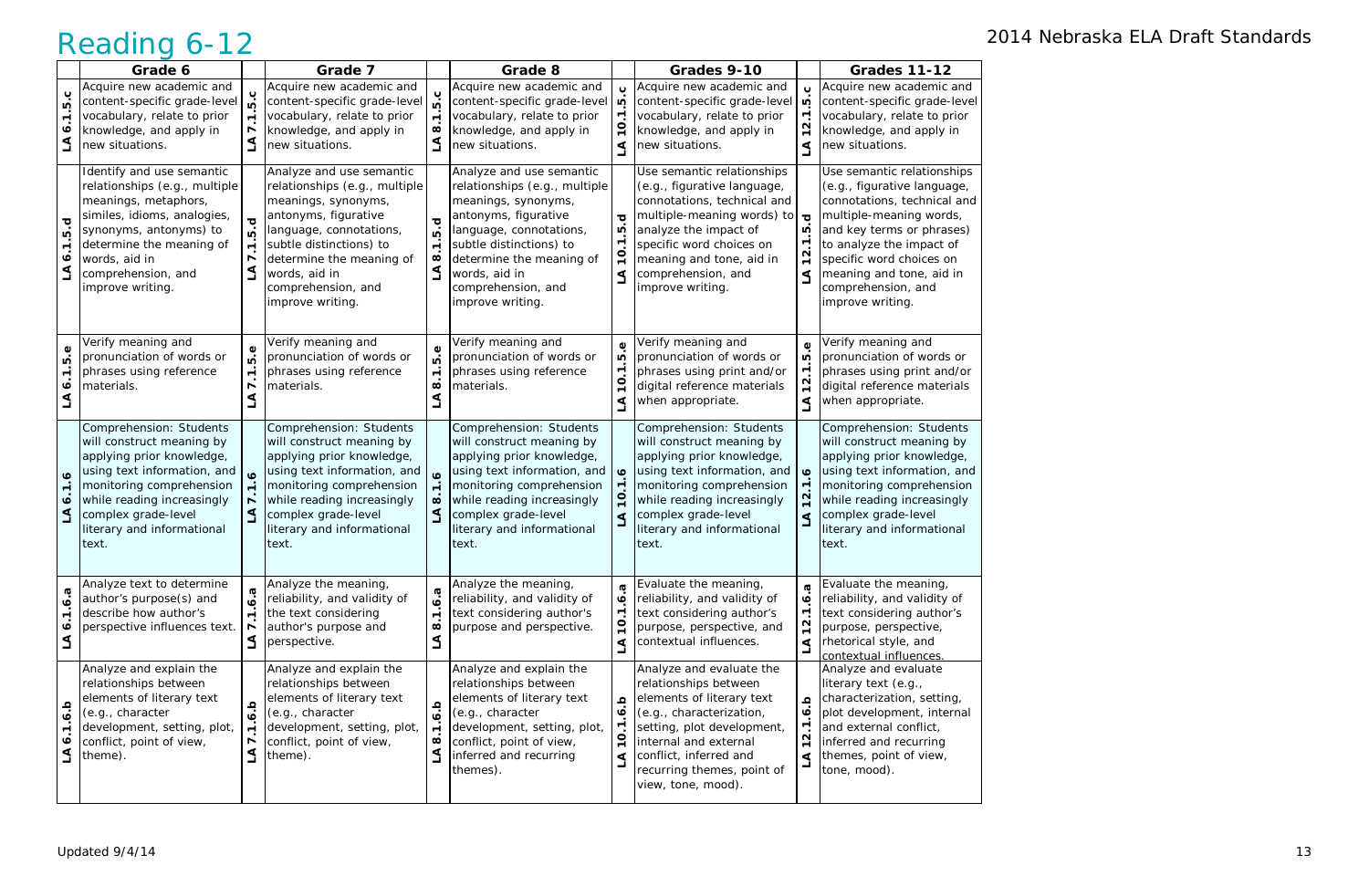# Reading 6-12

2014 Nebraska ELA Draft Standards

| | Grade 6 | | Grade 7 | | Grade 8 | | Grades 9-10 | | Grades 11-12 |
|---|---|---|---|---|---|---|---|---|---|
| LA 6.1.5.c | Acquire new academic and content-specific grade-level vocabulary, relate to prior knowledge, and apply in new situations. | LA 7.1.5.c | Acquire new academic and content-specific grade-level vocabulary, relate to prior knowledge, and apply in new situations. | LA 8.1.5.c | Acquire new academic and content-specific grade-level vocabulary, relate to prior knowledge, and apply in new situations. | LA 10.1.5.c | Acquire new academic and content-specific grade-level vocabulary, relate to prior knowledge, and apply in new situations. | LA 12.1.5.c | Acquire new academic and content-specific grade-level vocabulary, relate to prior knowledge, and apply in new situations. |
| LA 6.1.5.d | Identify and use semantic relationships (e.g., multiple meanings, metaphors, similes, idioms, analogies, synonyms, antonyms) to determine the meaning of words, aid in comprehension, and improve writing. | LA 7.1.5.d | Analyze and use semantic relationships (e.g., multiple meanings, synonyms, antonyms, figurative language, connotations, subtle distinctions) to determine the meaning of words, aid in comprehension, and improve writing. | LA 8.1.5.d | Analyze and use semantic relationships (e.g., multiple meanings, synonyms, antonyms, figurative language, connotations, subtle distinctions) to determine the meaning of words, aid in comprehension, and improve writing. | LA 10.1.5.d | Use semantic relationships (e.g., figurative language, connotations, technical and multiple-meaning words) to analyze the impact of specific word choices on meaning and tone, aid in comprehension, and improve writing. | LA 12.1.5.d | Use semantic relationships (e.g., figurative language, connotations, technical and multiple-meaning words, and key terms or phrases) to analyze the impact of specific word choices on meaning and tone, aid in comprehension, and improve writing. |
| LA 6.1.5.e | Verify meaning and pronunciation of words or phrases using reference materials. | LA 7.1.5.e | Verify meaning and pronunciation of words or phrases using reference materials. | LA 8.1.5.e | Verify meaning and pronunciation of words or phrases using reference materials. | LA 10.1.5.e | Verify meaning and pronunciation of words or phrases using print and/or digital reference materials when appropriate. | LA 12.1.5.e | Verify meaning and pronunciation of words or phrases using print and/or digital reference materials when appropriate. |
| LA 6.1.6 | Comprehension: Students will construct meaning by applying prior knowledge, using text information, and monitoring comprehension while reading increasingly complex grade-level literary and informational text. | LA 7.1.6 | Comprehension: Students will construct meaning by applying prior knowledge, using text information, and monitoring comprehension while reading increasingly complex grade-level literary and informational text. | LA 8.1.6 | Comprehension: Students will construct meaning by applying prior knowledge, using text information, and monitoring comprehension while reading increasingly complex grade-level literary and informational text. | LA 10.1.6 | Comprehension: Students will construct meaning by applying prior knowledge, using text information, and monitoring comprehension while reading increasingly complex grade-level literary and informational text. | LA 12.1.6 | Comprehension: Students will construct meaning by applying prior knowledge, using text information, and monitoring comprehension while reading increasingly complex grade-level literary and informational text. |
| LA 6.1.6.a | Analyze text to determine author's purpose(s) and describe how author's perspective influences text. | LA 7.1.6.a | Analyze the meaning, reliability, and validity of the text considering author's purpose and perspective. | LA 8.1.6.a | Analyze the meaning, reliability, and validity of text considering author's purpose and perspective. | LA 10.1.6.a | Evaluate the meaning, reliability, and validity of the text considering author's purpose, perspective, and contextual influences. | LA 12.1.6.a | Evaluate the meaning, reliability, and validity of text considering author's purpose, perspective, rhetorical style, and contextual influences. |
| LA 6.1.6.b | Analyze and explain the relationships between elements of literary text (e.g., character development, setting, plot, conflict, point of view, theme). | LA 7.1.6.b | Analyze and explain the relationships between elements of literary text (e.g., character development, setting, plot, conflict, point of view, theme). | LA 8.1.6.b | Analyze and explain the relationships between elements of literary text (e.g., character development, setting, plot, conflict, point of view, inferred and recurring themes). | LA 10.1.6.b | Analyze and evaluate the relationships between elements of literary text (e.g., characterization, setting, plot development, internal and external conflict, inferred and recurring themes, point of view, tone, mood). | LA 12.1.6.b | Analyze and evaluate literary text (e.g., characterization, setting, plot development, internal and external conflict, inferred and recurring themes, point of view, tone, mood). |

Updated 9/4/14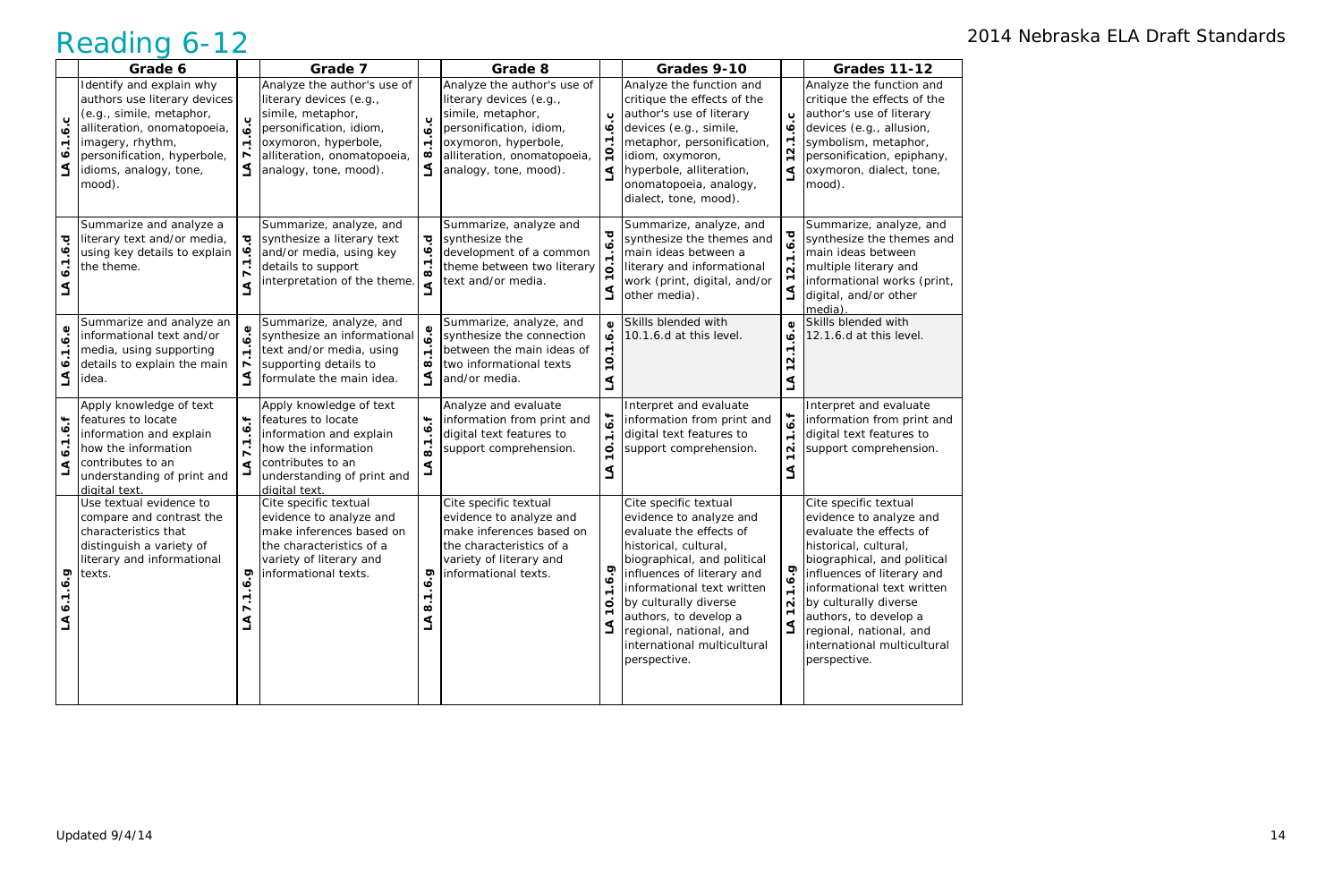# Reading 6-12

2014 Nebraska ELA Draft Standards

| | Grade 6 | | Grade 7 | | Grade 8 | | Grades 9-10 | | Grades 11-12 |
|---|---|---|---|---|---|---|---|---|---|
| LA 6.1.6.c | Identify and explain why authors use literary devices (e.g., simile, metaphor, alliteration, onomatopoeia, imagery, rhythm, personification, hyperbole, idioms, analogy, tone, mood). | LA 7.1.6.c | Analyze the author's use of literary devices (e.g., simile, metaphor, personification, idiom, oxymoron, hyperbole, alliteration, onomatopoeia, analogy, tone, mood). | LA 8.1.6.c | Analyze the author's use of literary devices (e.g., simile, metaphor, personification, idiom, oxymoron, hyperbole, alliteration, onomatopoeia, analogy, tone, mood). | LA 10.1.6.c | Analyze the function and critique the effects of the author's use of literary devices (e.g., simile, metaphor, personification, idiom, oxymoron, hyperbole, alliteration, onomatopoeia, analogy, dialect, tone, mood). | LA 12.1.6.c | Analyze the function and critique the effects of the author's use of literary devices (e.g., allusion, symbolism, metaphor, personification, epiphany, oxymoron, dialect, tone, mood). |
| LA 6.1.6.d | Summarize and analyze a literary text and/or media, using key details to explain the theme. | LA 7.1.6.d | Summarize, analyze, and synthesize a literary text and/or media, using key details to support interpretation of the theme. | LA 8.1.6.d | Summarize, analyze and synthesize the development of a common theme between two literary text and/or media. | LA 10.1.6.d | Summarize, analyze, and synthesize the themes and main ideas between a literary and informational work (print, digital, and/or other media). | LA 12.1.6.d | Summarize, analyze, and synthesize the themes and main ideas between multiple literary and informational works (print, digital, and/or other media). |
| LA 6.1.6.e | Summarize and analyze an informational text and/or media, using supporting details to explain the main idea. | LA 7.1.6.e | Summarize, analyze, and synthesize an informational text and/or media, using supporting details to formulate the main idea. | LA 8.1.6.e | Summarize, analyze, and synthesize the connection between the main ideas of two informational texts and/or media. | LA 10.1.6.e | Skills blended with 10.1.6.d at this level. | LA 12.1.6.e | Skills blended with 12.1.6.d at this level. |
| LA 6.1.6.f | Apply knowledge of text features to locate information and explain how the information contributes to an understanding of print and digital text. | LA 7.1.6.f | Apply knowledge of text features to locate information and explain how the information contributes to an understanding of print and digital text. | LA 8.1.6.f | Analyze and evaluate information from print and digital text features to support comprehension. | LA 10.1.6.f | Interpret and evaluate information from print and digital text features to support comprehension. | LA 12.1.6.f | Interpret and evaluate information from print and digital text features to support comprehension. |
| LA 6.1.6.g | Use textual evidence to compare and contrast the characteristics that distinguish a variety of literary and informational texts. | LA 7.1.6.g | Cite specific textual evidence to analyze and make inferences based on the characteristics of a variety of literary and informational texts. | LA 8.1.6.g | Cite specific textual evidence to analyze and make inferences based on the characteristics of a variety of literary and informational texts. | LA 10.1.6.g | Cite specific textual evidence to analyze and evaluate the effects of historical, cultural, biographical, and political influences of literary and informational text written by culturally diverse authors, to develop a regional, national, and international multicultural perspective. | LA 12.1.6.g | Cite specific textual evidence to analyze and evaluate the effects of historical, cultural, biographical, and political influences of literary and informational text written by culturally diverse authors, to develop a regional, national, and international multicultural perspective. |

Updated 9/4/14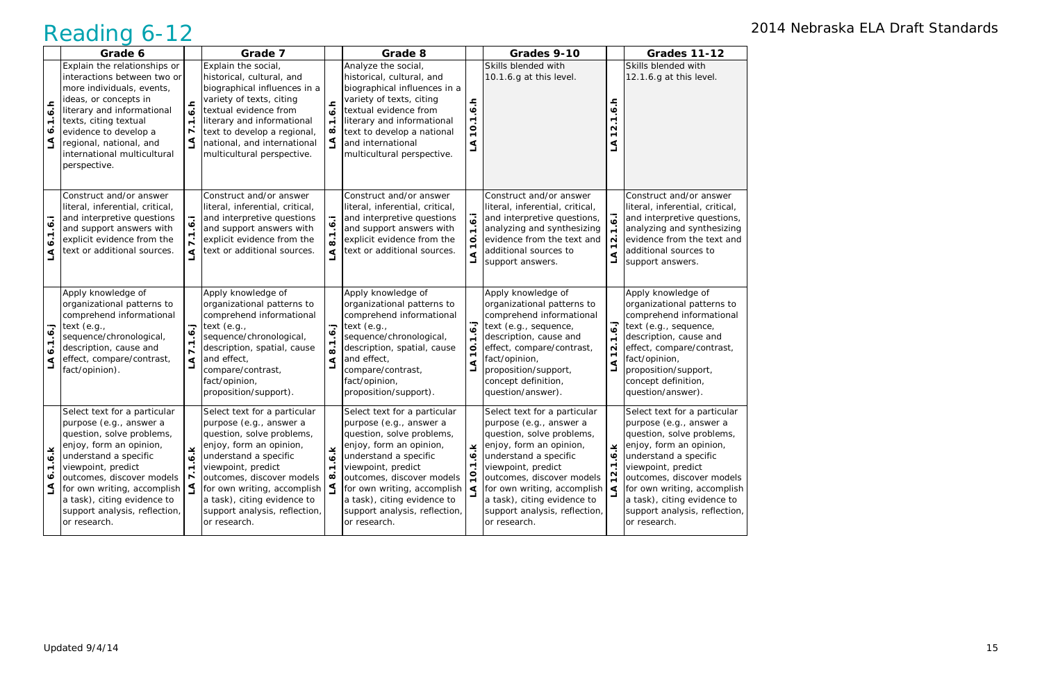# Reading 6-12

2014 Nebraska ELA Draft Standards

| | Grade 6 | | Grade 7 | | Grade 8 | | Grades 9-10 | | Grades 11-12 |
|---|---|---|---|---|---|---|---|---|---|
| LA 6.1.6.h | Explain the relationships or interactions between two or more individuals, events, ideas, or concepts in literary and informational texts, citing textual evidence to develop a regional, national, and international multicultural perspective. | LA 7.1.6.h | Explain the social, historical, cultural, and biographical influences in a variety of texts, citing textual evidence from literary and informational text to develop a regional, national, and international multicultural perspective. | LA 8.1.6.h | Analyze the social, historical, cultural, and biographical influences in a variety of texts, citing textual evidence from literary and informational text to develop a national and international multicultural perspective. | LA 10.1.6.h | Skills blended with 10.1.6.g at this level. | LA 12.1.6.h | Skills blended with 12.1.6.g at this level. |
| LA 6.1.6.i | Construct and/or answer literal, inferential, critical, and interpretive questions and support answers with explicit evidence from the text or additional sources. | LA 7.1.6.i | Construct and/or answer literal, inferential, critical, and interpretive questions and support answers with explicit evidence from the text or additional sources. | LA 8.1.6.i | Construct and/or answer literal, inferential, critical, and interpretive questions and support answers with explicit evidence from the text or additional sources. | LA 10.1.6.i | Construct and/or answer literal, inferential, critical, and interpretive questions, analyzing and synthesizing evidence from the text and additional sources to support answers. | LA 12.1.6.i | Construct and/or answer literal, inferential, critical, and interpretive questions, analyzing and synthesizing evidence from the text and additional sources to support answers. |
| LA 6.1.6.j | Apply knowledge of organizational patterns to comprehend informational text (e.g., sequence/chronological, description, cause and effect, compare/contrast, fact/opinion). | LA 7.1.6.j | Apply knowledge of organizational patterns to comprehend informational text (e.g., sequence/chronological, description, spatial, cause and effect, compare/contrast, fact/opinion, proposition/support). | LA 8.1.6.j | Apply knowledge of organizational patterns to comprehend informational text (e.g., sequence/chronological, description, spatial, cause and effect, compare/contrast, fact/opinion, proposition/support). | LA 10.1.6.j | Apply knowledge of organizational patterns to comprehend informational text (e.g., sequence, description, cause and effect, compare/contrast, fact/opinion, proposition/support, concept definition, question/answer). | LA 12.1.6.j | Apply knowledge of organizational patterns to comprehend informational text (e.g., sequence, description, cause and effect, compare/contrast, fact/opinion, proposition/support, concept definition, question/answer). |
| LA 6.1.6.k | Select text for a particular purpose (e.g., answer a question, solve problems, enjoy, form an opinion, understand a specific viewpoint, predict outcomes, discover models for own writing, accomplish a task), citing evidence to support analysis, reflection, or research. | LA 7.1.6.k | Select text for a particular purpose (e.g., answer a question, solve problems, enjoy, form an opinion, understand a specific viewpoint, predict outcomes, discover models for own writing, accomplish a task), citing evidence to support analysis, reflection, or research. | LA 8.1.6.k | Select text for a particular purpose (e.g., answer a question, solve problems, enjoy, form an opinion, understand a specific viewpoint, predict outcomes, discover models for own writing, accomplish a task), citing evidence to support analysis, reflection, or research. | LA 10.1.6.k | Select text for a particular purpose (e.g., answer a question, solve problems, enjoy, form an opinion, understand a specific viewpoint, predict outcomes, discover models for own writing, accomplish a task), citing evidence to support analysis, reflection, or research. | LA 12.1.6.k | Select text for a particular purpose (e.g., answer a question, solve problems, enjoy, form an opinion, understand a specific viewpoint, predict outcomes, discover models for own writing, accomplish a task), citing evidence to support analysis, reflection, or research. |

Updated 9/4/14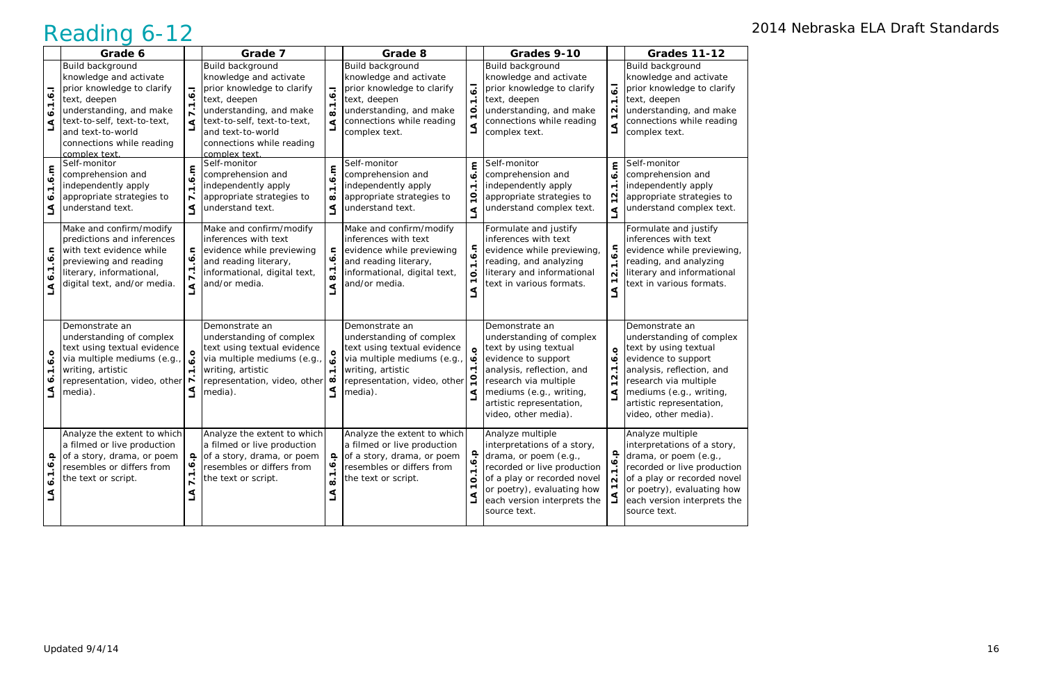# Reading 6-12

2014 Nebraska ELA Draft Standards

| | Grade 6 | | Grade 7 | | Grade 8 | | Grades 9-10 | | Grades 11-12 |
|---|---|---|---|---|---|---|---|---|---|
| LA 6.1.6.l | Build background knowledge and activate prior knowledge to clarify text, deepen understanding, and make text-to-self, text-to-text, and text-to-world connections while reading complex text. | LA 7.1.6.l | Build background knowledge and activate prior knowledge to clarify text, deepen understanding, and make text-to-self, text-to-text, and text-to-world connections while reading complex text. | LA 8.1.6.l | Build background knowledge and activate prior knowledge to clarify text, deepen understanding, and make connections while reading complex text. | LA 10.1.6.l | Build background knowledge and activate prior knowledge to clarify text, deepen understanding, and make connections while reading complex text. | LA 12.1.6.l | Build background knowledge and activate prior knowledge to clarify text, deepen understanding, and make connections while reading complex text. |
| LA 6.1.6.m | Self-monitor comprehension and independently apply appropriate strategies to understand text. | LA 7.1.6.m | Self-monitor comprehension and independently apply appropriate strategies to understand text. | LA 8.1.6.m | Self-monitor comprehension and independently apply appropriate strategies to understand text. | LA 10.1.6.m | Self-monitor comprehension and independently apply appropriate strategies to understand complex text. | LA 12.1.6.m | Self-monitor comprehension and independently apply appropriate strategies to understand complex text. |
| LA 6.1.6.n | Make and confirm/modify predictions and inferences with text evidence while previewing and reading literary, informational, digital text, and/or media. | LA 7.1.6.n | Make and confirm/modify inferences with text evidence while previewing and reading literary, informational, digital text, and/or media. | LA 8.1.6.n | Make and confirm/modify inferences with text evidence while previewing and reading literary, informational, digital text, and/or media. | LA 10.1.6.n | Formulate and justify inferences with text evidence while previewing, reading, and analyzing literary and informational text in various formats. | LA 12.1.6.n | Formulate and justify inferences with text evidence while previewing, reading, and analyzing literary and informational text in various formats. |
| LA 6.1.6.o | Demonstrate an understanding of complex text using textual evidence via multiple mediums (e.g., writing, artistic representation, video, other media). | LA 7.1.6.o | Demonstrate an understanding of complex text using textual evidence via multiple mediums (e.g., writing, artistic representation, video, other media). | LA 8.1.6.o | Demonstrate an understanding of complex text using textual evidence via multiple mediums (e.g., writing, artistic representation, video, other media). | LA 10.1.6.o | Demonstrate an understanding of complex text by using textual evidence to support analysis, reflection, and research via multiple mediums (e.g., writing, artistic representation, video, other media). | LA 12.1.6.o | Demonstrate an understanding of complex text by using textual evidence to support analysis, reflection, and research via multiple mediums (e.g., writing, artistic representation, video, other media). |
| LA 6.1.6.p | Analyze the extent to which a filmed or live production of a story, drama, or poem resembles or differs from the text or script. | LA 7.1.6.p | Analyze the extent to which a filmed or live production of a story, drama, or poem resembles or differs from the text or script. | LA 8.1.6.p | Analyze the extent to which a filmed or live production of a story, drama, or poem resembles or differs from the text or script. | LA 10.1.6.p | Analyze multiple interpretations of a story, drama, or poem (e.g., recorded or live production of a play or recorded novel or poetry), evaluating how each version interprets the source text. | LA 12.1.6.p | Analyze multiple interpretations of a story, drama, or poem (e.g., recorded or live production of a play or recorded novel or poetry), evaluating how each version interprets the source text. |

Updated 9/4/14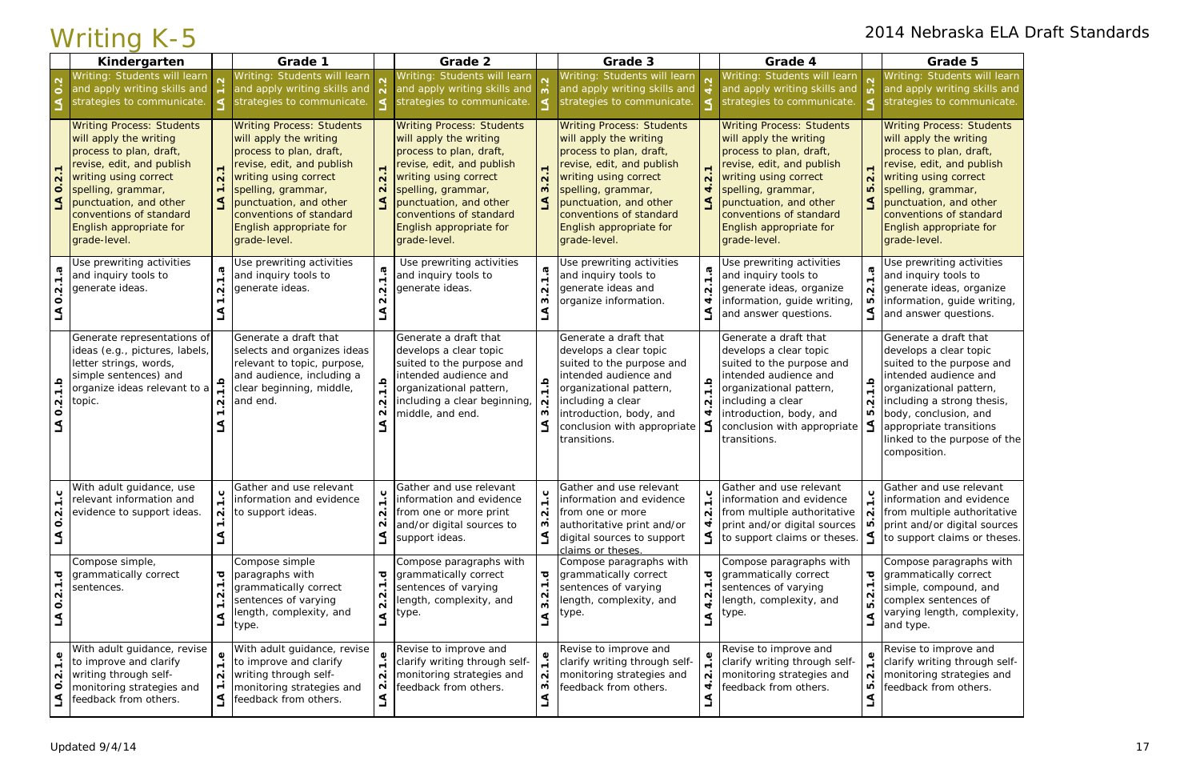# Writing K-5

2014 Nebraska ELA Draft Standards

| | Kindergarten | | Grade 1 | | Grade 2 | | Grade 3 | | Grade 4 | | Grade 5 |
|---|---|---|---|---|---|---|---|---|---|---|---|
| LA 0.2 | Writing: Students will learn and apply writing skills and strategies to communicate. | LA 1.2 | Writing: Students will learn and apply writing skills and strategies to communicate. | LA 2.2 | Writing: Students will learn and apply writing skills and strategies to communicate. | LA 3.2 | Writing: Students will learn and apply writing skills and strategies to communicate. | LA 4.2 | Writing: Students will learn and apply writing skills and strategies to communicate. | LA 5.2 | Writing: Students will learn and apply writing skills and strategies to communicate. |
| LA 0.2.1 | Writing Process: Students will apply the writing process to plan, draft, revise, edit, and publish writing using correct spelling, grammar, punctuation, and other conventions of standard English appropriate for grade-level. | LA 1.2.1 | Writing Process: Students will apply the writing process to plan, draft, revise, edit, and publish writing using correct spelling, grammar, punctuation, and other conventions of standard English appropriate for grade-level. | LA 2.2.1 | Writing Process: Students will apply the writing process to plan, draft, revise, edit, and publish writing using correct spelling, grammar, punctuation, and other conventions of standard English appropriate for grade-level. | LA 3.2.1 | Writing Process: Students will apply the writing process to plan, draft, revise, edit, and publish writing using correct spelling, grammar, punctuation, and other conventions of standard English appropriate for grade-level. | LA 4.2.1 | Writing Process: Students will apply the writing process to plan, draft, revise, edit, and publish writing using correct spelling, grammar, punctuation, and other conventions of standard English appropriate for grade-level. | LA 5.2.1 | Writing Process: Students will apply the writing process to plan, draft, revise, edit, and publish writing using correct spelling, grammar, punctuation, and other conventions of standard English appropriate for grade-level. |
| LA 0.2.1.a | Use prewriting activities and inquiry tools to generate ideas. | LA 1.2.1.a | Use prewriting activities and inquiry tools to generate ideas. | LA 2.2.1.a | Use prewriting activities and inquiry tools to generate ideas. | LA 3.2.1.a | Use prewriting activities and inquiry tools to generate ideas and organize information. | LA 4.2.1.a | Use prewriting activities and inquiry tools to generate ideas, organize information, guide writing, and answer questions. | LA 5.2.1.a | Use prewriting activities and inquiry tools to generate ideas, organize information, guide writing, and answer questions. |
| LA 0.2.1.b | Generate representations of ideas (e.g., pictures, labels, letter strings, words, simple sentences) and organize ideas relevant to a topic. | LA 1.2.1.b | Generate a draft that selects and organizes ideas relevant to topic, purpose, and audience, including a clear beginning, middle, and end. | LA 2.2.1.b | Generate a draft that develops a clear topic suited to the purpose and intended audience and organizational pattern, including a clear beginning, middle, and end. | LA 3.2.1.b | Generate a draft that develops a clear topic suited to the purpose and intended audience and organizational pattern, including a clear introduction, body, and conclusion with appropriate transitions. | LA 4.2.1.b | Generate a draft that develops a clear topic suited to the purpose and intended audience and organizational pattern, including a clear introduction, body, and conclusion with appropriate transitions. | LA 5.2.1.b | Generate a draft that develops a clear topic suited to the purpose and intended audience and organizational pattern, including a strong thesis, body, conclusion, and appropriate transitions linked to the purpose of the composition. |
| LA 0.2.1.c | With adult guidance, use relevant information and evidence to support ideas. | LA 1.2.1.c | Gather and use relevant information and evidence to support ideas. | LA 2.2.1.c | Gather and use relevant information and evidence from one or more print and/or digital sources to support ideas. | LA 3.2.1.c | Gather and use relevant information and evidence from one or more authoritative print and/or digital sources to support claims or theses. | LA 4.2.1.c | Gather and use relevant information and evidence from multiple authoritative print and/or digital sources to support claims or theses. | LA 5.2.1.c | Gather and use relevant information and evidence from multiple authoritative print and/or digital sources to support claims or theses. |
| LA 0.2.1.d | Compose simple, grammatically correct sentences. | LA 1.2.1.d | Compose simple paragraphs with grammatically correct sentences of varying length, complexity, and type. | LA 2.2.1.d | Compose paragraphs with grammatically correct sentences of varying length, complexity, and type. | LA 3.2.1.d | Compose paragraphs with grammatically correct sentences of varying length, complexity, and type. | LA 4.2.1.d | Compose paragraphs with grammatically correct sentences of varying length, complexity, and type. | LA 5.2.1.d | Compose paragraphs with grammatically correct simple, compound, and complex sentences of varying length, complexity, and type. |
| LA 0.2.1.e | With adult guidance, revise to improve and clarify writing through self-monitoring strategies and feedback from others. | LA 1.2.1.e | With adult guidance, revise to improve and clarify writing through self-monitoring strategies and feedback from others. | LA 2.2.1.e | Revise to improve and clarify writing through self-monitoring strategies and feedback from others. | LA 3.2.1.e | Revise to improve and clarify writing through self-monitoring strategies and feedback from others. | LA 4.2.1.e | Revise to improve and clarify writing through self-monitoring strategies and feedback from others. | LA 5.2.1.e | Revise to improve and clarify writing through self-monitoring strategies and feedback from others. |

Updated 9/4/14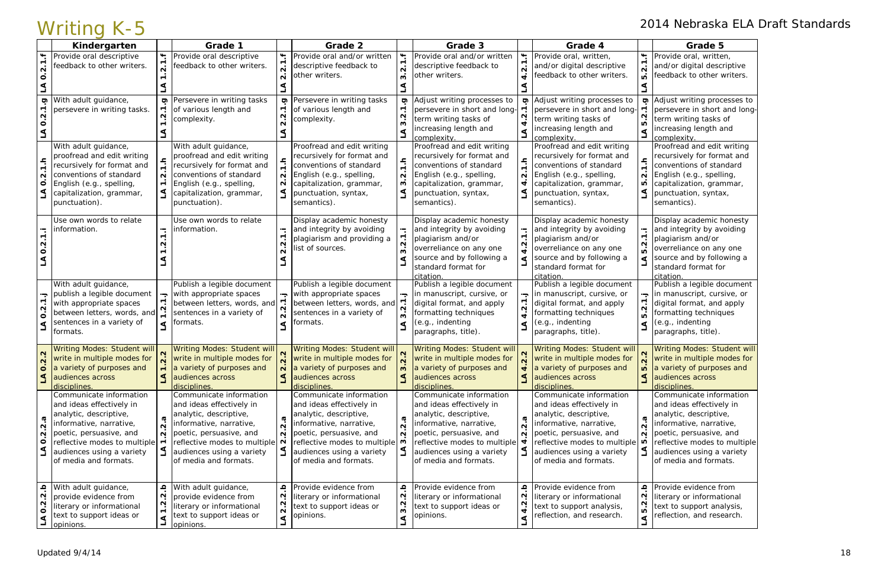# Writing K-5

2014 Nebraska ELA Draft Standards

| | Kindergarten | | Grade 1 | | Grade 2 | | Grade 3 | | Grade 4 | | Grade 5 |
|---|---|---|---|---|---|---|---|---|---|---|---|
| LA 0.2.1.f | Provide oral descriptive feedback to other writers. | LA 1.2.1.f | Provide oral descriptive feedback to other writers. | LA 2.2.1.f | Provide oral and/or written descriptive feedback to other writers. | LA 3.2.1.f | Provide oral and/or written descriptive feedback to other writers. | LA 4.2.1.f | Provide oral, written, and/or digital descriptive feedback to other writers. | LA 5.2.1.f | Provide oral, written, and/or digital descriptive feedback to other writers. |
| LA 0.2.1.g | With adult guidance, persevere in writing tasks. | LA 1.2.1.g | Persevere in writing tasks of various length and complexity. | LA 2.2.1.g | Persevere in writing tasks of various length and complexity. | LA 3.2.1.g | Adjust writing processes to persevere in short and long-term writing tasks of increasing length and complexity. | LA 4.2.1.g | Adjust writing processes to persevere in short and long-term writing tasks of increasing length and complexity. | LA 5.2.1.g | Adjust writing processes to persevere in short and long-term writing tasks of increasing length and complexity. |
| LA 0.2.1.h | With adult guidance, proofread and edit writing recursively for format and conventions of standard English (e.g., spelling, capitalization, grammar, punctuation). | LA 1.2.1.h | With adult guidance, proofread and edit writing recursively for format and conventions of standard English (e.g., spelling, capitalization, grammar, punctuation). | LA 2.2.1.h | Proofread and edit writing recursively for format and conventions of standard English (e.g., spelling, capitalization, grammar, punctuation, syntax, semantics). | LA 3.2.1.h | Proofread and edit writing recursively for format and conventions of standard English (e.g., spelling, capitalization, grammar, punctuation, syntax, semantics). | LA 4.2.1.h | Proofread and edit writing recursively for format and conventions of standard English (e.g., spelling, capitalization, grammar, punctuation, syntax, semantics). | LA 5.2.1.h | Proofread and edit writing recursively for format and conventions of standard English (e.g., spelling, capitalization, grammar, punctuation, syntax, semantics). |
| LA 0.2.1.i | Use own words to relate information. | LA 1.2.1.i | Use own words to relate information. | LA 2.2.1.i | Display academic honesty and integrity by avoiding plagiarism and providing a list of sources. | LA 3.2.1.i | Display academic honesty and integrity by avoiding plagiarism and/or overreliance on any one source and by following a standard format for citation. | LA 4.2.1.i | Display academic honesty and integrity by avoiding plagiarism and/or overreliance on any one source and by following a standard format for citation. | LA 5.2.1.i | Display academic honesty and integrity by avoiding plagiarism and/or overreliance on any one source and by following a standard format for citation. |
| LA 0.2.1.j | With adult guidance, publish a legible document with appropriate spaces between letters, words, and sentences in a variety of formats. | LA 1.2.1.j | Publish a legible document with appropriate spaces between letters, words, and sentences in a variety of formats. | LA 2.2.1.j | Publish a legible document with appropriate spaces between letters, words, and sentences in a variety of formats. | LA 3.2.1.j | Publish a legible document in manuscript, cursive, or digital format, and apply formatting techniques (e.g., indenting paragraphs, title). | LA 4.2.1.j | Publish a legible document in manuscript, cursive, or digital format, and apply formatting techniques (e.g., indenting paragraphs, title). | LA 5.2.1.j | Publish a legible document in manuscript, cursive, or digital format, and apply formatting techniques (e.g., indenting paragraphs, title). |
| LA 0.2.2 | Writing Modes: Student will write in multiple modes for a variety of purposes and audiences across disciplines. | LA 1.2.2 | Writing Modes: Student will write in multiple modes for a variety of purposes and audiences across disciplines. | LA 2.2.2 | Writing Modes: Student will write in multiple modes for a variety of purposes and audiences across disciplines. | LA 3.2.2 | Writing Modes: Student will write in multiple modes for a variety of purposes and audiences across disciplines. | LA 4.2.2 | Writing Modes: Student will write in multiple modes for a variety of purposes and audiences across disciplines. | LA 5.2.2 | Writing Modes: Student will write in multiple modes for a variety of purposes and audiences across disciplines. |
| LA 0.2.2.a | Communicate information and ideas effectively in analytic, descriptive, informative, narrative, poetic, persuasive, and reflective modes to multiple audiences using a variety of media and formats. | LA 1.2.2.a | Communicate information and ideas effectively in analytic, descriptive, informative, narrative, poetic, persuasive, and reflective modes to multiple audiences using a variety of media and formats. | LA 2.2.2.a | Communicate information and ideas effectively in analytic, descriptive, informative, narrative, poetic, persuasive, and reflective modes to multiple audiences using a variety of media and formats. | LA 3.2.2.a | Communicate information and ideas effectively in analytic, descriptive, informative, narrative, poetic, persuasive, and reflective modes to multiple audiences using a variety of media and formats. | LA 4.2.2.a | Communicate information and ideas effectively in analytic, descriptive, informative, narrative, poetic, persuasive, and reflective modes to multiple audiences using a variety of media and formats. | LA 5.2.2.a | Communicate information and ideas effectively in analytic, descriptive, informative, narrative, poetic, persuasive, and reflective modes to multiple audiences using a variety of media and formats. |
| LA 0.2.2.b | With adult guidance, provide evidence from literary or informational text to support ideas or opinions. | LA 1.2.2.b | With adult guidance, provide evidence from literary or informational text to support ideas or opinions. | LA 2.2.2.b | Provide evidence from literary or informational text to support ideas or opinions. | LA 3.2.2.b | Provide evidence from literary or informational text to support ideas or opinions. | LA 4.2.2.b | Provide evidence from literary or informational text to support analysis, reflection, and research. | LA 5.2.2.b | Provide evidence from literary or informational text to support analysis, reflection, and research. |

Updated 9/4/14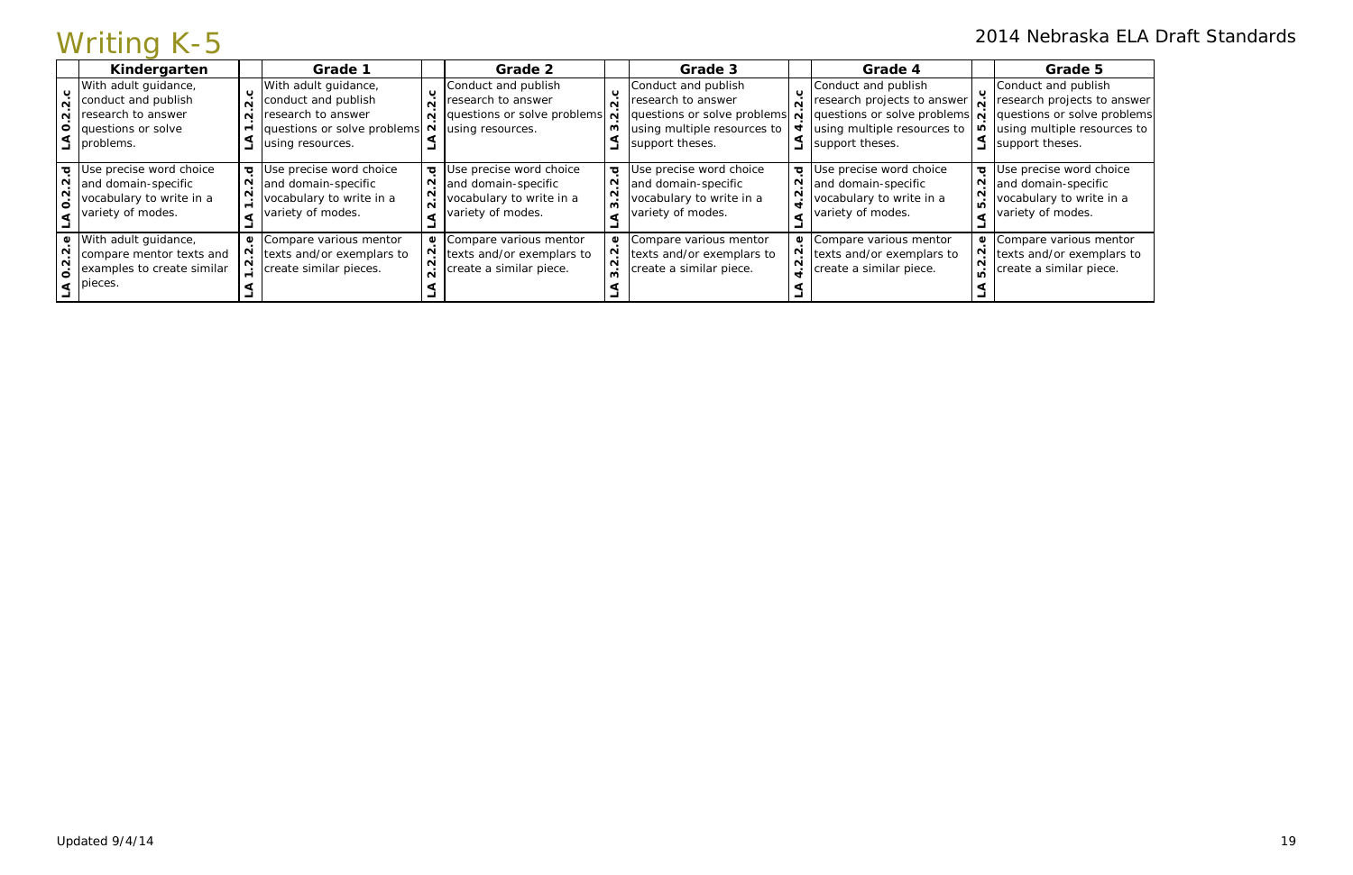# Writing K-5

2014 Nebraska ELA Draft Standards

| | Kindergarten | | Grade 1 | | Grade 2 | | Grade 3 | | Grade 4 | | Grade 5 |
|---|---|---|---|---|---|---|---|---|---|---|---|
| LA 0.2.2.c | With adult guidance, conduct and publish research to answer questions or solve problems. | LA 1.2.2.c | With adult guidance, conduct and publish research to answer questions or solve problems using resources. | LA 2.2.2.c | Conduct and publish research to answer questions or solve problems using resources. | LA 3.2.2.c | Conduct and publish research to answer questions or solve problems using multiple resources to support theses. | LA 4.2.2.c | Conduct and publish research projects to answer questions or solve problems using multiple resources to support theses. | LA 5.2.2.c | Conduct and publish research projects to answer questions or solve problems using multiple resources to support theses. |
| LA 0.2.2.d | Use precise word choice and domain-specific vocabulary to write in a variety of modes. | LA 1.2.2.d | Use precise word choice and domain-specific vocabulary to write in a variety of modes. | LA 2.2.2.d | Use precise word choice and domain-specific vocabulary to write in a variety of modes. | LA 3.2.2.d | Use precise word choice and domain-specific vocabulary to write in a variety of modes. | LA 4.2.2.d | Use precise word choice and domain-specific vocabulary to write in a variety of modes. | LA 5.2.2.d | Use precise word choice and domain-specific vocabulary to write in a variety of modes. |
| LA 0.2.2.e | With adult guidance, compare mentor texts and examples to create similar pieces. | LA 1.2.2.e | Compare various mentor texts and/or exemplars to create similar pieces. | LA 2.2.2.e | Compare various mentor texts and/or exemplars to create a similar piece. | LA 3.2.2.e | Compare various mentor texts and/or exemplars to create a similar piece. | LA 4.2.2.e | Compare various mentor texts and/or exemplars to create a similar piece. | LA 5.2.2.e | Compare various mentor texts and/or exemplars to create a similar piece. |

Updated 9/4/14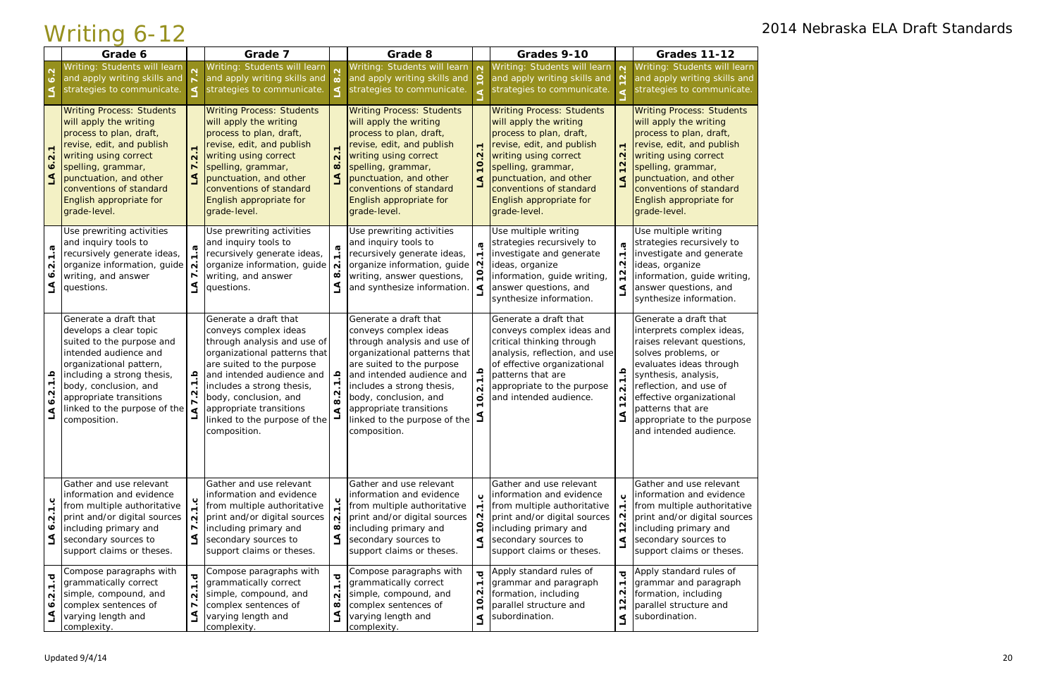# Writing 6-12

2014 Nebraska ELA Draft Standards

| | Grade 6 | | Grade 7 | | Grade 8 | | Grades 9-10 | | Grades 11-12 |
|---|---|---|---|---|---|---|---|---|---|
| LA 6.2 | Writing: Students will learn and apply writing skills and strategies to communicate. | LA 7.2 | Writing: Students will learn and apply writing skills and strategies to communicate. | LA 8.2 | Writing: Students will learn and apply writing skills and strategies to communicate. | LA 10.2 | Writing: Students will learn and apply writing skills and strategies to communicate. | LA 12.2 | Writing: Students will learn and apply writing skills and strategies to communicate. |
| LA 6.2.1 | Writing Process: Students will apply the writing process to plan, draft, revise, edit, and publish writing using correct spelling, grammar, punctuation, and other conventions of standard English appropriate for grade-level. | LA 7.2.1 | Writing Process: Students will apply the writing process to plan, draft, revise, edit, and publish writing using correct spelling, grammar, punctuation, and other conventions of standard English appropriate for grade-level. | LA 8.2.1 | Writing Process: Students will apply the writing process to plan, draft, revise, edit, and publish writing using correct spelling, grammar, punctuation, and other conventions of standard English appropriate for grade-level. | LA 10.2.1 | Writing Process: Students will apply the writing process to plan, draft, revise, edit, and publish writing using correct spelling, grammar, punctuation, and other conventions of standard English appropriate for grade-level. | LA 12.2.1 | Writing Process: Students will apply the writing process to plan, draft, revise, edit, and publish writing using correct spelling, grammar, punctuation, and other conventions of standard English appropriate for grade-level. |
| LA 6.2.1.a | Use prewriting activities and inquiry tools to recursively generate ideas, organize information, guide writing, and answer questions. | LA 7.2.1.a | Use prewriting activities and inquiry tools to recursively generate ideas, organize information, guide writing, and answer questions. | LA 8.2.1.a | Use prewriting activities and inquiry tools to recursively generate ideas, organize information, guide writing, answer questions, and synthesize information. | LA 10.2.1.a | Use multiple writing strategies recursively to investigate and generate ideas, organize information, guide writing, answer questions, and synthesize information. | LA 12.2.1.a | Use multiple writing strategies recursively to investigate and generate ideas, organize information, guide writing, answer questions, and synthesize information. |
| LA 6.2.1.b | Generate a draft that develops a clear topic suited to the purpose and intended audience and organizational pattern, including a strong thesis, body, conclusion, and appropriate transitions linked to the purpose of the composition. | LA 7.2.1.b | Generate a draft that conveys complex ideas through analysis and use of organizational patterns that are suited to the purpose and intended audience and includes a strong thesis, body, conclusion, and appropriate transitions linked to the purpose of the composition. | LA 8.2.1.b | Generate a draft that conveys complex ideas through analysis and use of organizational patterns that are suited to the purpose and intended audience and includes a strong thesis, body, conclusion, and appropriate transitions linked to the purpose of the composition. | LA 10.2.1.b | Generate a draft that conveys complex ideas and critical thinking through analysis, reflection, and use of effective organizational patterns that are appropriate to the purpose and intended audience. | LA 12.2.1.b | Generate a draft that interprets complex ideas, raises relevant questions, solves problems, or evaluates ideas through synthesis, analysis, reflection, and use of effective organizational patterns that are appropriate to the purpose and intended audience. |
| LA 6.2.1.c | Gather and use relevant information and evidence from multiple authoritative print and/or digital sources including primary and secondary sources to support claims or theses. | LA 7.2.1.c | Gather and use relevant information and evidence from multiple authoritative print and/or digital sources including primary and secondary sources to support claims or theses. | LA 8.2.1.c | Gather and use relevant information and evidence from multiple authoritative print and/or digital sources including primary and secondary sources to support claims or theses. | LA 10.2.1.c | Gather and use relevant information and evidence from multiple authoritative print and/or digital sources including primary and secondary sources to support claims or theses. | LA 12.2.1.c | Gather and use relevant information and evidence from multiple authoritative print and/or digital sources including primary and secondary sources to support claims or theses. |
| LA 6.2.1.d | Compose paragraphs with grammatically correct simple, compound, and complex sentences of varying length and complexity. | LA 7.2.1.d | Compose paragraphs with grammatically correct simple, compound, and complex sentences of varying length and complexity. | LA 8.2.1.d | Compose paragraphs with grammatically correct simple, compound, and complex sentences of varying length and complexity. | LA 10.2.1.d | Apply standard rules of grammar and paragraph formation, including parallel structure and subordination. | LA 12.2.1.d | Apply standard rules of grammar and paragraph formation, including parallel structure and subordination. |

Updated 9/4/14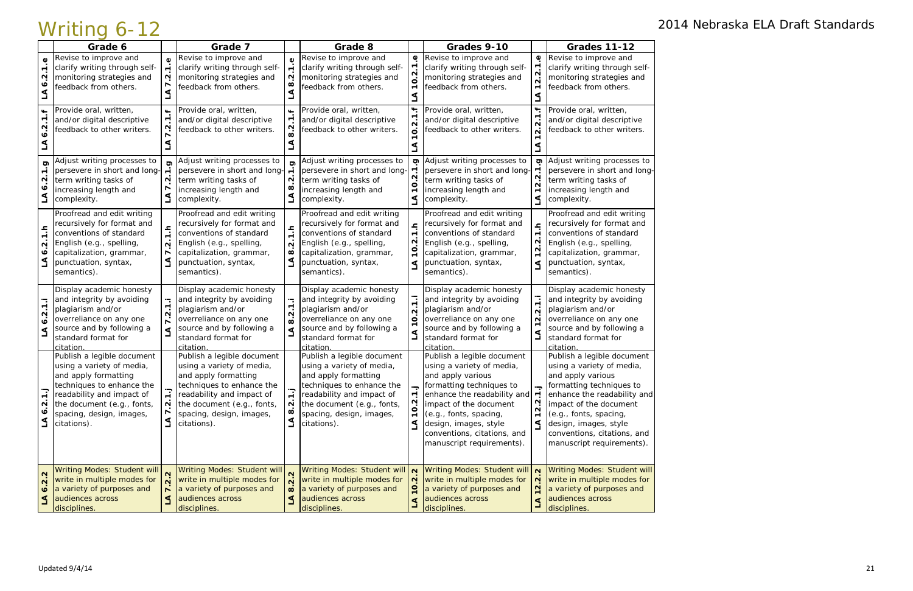# Writing 6-12

2014 Nebraska ELA Draft Standards

| | Grade 6 | | Grade 7 | | Grade 8 | | Grades 9-10 | | Grades 11-12 |
|---|---|---|---|---|---|---|---|---|---|
| LA 6.2.1.e | Revise to improve and clarify writing through self-monitoring strategies and feedback from others. | LA 7.2.1.e | Revise to improve and clarify writing through self-monitoring strategies and feedback from others. | LA 8.2.1.e | Revise to improve and clarify writing through self-monitoring strategies and feedback from others. | LA 10.2.1.e | Revise to improve and clarify writing through self-monitoring strategies and feedback from others. | LA 12.2.1.e | Revise to improve and clarify writing through self-monitoring strategies and feedback from others. |
| LA 6.2.1.f | Provide oral, written, and/or digital descriptive feedback to other writers. | LA 7.2.1.f | Provide oral, written, and/or digital descriptive feedback to other writers. | LA 8.2.1.f | Provide oral, written, and/or digital descriptive feedback to other writers. | LA 10.2.1.f | Provide oral, written, and/or digital descriptive feedback to other writers. | LA 12.2.1.f | Provide oral, written, and/or digital descriptive feedback to other writers. |
| LA 6.2.1.g | Adjust writing processes to persevere in short and long-term writing tasks of increasing length and complexity. | LA 7.2.1.g | Adjust writing processes to persevere in short and long-term writing tasks of increasing length and complexity. | LA 8.2.1.g | Adjust writing processes to persevere in short and long-term writing tasks of increasing length and complexity. | LA 10.2.1.g | Adjust writing processes to persevere in short and long-term writing tasks of increasing length and complexity. | LA 12.2.1.g | Adjust writing processes to persevere in short and long-term writing tasks of increasing length and complexity. |
| LA 6.2.1.h | Proofread and edit writing recursively for format and conventions of standard English (e.g., spelling, capitalization, grammar, punctuation, syntax, semantics). | LA 7.2.1.h | Proofread and edit writing recursively for format and conventions of standard English (e.g., spelling, capitalization, grammar, punctuation, syntax, semantics). | LA 8.2.1.h | Proofread and edit writing recursively for format and conventions of standard English (e.g., spelling, capitalization, grammar, punctuation, syntax, semantics). | LA 10.2.1.h | Proofread and edit writing recursively for format and conventions of standard English (e.g., spelling, capitalization, grammar, punctuation, syntax, semantics). | LA 12.2.1.h | Proofread and edit writing recursively for format and conventions of standard English (e.g., spelling, capitalization, grammar, punctuation, syntax, semantics). |
| LA 6.2.1.i | Display academic honesty and integrity by avoiding plagiarism and/or overreliance on any one source and by following a standard format for citation. | LA 7.2.1.i | Display academic honesty and integrity by avoiding plagiarism and/or overreliance on any one source and by following a standard format for citation. | LA 8.2.1.i | Display academic honesty and integrity by avoiding plagiarism and/or overreliance on any one source and by following a standard format for citation. | LA 10.2.1.i | Display academic honesty and integrity by avoiding plagiarism and/or overreliance on any one source and by following a standard format for citation. | LA 12.2.1.i | Display academic honesty and integrity by avoiding plagiarism and/or overreliance on any one source and by following a standard format for citation. |
| LA 6.2.1.j | Publish a legible document using a variety of media, and apply formatting techniques to enhance the readability and impact of the document (e.g., fonts, spacing, design, images, citations). | LA 7.2.1.j | Publish a legible document using a variety of media, and apply formatting techniques to enhance the readability and impact of the document (e.g., fonts, spacing, design, images, citations). | LA 8.2.1.j | Publish a legible document using a variety of media, and apply formatting techniques to enhance the readability and impact of the document (e.g., fonts, spacing, design, images, citations). | LA 10.2.1.j | Publish a legible document using a variety of media, and apply various formatting techniques to enhance the readability and impact of the document (e.g., fonts, spacing, design, images, style conventions, citations, and manuscript requirements). | LA 12.2.1.j | Publish a legible document using a variety of media, and apply various formatting techniques to enhance the readability and impact of the document (e.g., fonts, spacing, design, images, style conventions, citations, and manuscript requirements). |
| LA 6.2.2 | Writing Modes: Student will write in multiple modes for a variety of purposes and audiences across disciplines. | LA 7.2.2 | Writing Modes: Student will write in multiple modes for a variety of purposes and audiences across disciplines. | LA 8.2.2 | Writing Modes: Student will write in multiple modes for a variety of purposes and audiences across disciplines. | LA 10.2.2 | Writing Modes: Student will write in multiple modes for a variety of purposes and audiences across disciplines. | LA 12.2.2 | Writing Modes: Student will write in multiple modes for a variety of purposes and audiences across disciplines. |

Updated 9/4/14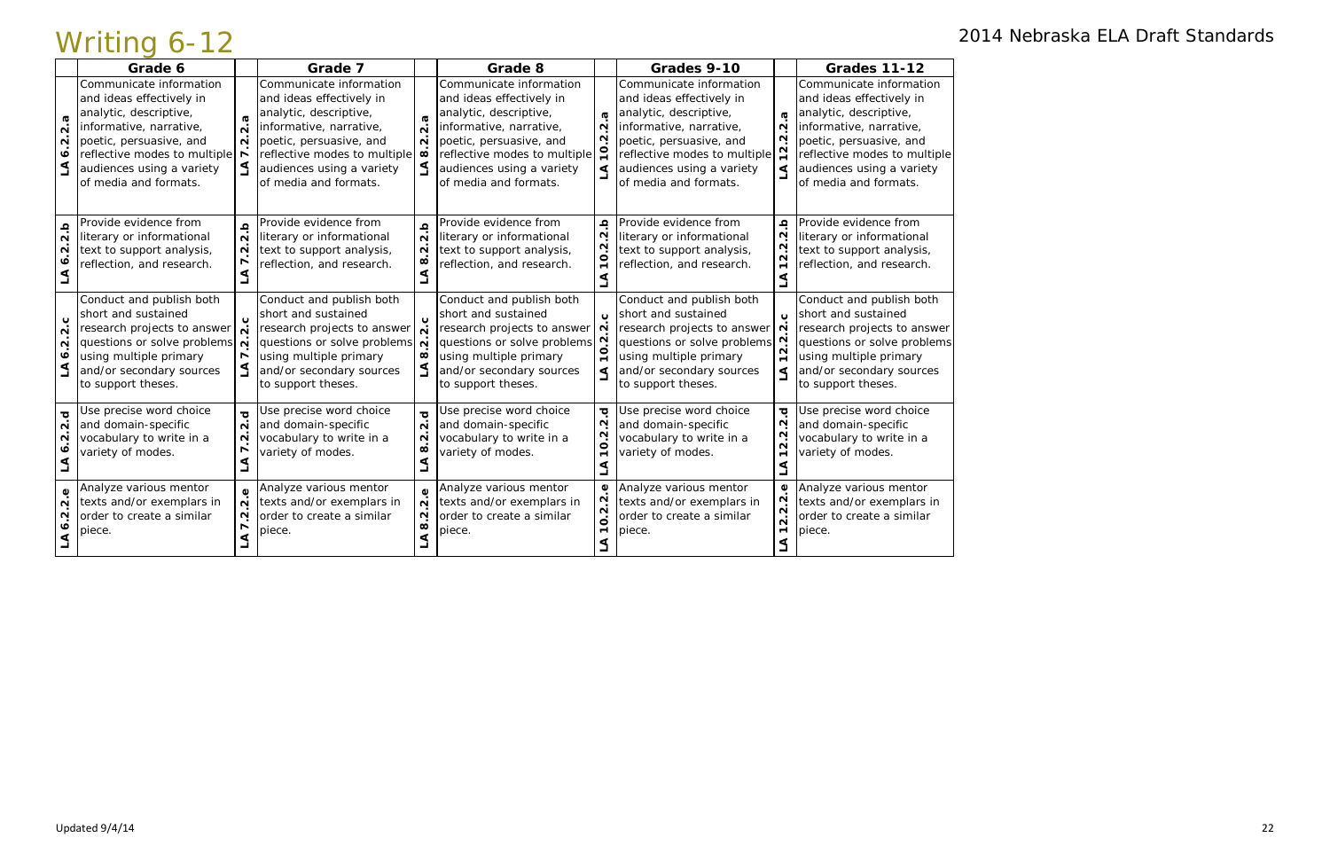# Writing 6-12

2014 Nebraska ELA Draft Standards

| | Grade 6 | | Grade 7 | | Grade 8 | | Grades 9-10 | | Grades 11-12 |
|---|---|---|---|---|---|---|---|---|---|
| LA 6.2.2.a | Communicate information and ideas effectively in analytic, descriptive, informative, narrative, poetic, persuasive, and reflective modes to multiple audiences using a variety of media and formats. | LA 7.2.2.a | Communicate information and ideas effectively in analytic, descriptive, informative, narrative, poetic, persuasive, and reflective modes to multiple audiences using a variety of media and formats. | LA 8.2.2.a | Communicate information and ideas effectively in analytic, descriptive, informative, narrative, poetic, persuasive, and reflective modes to multiple audiences using a variety of media and formats. | LA 10.2.2.a | Communicate information and ideas effectively in analytic, descriptive, informative, narrative, poetic, persuasive, and reflective modes to multiple audiences using a variety of media and formats. | LA 12.2.2.a | Communicate information and ideas effectively in analytic, descriptive, informative, narrative, poetic, persuasive, and reflective modes to multiple audiences using a variety of media and formats. |
| LA 6.2.2.b | Provide evidence from literary or informational text to support analysis, reflection, and research. | LA 7.2.2.b | Provide evidence from literary or informational text to support analysis, reflection, and research. | LA 8.2.2.b | Provide evidence from literary or informational text to support analysis, reflection, and research. | LA 10.2.2.b | Provide evidence from literary or informational text to support analysis, reflection, and research. | LA 12.2.2.b | Provide evidence from literary or informational text to support analysis, reflection, and research. |
| LA 6.2.2.c | Conduct and publish both short and sustained research projects to answer questions or solve problems using multiple primary and/or secondary sources to support theses. | LA 7.2.2.c | Conduct and publish both short and sustained research projects to answer questions or solve problems using multiple primary and/or secondary sources to support theses. | LA 8.2.2.c | Conduct and publish both short and sustained research projects to answer questions or solve problems using multiple primary and/or secondary sources to support theses. | LA 10.2.2.c | Conduct and publish both short and sustained research projects to answer questions or solve problems using multiple primary and/or secondary sources to support theses. | LA 12.2.2.c | Conduct and publish both short and sustained research projects to answer questions or solve problems using multiple primary and/or secondary sources to support theses. |
| LA 6.2.2.d | Use precise word choice and domain-specific vocabulary to write in a variety of modes. | LA 7.2.2.d | Use precise word choice and domain-specific vocabulary to write in a variety of modes. | LA 8.2.2.d | Use precise word choice and domain-specific vocabulary to write in a variety of modes. | LA 10.2.2.d | Use precise word choice and domain-specific vocabulary to write in a variety of modes. | LA 12.2.2.d | Use precise word choice and domain-specific vocabulary to write in a variety of modes. |
| LA 6.2.2.e | Analyze various mentor texts and/or exemplars in order to create a similar piece. | LA 7.2.2.e | Analyze various mentor texts and/or exemplars in order to create a similar piece. | LA 8.2.2.e | Analyze various mentor texts and/or exemplars in order to create a similar piece. | LA 10.2.2.e | Analyze various mentor texts and/or exemplars in order to create a similar piece. | LA 12.2.2.e | Analyze various mentor texts and/or exemplars in order to create a similar piece. |

Updated 9/4/14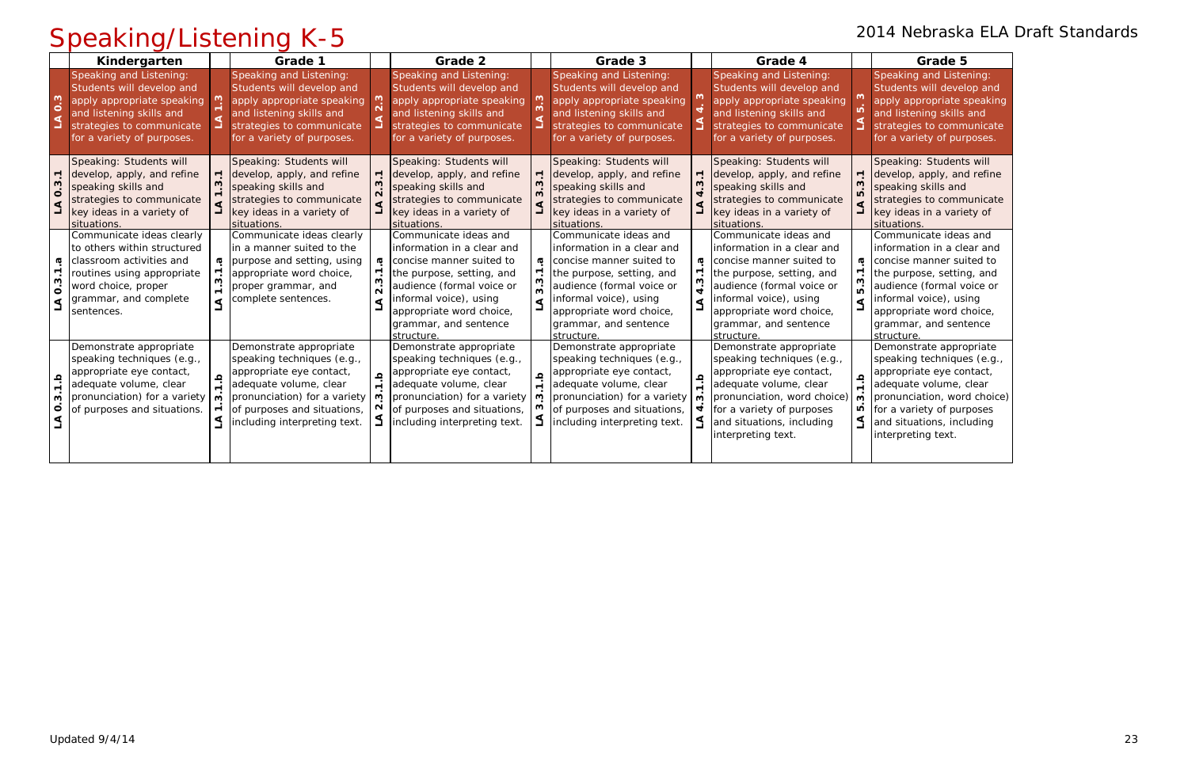# Speaking/Listening K-5

2014 Nebraska ELA Draft Standards

| | Kindergarten | | Grade 1 | | Grade 2 | | Grade 3 | | Grade 4 | | Grade 5 |
|---|---|---|---|---|---|---|---|---|---|---|---|
| LA 0.3 | Speaking and Listening: Students will develop and apply appropriate speaking and listening skills and strategies to communicate for a variety of purposes. | LA 1.3 | Speaking and Listening: Students will develop and apply appropriate speaking and listening skills and strategies to communicate for a variety of purposes. | LA 2.3 | Speaking and Listening: Students will develop and apply appropriate speaking and listening skills and strategies to communicate for a variety of purposes. | LA 3.3 | Speaking and Listening: Students will develop and apply appropriate speaking and listening skills and strategies to communicate for a variety of purposes. | LA 4. 3 | Speaking and Listening: Students will develop and apply appropriate speaking and listening skills and strategies to communicate for a variety of purposes. | LA 5. 3 | Speaking and Listening: Students will develop and apply appropriate speaking and listening skills and strategies to communicate for a variety of purposes. |
| LA 0.3.1 | Speaking: Students will develop, apply, and refine speaking skills and strategies to communicate key ideas in a variety of situations. | LA 1.3.1 | Speaking: Students will develop, apply, and refine speaking skills and strategies to communicate key ideas in a variety of situations. | LA 2.3.1 | Speaking: Students will develop, apply, and refine speaking skills and strategies to communicate key ideas in a variety of situations. | LA 3.3.1 | Speaking: Students will develop, apply, and refine speaking skills and strategies to communicate key ideas in a variety of situations. | LA 4.3.1 | Speaking: Students will develop, apply, and refine speaking skills and strategies to communicate key ideas in a variety of situations. | LA 5.3.1 | Speaking: Students will develop, apply, and refine speaking skills and strategies to communicate key ideas in a variety of situations. |
| LA 0.3.1.a | Communicate ideas clearly to others within structured classroom activities and routines using appropriate word choice, proper grammar, and complete sentences. | LA 1.3.1.a | Communicate ideas clearly in a manner suited to the purpose and setting, using appropriate word choice, proper grammar, and complete sentences. | LA 2.3.1.a | Communicate ideas and information in a clear and concise manner suited to the purpose, setting, and audience (formal voice or informal voice), using appropriate word choice, grammar, and sentence structure. | LA 3.3.1.a | Communicate ideas and information in a clear and concise manner suited to the purpose, setting, and audience (formal voice or informal voice), using appropriate word choice, grammar, and sentence structure. | LA 4.3.1.a | Communicate ideas and information in a clear and concise manner suited to the purpose, setting, and audience (formal voice or informal voice), using appropriate word choice, grammar, and sentence structure. | LA 5.3.1.a | Communicate ideas and information in a clear and concise manner suited to the purpose, setting, and audience (formal voice or informal voice), using appropriate word choice, grammar, and sentence structure. |
| LA 0.3.1.b | Demonstrate appropriate speaking techniques (e.g., appropriate eye contact, adequate volume, clear pronunciation) for a variety of purposes and situations. | LA 1.3.1.b | Demonstrate appropriate speaking techniques (e.g., appropriate eye contact, adequate volume, clear pronunciation) for a variety of purposes and situations, including interpreting text. | LA 2.3.1.b | Demonstrate appropriate speaking techniques (e.g., appropriate eye contact, adequate volume, clear pronunciation) for a variety of purposes and situations, including interpreting text. | LA 3.3.1.b | Demonstrate appropriate speaking techniques (e.g., appropriate eye contact, adequate volume, clear pronunciation) for a variety of purposes and situations, including interpreting text. | LA 4.3.1.b | Demonstrate appropriate speaking techniques (e.g., appropriate eye contact, adequate volume, clear pronunciation, word choice) for a variety of purposes and situations, including interpreting text. | LA 5.3.1.b | Demonstrate appropriate speaking techniques (e.g., appropriate eye contact, adequate volume, clear pronunciation, word choice) for a variety of purposes and situations, including interpreting text. |

Updated 9/4/14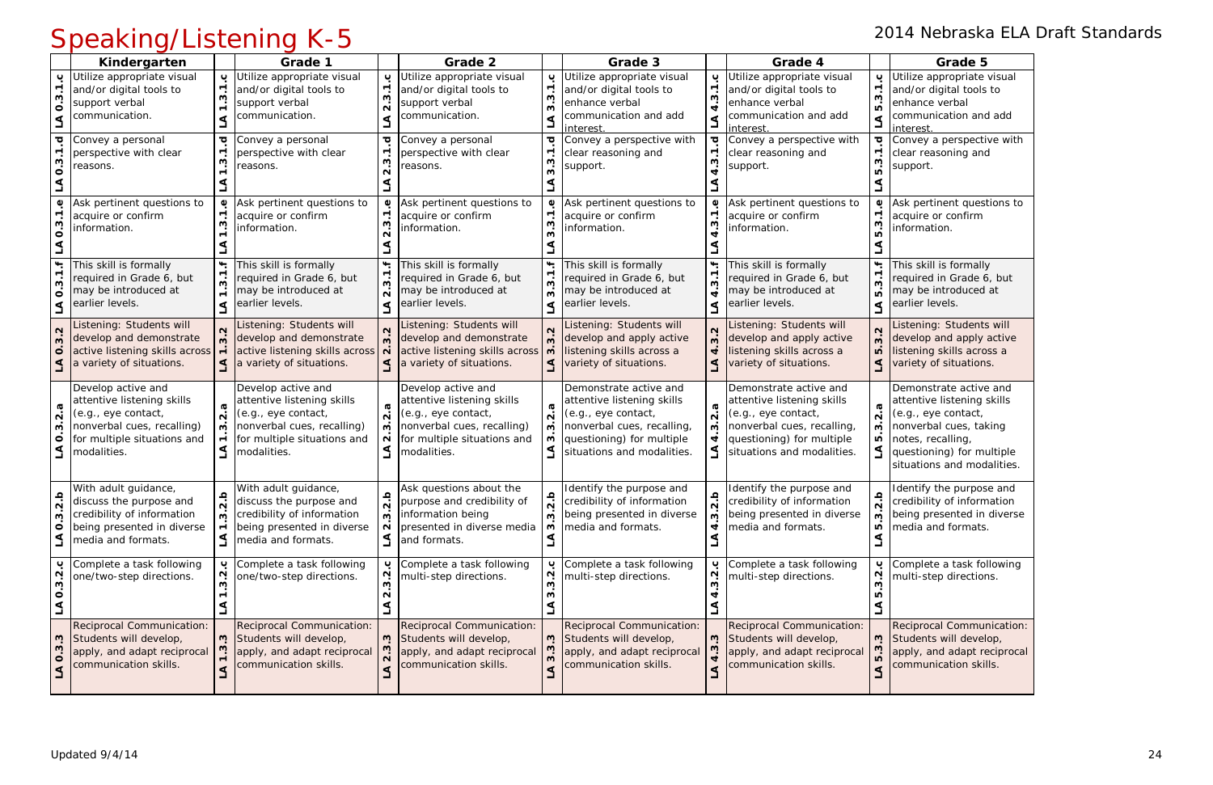# Speaking/Listening K-5

2014 Nebraska ELA Draft Standards

| | Kindergarten | | Grade 1 | | Grade 2 | | Grade 3 | | Grade 4 | | Grade 5 |
|---|---|---|---|---|---|---|---|---|---|---|---|
| LA 0.3.1.c | Utilize appropriate visual and/or digital tools to support verbal communication. | LA 1.3.1.c | Utilize appropriate visual and/or digital tools to support verbal communication. | LA 2.3.1.c | Utilize appropriate visual and/or digital tools to support verbal communication. | LA 3.3.1.c | Utilize appropriate visual and/or digital tools to enhance verbal communication and add interest. | LA 4.3.1.c | Utilize appropriate visual and/or digital tools to enhance verbal communication and add interest. | LA 5.3.1.c | Utilize appropriate visual and/or digital tools to enhance verbal communication and add interest. |
| LA 0.3.1.d | Convey a personal perspective with clear reasons. | LA 1.3.1.d | Convey a personal perspective with clear reasons. | LA 2.3.1.d | Convey a personal perspective with clear reasons. | LA 3.3.1.d | Convey a perspective with clear reasoning and support. | LA 4.3.1.d | Convey a perspective with clear reasoning and support. | LA 5.3.1.d | Convey a perspective with clear reasoning and support. |
| LA 0.3.1.e | Ask pertinent questions to acquire or confirm information. | LA 1.3.1.e | Ask pertinent questions to acquire or confirm information. | LA 2.3.1.e | Ask pertinent questions to acquire or confirm information. | LA 3.3.1.e | Ask pertinent questions to acquire or confirm information. | LA 4.3.1.e | Ask pertinent questions to acquire or confirm information. | LA 5.3.1.e | Ask pertinent questions to acquire or confirm information. |
| LA 0.3.1.f | This skill is formally required in Grade 6, but may be introduced at earlier levels. | LA 1.3.1.f | This skill is formally required in Grade 6, but may be introduced at earlier levels. | LA 2.3.1.f | This skill is formally required in Grade 6, but may be introduced at earlier levels. | LA 3.3.1.f | This skill is formally required in Grade 6, but may be introduced at earlier levels. | LA 4.3.1.f | This skill is formally required in Grade 6, but may be introduced at earlier levels. | LA 5.3.1.f | This skill is formally required in Grade 6, but may be introduced at earlier levels. |
| LA 0.3.2 | Listening: Students will develop and demonstrate active listening skills across a variety of situations. | LA 1.3.2 | Listening: Students will develop and demonstrate active listening skills across a variety of situations. | LA 2.3.2 | Listening: Students will develop and demonstrate active listening skills across a variety of situations. | LA 3.3.2 | Listening: Students will develop and apply active listening skills across a variety of situations. | LA 4.3.2 | Listening: Students will develop and apply active listening skills across a variety of situations. | LA 5.3.2 | Listening: Students will develop and apply active listening skills across a variety of situations. |
| LA 0.3.2.a | Develop active and attentive listening skills (e.g., eye contact, nonverbal cues, recalling) for multiple situations and modalities. | LA 1.3.2.a | Develop active and attentive listening skills (e.g., eye contact, nonverbal cues, recalling) for multiple situations and modalities. | LA 2.3.2.a | Develop active and attentive listening skills (e.g., eye contact, nonverbal cues, recalling) for multiple situations and modalities. | LA 3.3.2.a | Demonstrate active and attentive listening skills (e.g., eye contact, nonverbal cues, recalling, questioning) for multiple situations and modalities. | LA 4.3.2.a | Demonstrate active and attentive listening skills (e.g., eye contact, nonverbal cues, recalling, questioning) for multiple situations and modalities. | LA 5.3.2.a | Demonstrate active and attentive listening skills (e.g., eye contact, nonverbal cues, taking notes, recalling, questioning) for multiple situations and modalities. |
| LA 0.3.2.b | With adult guidance, discuss the purpose and credibility of information being presented in diverse media and formats. | LA 1.3.2.b | With adult guidance, discuss the purpose and credibility of information being presented in diverse media and formats. | LA 2.3.2.b | Ask questions about the purpose and credibility of information being presented in diverse media and formats. | LA 3.3.2.b | Identify the purpose and credibility of information being presented in diverse media and formats. | LA 4.3.2.b | Identify the purpose and credibility of information being presented in diverse media and formats. | LA 5.3.2.b | Identify the purpose and credibility of information being presented in diverse media and formats. |
| LA 0.3.2.c | Complete a task following one/two-step directions. | LA 1.3.2.c | Complete a task following one/two-step directions. | LA 2.3.2.c | Complete a task following multi-step directions. | LA 3.3.2.c | Complete a task following multi-step directions. | LA 4.3.2.c | Complete a task following multi-step directions. | LA 5.3.2.c | Complete a task following multi-step directions. |
| LA 0.3.3 | Reciprocal Communication: Students will develop, apply, and adapt reciprocal communication skills. | LA 1.3.3 | Reciprocal Communication: Students will develop, apply, and adapt reciprocal communication skills. | LA 2.3.3 | Reciprocal Communication: Students will develop, apply, and adapt reciprocal communication skills. | LA 3.3.3 | Reciprocal Communication: Students will develop, apply, and adapt reciprocal communication skills. | LA 4.3.3 | Reciprocal Communication: Students will develop, apply, and adapt reciprocal communication skills. | LA 5.3.3 | Reciprocal Communication: Students will develop, apply, and adapt reciprocal communication skills. |

Updated 9/4/14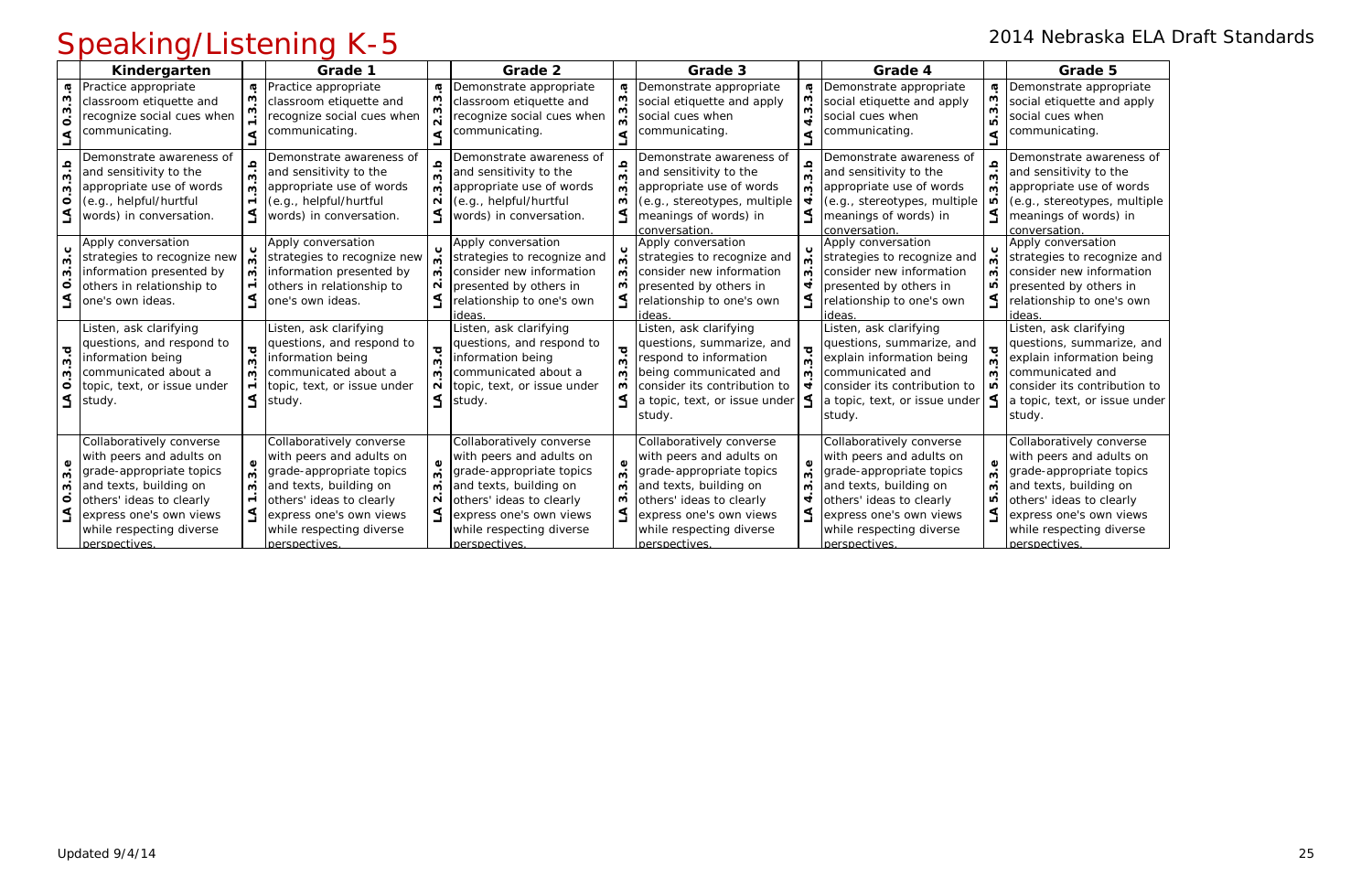# Speaking/Listening K-5

2014 Nebraska ELA Draft Standards

| | Kindergarten | | Grade 1 | | Grade 2 | | Grade 3 | | Grade 4 | | Grade 5 |
|---|---|---|---|---|---|---|---|---|---|---|---|
| LA 0.3.3.a | Practice appropriate classroom etiquette and recognize social cues when communicating. | LA 1.3.3.a | Practice appropriate classroom etiquette and recognize social cues when communicating. | LA 2.3.3.a | Demonstrate appropriate classroom etiquette and recognize social cues when communicating. | LA 3.3.3.a | Demonstrate appropriate social etiquette and apply social cues when communicating. | LA 4.3.3.a | Demonstrate appropriate social etiquette and apply social cues when communicating. | LA 5.3.3.a | Demonstrate appropriate social etiquette and apply social cues when communicating. |
| LA 0.3.3.b | Demonstrate awareness of and sensitivity to the appropriate use of words (e.g., helpful/hurtful words) in conversation. | LA 1.3.3.b | Demonstrate awareness of and sensitivity to the appropriate use of words (e.g., helpful/hurtful words) in conversation. | LA 2.3.3.b | Demonstrate awareness of and sensitivity to the appropriate use of words (e.g., helpful/hurtful words) in conversation. | LA 3.3.3.b | Demonstrate awareness of and sensitivity to the appropriate use of words (e.g., stereotypes, multiple meanings of words) in conversation. | LA 4.3.3.b | Demonstrate awareness of and sensitivity to the appropriate use of words (e.g., stereotypes, multiple meanings of words) in conversation. | LA 5.3.3.b | Demonstrate awareness of and sensitivity to the appropriate use of words (e.g., stereotypes, multiple meanings of words) in conversation. |
| LA 0.3.3.c | Apply conversation strategies to recognize new information presented by others in relationship to one's own ideas. | LA 1.3.3.c | Apply conversation strategies to recognize new information presented by others in relationship to one's own ideas. | LA 2.3.3.c | Apply conversation strategies to recognize and consider new information presented by others in relationship to one's own ideas. | LA 3.3.3.c | Apply conversation strategies to recognize and consider new information presented by others in relationship to one's own ideas. | LA 4.3.3.c | Apply conversation strategies to recognize and consider new information presented by others in relationship to one's own ideas. | LA 5.3.3.c | Apply conversation strategies to recognize and consider new information presented by others in relationship to one's own ideas. |
| LA 0.3.3.d | Listen, ask clarifying questions, and respond to information being communicated about a topic, text, or issue under study. | LA 1.3.3.d | Listen, ask clarifying questions, and respond to information being communicated about a topic, text, or issue under study. | LA 2.3.3.d | Listen, ask clarifying questions, and respond to information being communicated about a topic, text, or issue under study. | LA 3.3.3.d | Listen, ask clarifying questions, summarize, and respond to information being communicated and consider its contribution to a topic, text, or issue under study. | LA 4.3.3.d | Listen, ask clarifying questions, summarize, and explain information being communicated and consider its contribution to a topic, text, or issue under study. | LA 5.3.3.d | Listen, ask clarifying questions, summarize, and explain information being communicated and consider its contribution to a topic, text, or issue under study. |
| LA 0.3.3.e | Collaboratively converse with peers and adults on grade-appropriate topics and texts, building on others' ideas to clearly express one's own views while respecting diverse perspectives. | LA 1.3.3.e | Collaboratively converse with peers and adults on grade-appropriate topics and texts, building on others' ideas to clearly express one's own views while respecting diverse perspectives. | LA 2.3.3.e | Collaboratively converse with peers and adults on grade-appropriate topics and texts, building on others' ideas to clearly express one's own views while respecting diverse perspectives. | LA 3.3.3.e | Collaboratively converse with peers and adults on grade-appropriate topics and texts, building on others' ideas to clearly express one's own views while respecting diverse perspectives. | LA 4.3.3.e | Collaboratively converse with peers and adults on grade-appropriate topics and texts, building on others' ideas to clearly express one's own views while respecting diverse perspectives. | LA 5.3.3.e | Collaboratively converse with peers and adults on grade-appropriate topics and texts, building on others' ideas to clearly express one's own views while respecting diverse perspectives. |

Updated 9/4/14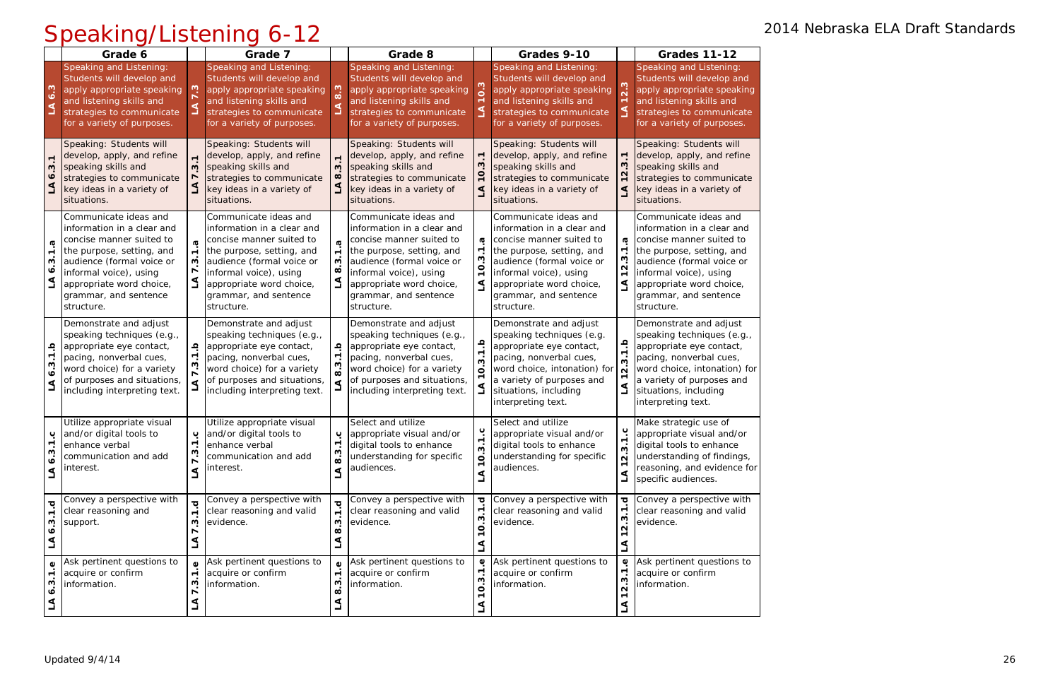# Speaking/Listening 6-12

2014 Nebraska ELA Draft Standards

| | Grade 6 | | Grade 7 | | Grade 8 | | Grades 9-10 | | Grades 11-12 |
|---|---|---|---|---|---|---|---|---|---|
| LA 6.3 | Speaking and Listening: Students will develop and apply appropriate speaking and listening skills and strategies to communicate for a variety of purposes. | LA 7.3 | Speaking and Listening: Students will develop and apply appropriate speaking and listening skills and strategies to communicate for a variety of purposes. | LA 8.3 | Speaking and Listening: Students will develop and apply appropriate speaking and listening skills and strategies to communicate for a variety of purposes. | LA 10.3 | Speaking and Listening: Students will develop and apply appropriate speaking and listening skills and strategies to communicate for a variety of purposes. | LA 12.3 | Speaking and Listening: Students will develop and apply appropriate speaking and listening skills and strategies to communicate for a variety of purposes. |
| LA 6.3.1 | Speaking: Students will develop, apply, and refine speaking skills and strategies to communicate key ideas in a variety of situations. | LA 7.3.1 | Speaking: Students will develop, apply, and refine speaking skills and strategies to communicate key ideas in a variety of situations. | LA 8.3.1 | Speaking: Students will develop, apply, and refine speaking skills and strategies to communicate key ideas in a variety of situations. | LA 10.3.1 | Speaking: Students will develop, apply, and refine speaking skills and strategies to communicate key ideas in a variety of situations. | LA 12.3.1 | Speaking: Students will develop, apply, and refine speaking skills and strategies to communicate key ideas in a variety of situations. |
| LA 6.3.1.a | Communicate ideas and information in a clear and concise manner suited to the purpose, setting, and audience (formal voice or informal voice), using appropriate word choice, grammar, and sentence structure. | LA 7.3.1.a | Communicate ideas and information in a clear and concise manner suited to the purpose, setting, and audience (formal voice or informal voice), using appropriate word choice, grammar, and sentence structure. | LA 8.3.1.a | Communicate ideas and information in a clear and concise manner suited to the purpose, setting, and audience (formal voice or informal voice), using appropriate word choice, grammar, and sentence structure. | LA 10.3.1.a | Communicate ideas and information in a clear and concise manner suited to the purpose, setting, and audience (formal voice or informal voice), using appropriate word choice, grammar, and sentence structure. | LA 12.3.1.a | Communicate ideas and information in a clear and concise manner suited to the purpose, setting, and audience (formal voice or informal voice), using appropriate word choice, grammar, and sentence structure. |
| LA 6.3.1.b | Demonstrate and adjust speaking techniques (e.g., appropriate eye contact, pacing, nonverbal cues, word choice) for a variety of purposes and situations, including interpreting text. | LA 7.3.1.b | Demonstrate and adjust speaking techniques (e.g., appropriate eye contact, pacing, nonverbal cues, word choice) for a variety of purposes and situations, including interpreting text. | LA 8.3.1.b | Demonstrate and adjust speaking techniques (e.g., appropriate eye contact, pacing, nonverbal cues, word choice) for a variety of purposes and situations, including interpreting text. | LA 10.3.1.b | Demonstrate and adjust speaking techniques (e.g. appropriate eye contact, pacing, nonverbal cues, word choice, intonation) for a variety of purposes and situations, including interpreting text. | LA 12.3.1.b | Demonstrate and adjust speaking techniques (e.g., appropriate eye contact, pacing, nonverbal cues, word choice, intonation) for a variety of purposes and situations, including interpreting text. |
| LA 6.3.1.c | Utilize appropriate visual and/or digital tools to enhance verbal communication and add interest. | LA 7.3.1.c | Utilize appropriate visual and/or digital tools to enhance verbal communication and add interest. | LA 8.3.1.c | Select and utilize appropriate visual and/or digital tools to enhance understanding for specific audiences. | LA 10.3.1.c | Select and utilize appropriate visual and/or digital tools to enhance understanding for specific audiences. | LA 12.3.1.c | Make strategic use of appropriate visual and/or digital tools to enhance understanding of findings, reasoning, and evidence for specific audiences. |
| LA 6.3.1.d | Convey a perspective with clear reasoning and support. | LA 7.3.1.d | Convey a perspective with clear reasoning and valid evidence. | LA 8.3.1.d | Convey a perspective with clear reasoning and valid evidence. | LA 10.3.1.d | Convey a perspective with clear reasoning and valid evidence. | LA 12.3.1.d | Convey a perspective with clear reasoning and valid evidence. |
| LA 6.3.1.e | Ask pertinent questions to acquire or confirm information. | LA 7.3.1.e | Ask pertinent questions to acquire or confirm information. | LA 8.3.1.e | Ask pertinent questions to acquire or confirm information. | LA 10.3.1.e | Ask pertinent questions to acquire or confirm information. | LA 12.3.1.e | Ask pertinent questions to acquire or confirm information. |

Updated 9/4/14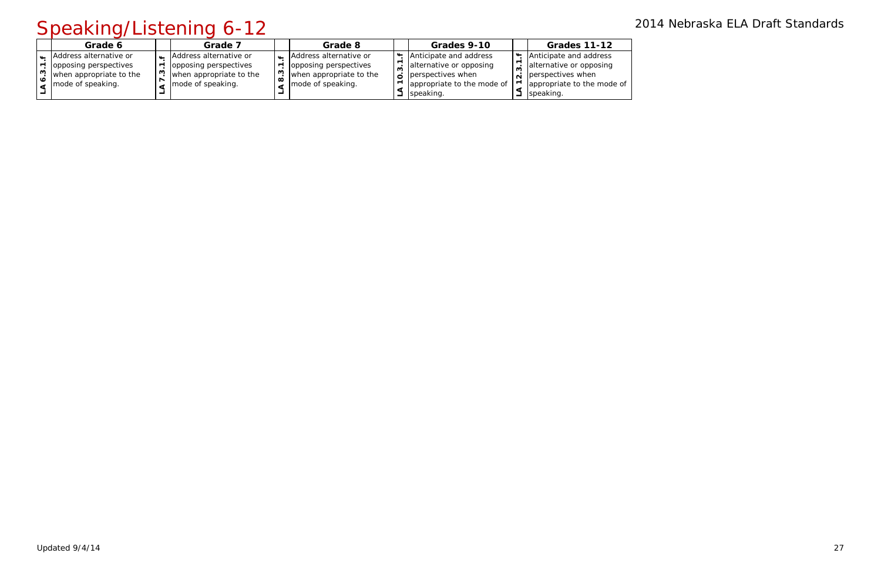# Speaking/Listening 6-12

| | Grade 6 | | Grade 7 | | Grade 8 | | Grades 9-10 | | Grades 11-12 |
|---|---|---|---|---|---|---|---|---|---|
| **LA 6.3.1.f** | Address alternative or opposing perspectives when appropriate to the mode of speaking. | **LA 7.3.1.f** | Address alternative or opposing perspectives when appropriate to the mode of speaking. | **LA 8.3.1.f** | Address alternative or opposing perspectives when appropriate to the mode of speaking. | **LA 10.3.1.f** | Anticipate and address alternative or opposing perspectives when appropriate to the mode of speaking. | **LA 12.3.1.f** | Anticipate and address alternative or opposing perspectives when appropriate to the mode of speaking. |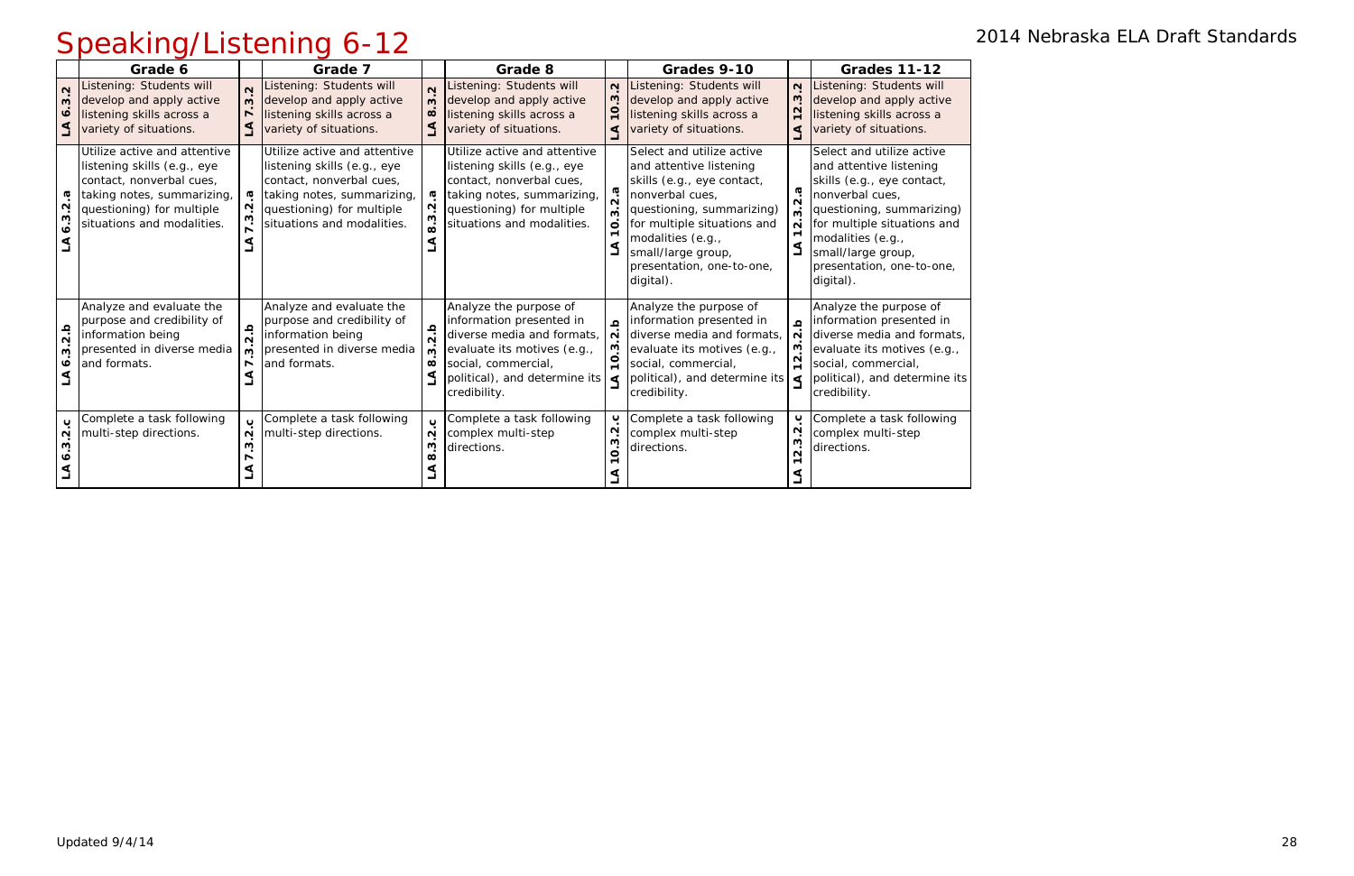# Speaking/Listening 6-12

2014 Nebraska ELA Draft Standards

| | Grade 6 | | Grade 7 | | Grade 8 | | Grades 9-10 | | Grades 11-12 |
|---|---|---|---|---|---|---|---|---|---|
| LA 6.3.2 | Listening: Students will develop and apply active listening skills across a variety of situations. | LA 7.3.2 | Listening: Students will develop and apply active listening skills across a variety of situations. | LA 8.3.2 | Listening: Students will develop and apply active listening skills across a variety of situations. | LA 10.3.2 | Listening: Students will develop and apply active listening skills across a variety of situations. | LA 12.3.2 | Listening: Students will develop and apply active listening skills across a variety of situations. |
| LA 6.3.2.a | Utilize active and attentive listening skills (e.g., eye contact, nonverbal cues, taking notes, summarizing, questioning) for multiple situations and modalities. | LA 7.3.2.a | Utilize active and attentive listening skills (e.g., eye contact, nonverbal cues, taking notes, summarizing, questioning) for multiple situations and modalities. | LA 8.3.2.a | Utilize active and attentive listening skills (e.g., eye contact, nonverbal cues, taking notes, summarizing, questioning) for multiple situations and modalities. | LA 10.3.2.a | Select and utilize active and attentive listening skills (e.g., eye contact, nonverbal cues, questioning, summarizing) for multiple situations and modalities (e.g., small/large group, presentation, one-to-one, digital). | LA 12.3.2.a | Select and utilize active and attentive listening skills (e.g., eye contact, nonverbal cues, questioning, summarizing) for multiple situations and modalities (e.g., small/large group, presentation, one-to-one, digital). |
| LA 6.3.2.b | Analyze and evaluate the purpose and credibility of information being presented in diverse media and formats. | LA 7.3.2.b | Analyze and evaluate the purpose and credibility of information being presented in diverse media and formats. | LA 8.3.2.b | Analyze the purpose of information presented in diverse media and formats, evaluate its motives (e.g., social, commercial, political), and determine its credibility. | LA 10.3.2.b | Analyze the purpose of information presented in diverse media and formats, evaluate its motives (e.g., social, commercial, political), and determine its credibility. | LA 12.3.2.b | Analyze the purpose of information presented in diverse media and formats, evaluate its motives (e.g., social, commercial, political), and determine its credibility. |
| LA 6.3.2.c | Complete a task following multi-step directions. | LA 7.3.2.c | Complete a task following multi-step directions. | LA 8.3.2.c | Complete a task following complex multi-step directions. | LA 10.3.2.c | Complete a task following complex multi-step directions. | LA 12.3.2.c | Complete a task following complex multi-step directions. |

Updated 9/4/14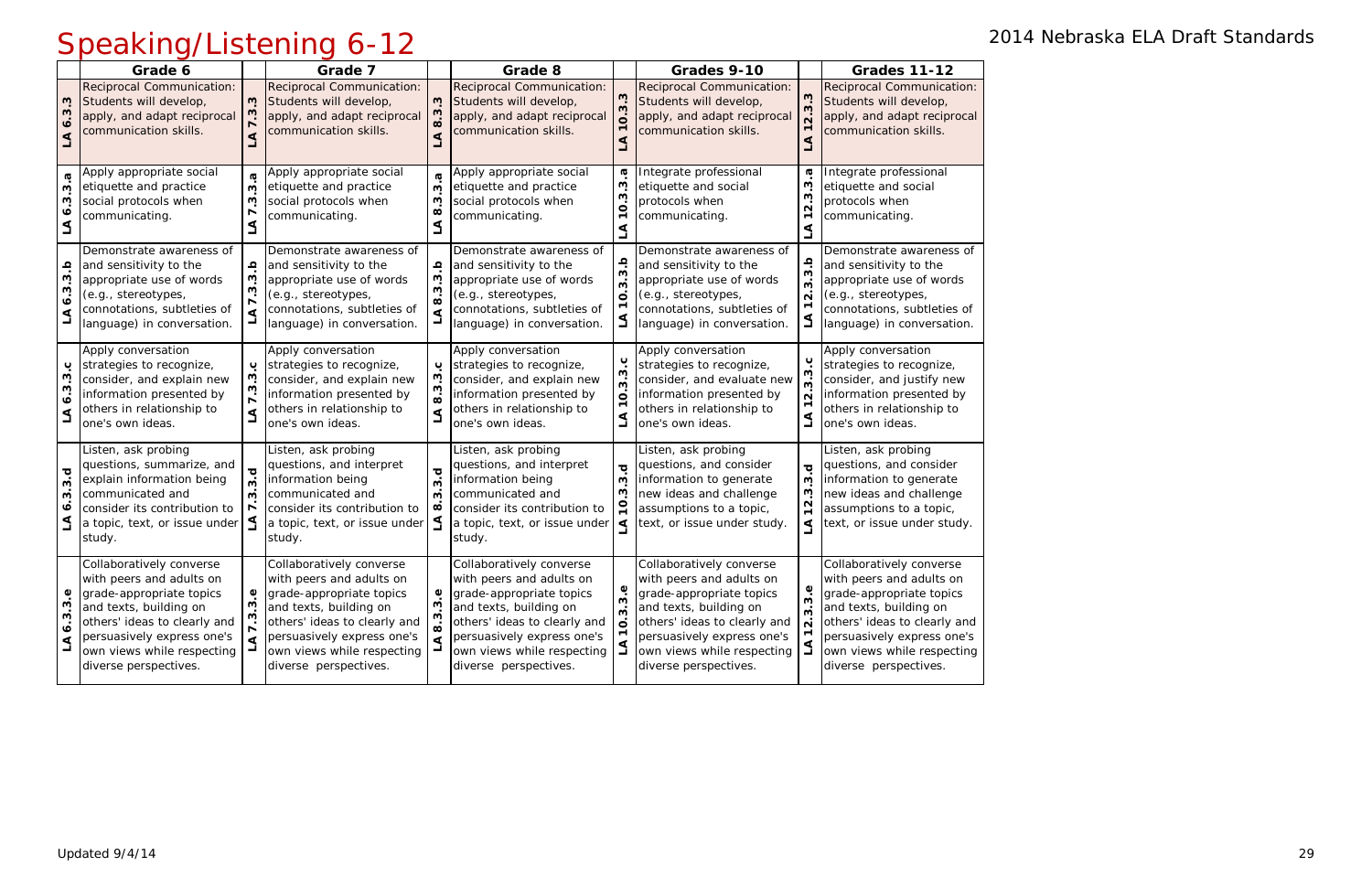# Speaking/Listening 6-12

2014 Nebraska ELA Draft Standards

| | Grade 6 | | Grade 7 | | Grade 8 | | Grades 9-10 | | Grades 11-12 |
|---|---|---|---|---|---|---|---|---|---|
| LA 6.3.3 | Reciprocal Communication: Students will develop, apply, and adapt reciprocal communication skills. | LA 7.3.3 | Reciprocal Communication: Students will develop, apply, and adapt reciprocal communication skills. | LA 8.3.3 | Reciprocal Communication: Students will develop, apply, and adapt reciprocal communication skills. | LA 10.3.3 | Reciprocal Communication: Students will develop, apply, and adapt reciprocal communication skills. | LA 12.3.3 | Reciprocal Communication: Students will develop, apply, and adapt reciprocal communication skills. |
| LA 6.3.3.a | Apply appropriate social etiquette and practice social protocols when communicating. | LA 7.3.3.a | Apply appropriate social etiquette and practice social protocols when communicating. | LA 8.3.3.a | Apply appropriate social etiquette and practice social protocols when communicating. | LA 10.3.3.a | Integrate professional etiquette and social protocols when communicating. | LA 12.3.3.a | Integrate professional etiquette and social protocols when communicating. |
| LA 6.3.3.b | Demonstrate awareness of and sensitivity to the appropriate use of words (e.g., stereotypes, connotations, subtleties of language) in conversation. | LA 7.3.3.b | Demonstrate awareness of and sensitivity to the appropriate use of words (e.g., stereotypes, connotations, subtleties of language) in conversation. | LA 8.3.3.b | Demonstrate awareness of and sensitivity to the appropriate use of words (e.g., stereotypes, connotations, subtleties of language) in conversation. | LA 10.3.3.b | Demonstrate awareness of and sensitivity to the appropriate use of words (e.g., stereotypes, connotations, subtleties of language) in conversation. | LA 12.3.3.b | Demonstrate awareness of and sensitivity to the appropriate use of words (e.g., stereotypes, connotations, subtleties of language) in conversation. |
| LA 6.3.3.c | Apply conversation strategies to recognize, consider, and explain new information presented by others in relationship to one's own ideas. | LA 7.3.3.c | Apply conversation strategies to recognize, consider, and explain new information presented by others in relationship to one's own ideas. | LA 8.3.3.c | Apply conversation strategies to recognize, consider, and explain new information presented by others in relationship to one's own ideas. | LA 10.3.3.c | Apply conversation strategies to recognize, consider, and evaluate new information presented by others in relationship to one's own ideas. | LA 12.3.3.c | Apply conversation strategies to recognize, consider, and justify new information presented by others in relationship to one's own ideas. |
| LA 6.3.3.d | Listen, ask probing questions, summarize, and explain information being communicated and consider its contribution to a topic, text, or issue under study. | LA 7.3.3.d | Listen, ask probing questions, and interpret information being communicated and consider its contribution to a topic, text, or issue under study. | LA 8.3.3.d | Listen, ask probing questions, and interpret information being communicated and consider its contribution to a topic, text, or issue under study. | LA 10.3.3.d | Listen, ask probing questions and consider information to generate new ideas and challenge assumptions to a topic, text, or issue under study. | LA 12.3.3.d | Listen, ask probing questions, and consider information to generate new ideas and challenge assumptions to a topic, text, or issue under study. |
| LA 6.3.3.e | Collaboratively converse with peers and adults on grade-appropriate topics and texts, building on others' ideas to clearly and persuasively express one's own views while respecting diverse perspectives. | LA 7.3.3.e | Collaboratively converse with peers and adults on grade-appropriate topics and texts, building on others' ideas to clearly and persuasively express one's own views while respecting diverse perspectives. | LA 8.3.3.e | Collaboratively converse with peers and adults on grade-appropriate topics and texts, building on others' ideas to clearly and persuasively express one's own views while respecting diverse perspectives. | LA 10.3.3.e | Collaboratively converse with peers and adults on grade-appropriate topics and texts, building on others' ideas to clearly and persuasively express one's own views while respecting diverse perspectives. | LA 12.3.3.e | Collaboratively converse with peers and adults on grade-appropriate topics and texts, building on others' ideas to clearly and persuasively express one's own views while respecting diverse perspectives. |

Updated 9/4/14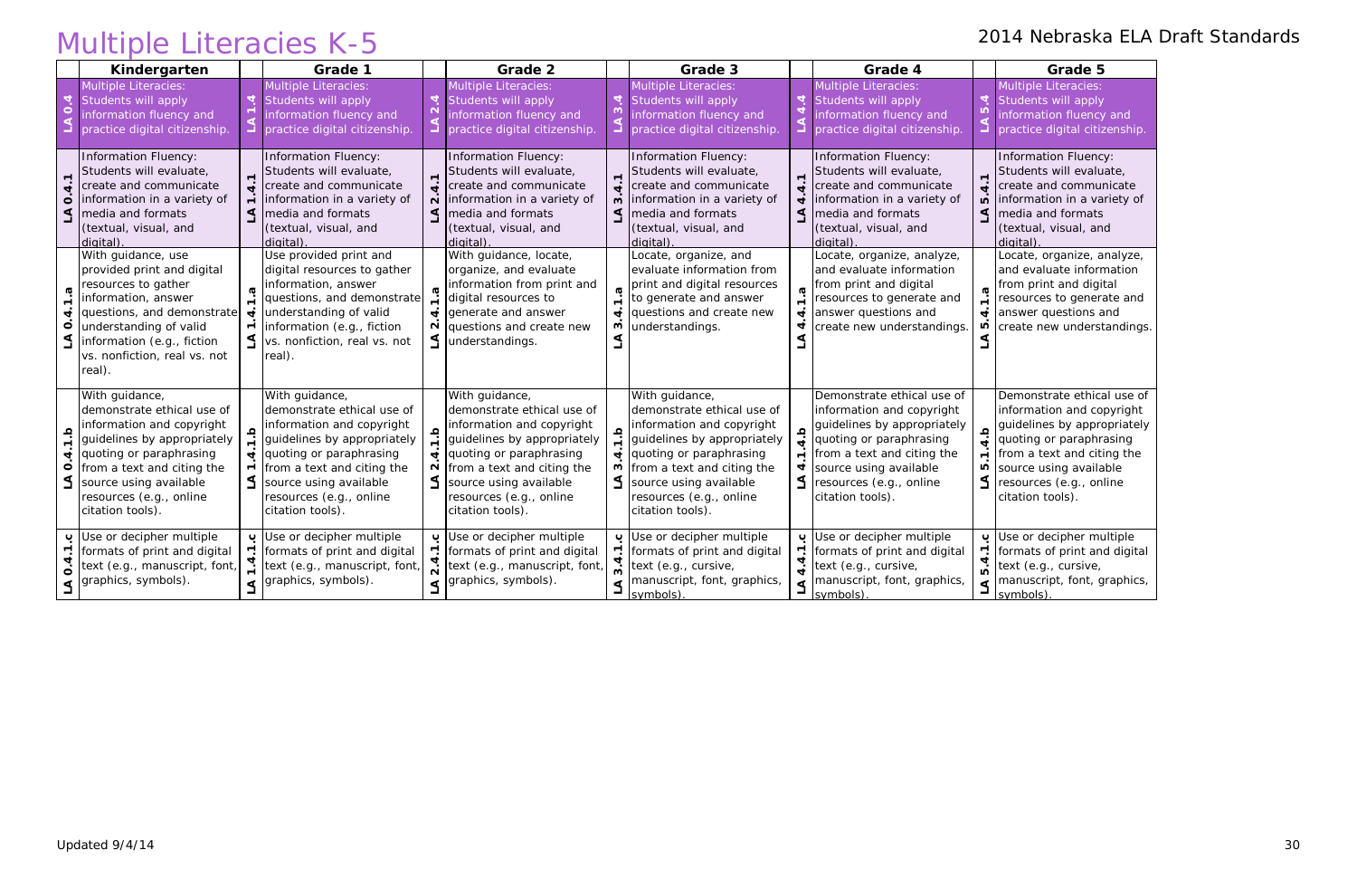# Multiple Literacies K-5

2014 Nebraska ELA Draft Standards

| | Kindergarten | | Grade 1 | | Grade 2 | | Grade 3 | | Grade 4 | | Grade 5 |
|---|---|---|---|---|---|---|---|---|---|---|---|
| LA 0.4 | Multiple Literacies: Students will apply information fluency and practice digital citizenship. | LA 1.4 | Multiple Literacies: Students will apply information fluency and practice digital citizenship. | LA 2.4 | Multiple Literacies: Students will apply information fluency and practice digital citizenship. | LA 3.4 | Multiple Literacies: Students will apply information fluency and practice digital citizenship. | LA 4.4 | Multiple Literacies: Students will apply information fluency and practice digital citizenship. | LA 5.4 | Multiple Literacies: Students will apply information fluency and practice digital citizenship. |
| LA 0.4.1 | Information Fluency: Students will evaluate, create and communicate information in a variety of media and formats (textual, visual, and digital). | LA 1.4.1 | Information Fluency: Students will evaluate, create and communicate information in a variety of media and formats (textual, visual, and digital). | LA 2.4.1 | Information Fluency: Students will evaluate, create and communicate information in a variety of media and formats (textual, visual, and digital). | LA 3.4.1 | Information Fluency: Students will evaluate, create and communicate information in a variety of media and formats (textual, visual, and digital). | LA 4.4.1 | Information Fluency: Students will evaluate, create and communicate information in a variety of media and formats (textual, visual, and digital). | LA 5.4.1 | Information Fluency: Students will evaluate, create and communicate information in a variety of media and formats (textual, visual, and digital). |
| LA 0.4.1.a | With guidance, use provided print and digital resources to gather information, answer questions, and demonstrate understanding of valid information (e.g., fiction vs. nonfiction, real vs. not real). | LA 1.4.1.a | Use provided print and digital resources to gather information, answer questions, and demonstrate understanding of valid information (e.g., fiction vs. nonfiction, real vs. not real). | LA 2.4.1.a | With guidance, locate, organize, and evaluate information from print and digital resources to generate and answer questions and create new understandings. | LA 3.4.1.a | Locate, organize, and evaluate information from print and digital resources to generate and answer questions and create new understandings. | LA 4.4.1.a | Locate, organize, analyze, and evaluate information from print and digital resources to generate and answer questions and create new understandings. | LA 5.4.1.a | Locate, organize, analyze, and evaluate information from print and digital resources to generate and answer questions and create new understandings. |
| LA 0.4.1.b | With guidance, demonstrate ethical use of information and copyright guidelines by appropriately quoting or paraphrasing from a text and citing the source using available resources (e.g., online citation tools). | LA 1.4.1.b | With guidance, demonstrate ethical use of information and copyright guidelines by appropriately quoting or paraphrasing from a text and citing the source using available resources (e.g., online citation tools). | LA 2.4.1.b | With guidance, demonstrate ethical use of information and copyright guidelines by appropriately quoting or paraphrasing from a text and citing the source using available resources (e.g., online citation tools). | LA 3.4.1.b | With guidance, demonstrate ethical use of information and copyright guidelines by appropriately quoting or paraphrasing from a text and citing the source using available resources (e.g., online citation tools). | LA 4.1.4.b | Demonstrate ethical use of information and copyright guidelines by appropriately quoting or paraphrasing from a text and citing the source using available resources (e.g., online citation tools). | LA 5.1.4.b | Demonstrate ethical use of information and copyright guidelines by appropriately quoting or paraphrasing from a text and citing the source using available resources (e.g., online citation tools). |
| LA 0.4.1.c | Use or decipher multiple formats of print and digital text (e.g., manuscript, font, graphics, symbols). | LA 1.4.1.c | Use or decipher multiple formats of print and digital text (e.g., manuscript, font, graphics, symbols). | LA 2.4.1.c | Use or decipher multiple formats of print and digital text (e.g., manuscript, font, graphics, symbols). | LA 3.4.1.c | Use or decipher multiple formats of print and digital text (e.g., cursive, manuscript, font, graphics, symbols). | LA 4.4.1.c | Use or decipher multiple formats of print and digital text (e.g., cursive, manuscript, font, graphics, symbols). | LA 5.4.1.c | Use or decipher multiple formats of print and digital text (e.g., cursive, manuscript, font, graphics, symbols). |

Updated 9/4/14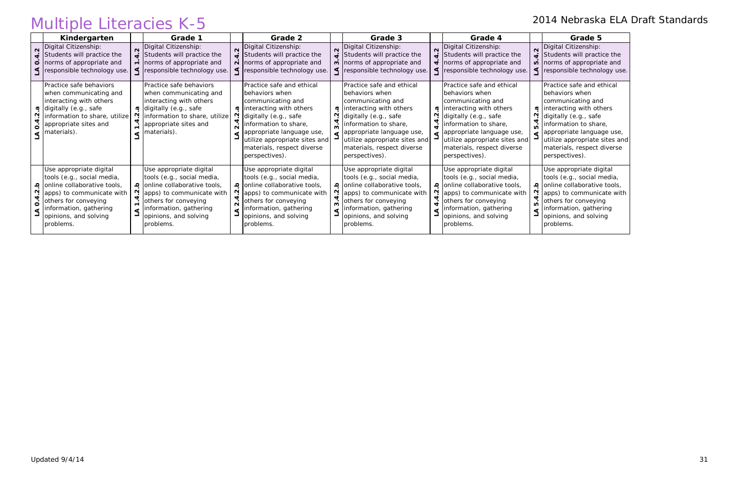# Multiple Literacies K-5

2014 Nebraska ELA Draft Standards

| | Kindergarten | | Grade 1 | | Grade 2 | | Grade 3 | | Grade 4 | | Grade 5 |
|---|---|---|---|---|---|---|---|---|---|---|---|
| LA 0.4.2 | Digital Citizenship: Students will practice the norms of appropriate and responsible technology use. | LA 1.4.2 | Digital Citizenship: Students will practice the norms of appropriate and responsible technology use. | LA 2.4.2 | Digital Citizenship: Students will practice the norms of appropriate and responsible technology use. | LA 3.4.2 | Digital Citizenship: Students will practice the norms of appropriate and responsible technology use. | LA 4.4.2 | Digital Citizenship: Students will practice the norms of appropriate and responsible technology use. | LA 5.4.2 | Digital Citizenship: Students will practice the norms of appropriate and responsible technology use. |
| LA 0.4.2.a | Practice safe behaviors when communicating and interacting with others digitally (e.g., safe information to share, utilize appropriate sites and materials). | LA 1.4.2.a | Practice safe behaviors when communicating and interacting with others digitally (e.g., safe information to share, utilize appropriate sites and materials). | LA 2.4.2.a | Practice safe and ethical behaviors when communicating and interacting with others digitally (e.g., safe information to share, appropriate language use, utilize appropriate sites and materials, respect diverse perspectives). | LA 3.4.2.a | Practice safe and ethical behaviors when communicating and interacting with others digitally (e.g., safe information to share, appropriate language use, utilize appropriate sites and materials, respect diverse perspectives). | LA 4.4.2.a | Practice safe and ethical behaviors when communicating and interacting with others digitally (e.g., safe information to share, appropriate language use, utilize appropriate sites and materials, respect diverse perspectives). | LA 5.4.2.a | Practice safe and ethical behaviors when communicating and interacting with others digitally (e.g., safe information to share, appropriate language use, utilize appropriate sites and materials, respect diverse perspectives). |
| LA 0.4.2.b | Use appropriate digital tools (e.g., social media, online collaborative tools, apps) to communicate with others for conveying information, gathering opinions, and solving problems. | LA 1.4.2.b | Use appropriate digital tools (e.g., social media, online collaborative tools, apps) to communicate with others for conveying information, gathering opinions, and solving problems. | LA 2.4.2.b | Use appropriate digital tools (e.g., social media, online collaborative tools, apps) to communicate with others for conveying information, gathering opinions, and solving problems. | LA 3.4.2.b | Use appropriate digital tools (e.g., social media, online collaborative tools, apps) to communicate with others for conveying information, gathering opinions, and solving problems. | LA 4.4.2.b | Use appropriate digital tools (e.g., social media, online collaborative tools, apps) to communicate with others for conveying information, gathering opinions, and solving problems. | LA 5.4.2.b | Use appropriate digital tools (e.g., social media, online collaborative tools, apps) to communicate with others for conveying information, gathering opinions, and solving problems. |

Updated 9/4/14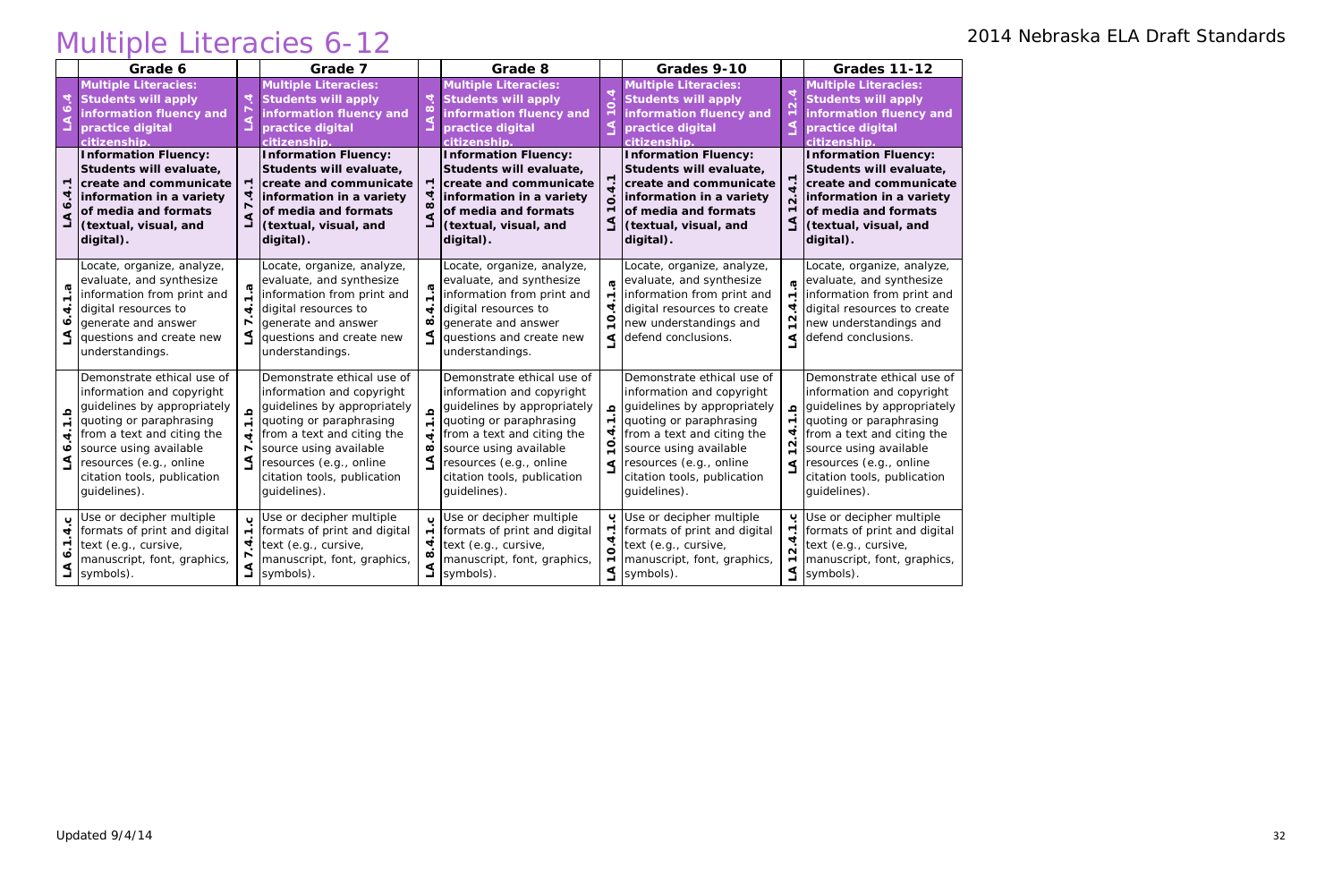# Multiple Literacies 6-12

2014 Nebraska ELA Draft Standards

| | Grade 6 | | Grade 7 | | Grade 8 | | Grades 9-10 | | Grades 11-12 |
|---|---|---|---|---|---|---|---|---|---|
| LA 6.4 | **Multiple Literacies: Students will apply information fluency and practice digital citizenship.** | LA 7.4 | **Multiple Literacies: Students will apply information fluency and practice digital citizenship.** | LA 8.4 | **Multiple Literacies: Students will apply information fluency and practice digital citizenship.** | LA 10.4 | **Multiple Literacies: Students will apply information fluency and practice digital citizenship.** | LA 12.4 | **Multiple Literacies: Students will apply information fluency and practice digital citizenship.** |
| LA 6.4.1 | **Information Fluency: Students will evaluate, create and communicate information in a variety of media and formats (textual, visual, and digital).** | LA 7.4.1 | **Information Fluency: Students will evaluate, create and communicate information in a variety of media and formats (textual, visual, and digital).** | LA 8.4.1 | **Information Fluency: Students will evaluate, create and communicate information in a variety of media and formats (textual, visual, and digital).** | LA 10.4.1 | **Information Fluency: Students will evaluate, create and communicate information in a variety of media and formats (textual, visual, and digital).** | LA 12.4.1 | **Information Fluency: Students will evaluate, create and communicate information in a variety of media and formats (textual, visual, and digital).** |
| LA 6.4.1.a | Locate, organize, analyze, evaluate, and synthesize information from print and digital resources to generate and answer questions and create new understandings. | LA 7.4.1.a | Locate, organize, analyze, evaluate, and synthesize information from print and digital resources to generate and answer questions and create new understandings. | LA 8.4.1.a | Locate, organize, analyze, evaluate, and synthesize information from print and digital resources to generate and answer questions and create new understandings. | LA 10.4.1.a | Locate, organize, analyze, evaluate, and synthesize information from print and digital resources to create new understandings and defend conclusions. | LA 12.4.1.a | Locate, organize, analyze, evaluate, and synthesize information from print and digital resources to create new understandings and defend conclusions. |
| LA 6.4.1.b | Demonstrate ethical use of information and copyright guidelines by appropriately quoting or paraphrasing from a text and citing the source using available resources (e.g., online citation tools, publication guidelines). | LA 7.4.1.b | Demonstrate ethical use of information and copyright guidelines by appropriately quoting or paraphrasing from a text and citing the source using available resources (e.g., online citation tools, publication guidelines). | LA 8.4.1.b | Demonstrate ethical use of information and copyright guidelines by appropriately quoting or paraphrasing from a text and citing the source using available resources (e.g., online citation tools, publication guidelines). | LA 10.4.1.b | Demonstrate ethical use of information and copyright guidelines by appropriately quoting or paraphrasing from a text and citing the source using available resources (e.g., online citation tools, publication guidelines). | LA 12.4.1.b | Demonstrate ethical use of information and copyright guidelines by appropriately quoting or paraphrasing from a text and citing the source using available resources (e.g., online citation tools, publication guidelines). |
| LA 6.1.4.c | Use or decipher multiple formats of print and digital text (e.g., cursive, manuscript, font, graphics, symbols). | LA 7.4.1.c | Use or decipher multiple formats of print and digital text (e.g., cursive, manuscript, font, graphics, symbols). | LA 8.4.1.c | Use or decipher multiple formats of print and digital text (e.g., cursive, manuscript, font, graphics, symbols). | LA 10.4.1.c | Use or decipher multiple formats of print and digital text (e.g., cursive, manuscript, font, graphics, symbols). | LA 12.4.1.c | Use or decipher multiple formats of print and digital text (e.g., cursive, manuscript, font, graphics, symbols). |

Updated 9/4/14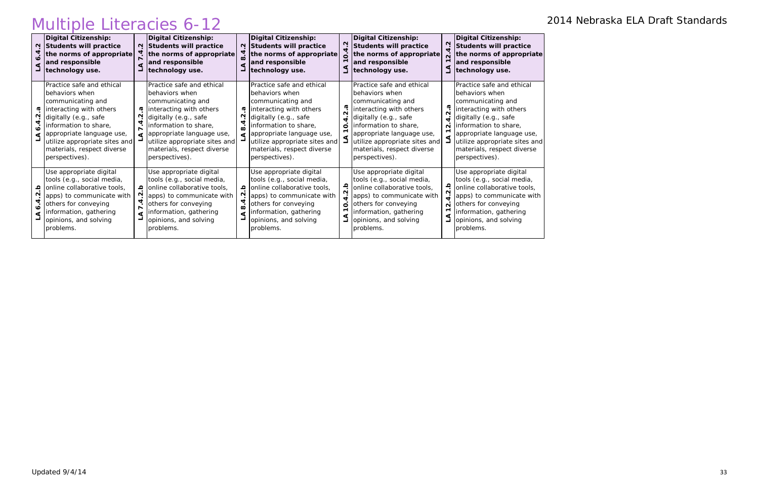# Multiple Literacies 6-12

| LA 6.4.2 | Digital Citizenship: Students will practice the norms of appropriate and responsible technology use. | LA 7.4.2 | Digital Citizenship: Students will practice the norms of appropriate and responsible technology use. | LA 8.4.2 | Digital Citizenship: Students will practice the norms of appropriate and responsible technology use. | LA 10.4.2 | Digital Citizenship: Students will practice the norms of appropriate and responsible technology use. | LA 12.4.2 | Digital Citizenship: Students will practice the norms of appropriate and responsible technology use. |
|---|---|---|---|---|---|---|---|---|---|
| LA 6.4.2.a | Practice safe and ethical behaviors when communicating and interacting with others digitally (e.g., safe information to share, appropriate language use, utilize appropriate sites and materials, respect diverse perspectives). | LA 7.4.2.a | Practice safe and ethical behaviors when communicating and interacting with others digitally (e.g., safe information to share, appropriate language use, utilize appropriate sites and materials, respect diverse perspectives). | LA 8.4.2.a | Practice safe and ethical behaviors when communicating and interacting with others digitally (e.g., safe information to share, appropriate language use, utilize appropriate sites and materials, respect diverse perspectives). | LA 10.4.2.a | Practice safe and ethical behaviors when communicating and interacting with others digitally (e.g., safe information to share, appropriate language use, utilize appropriate sites and materials, respect diverse perspectives). | LA 12.4.2.a | Practice safe and ethical behaviors when communicating and interacting with others digitally (e.g., safe information to share, appropriate language use, utilize appropriate sites and materials, respect diverse perspectives). |
| LA 6.4.2.b | Use appropriate digital tools (e.g., social media, online collaborative tools, apps) to communicate with others for conveying information, gathering opinions, and solving problems. | LA 7.4.2.b | Use appropriate digital tools (e.g., social media, online collaborative tools, apps) to communicate with others for conveying information, gathering opinions, and solving problems. | LA 8.4.2.b | Use appropriate digital tools (e.g., social media, online collaborative tools, apps) to communicate with others for conveying information, gathering opinions, and solving problems. | LA 10.4.2.b | Use appropriate digital tools (e.g., social media, online collaborative tools, apps) to communicate with others for conveying information, gathering opinions, and solving problems. | LA 12.4.2.b | Use appropriate digital tools (e.g., social media, online collaborative tools, apps) to communicate with others for conveying information, gathering opinions, and solving problems. |